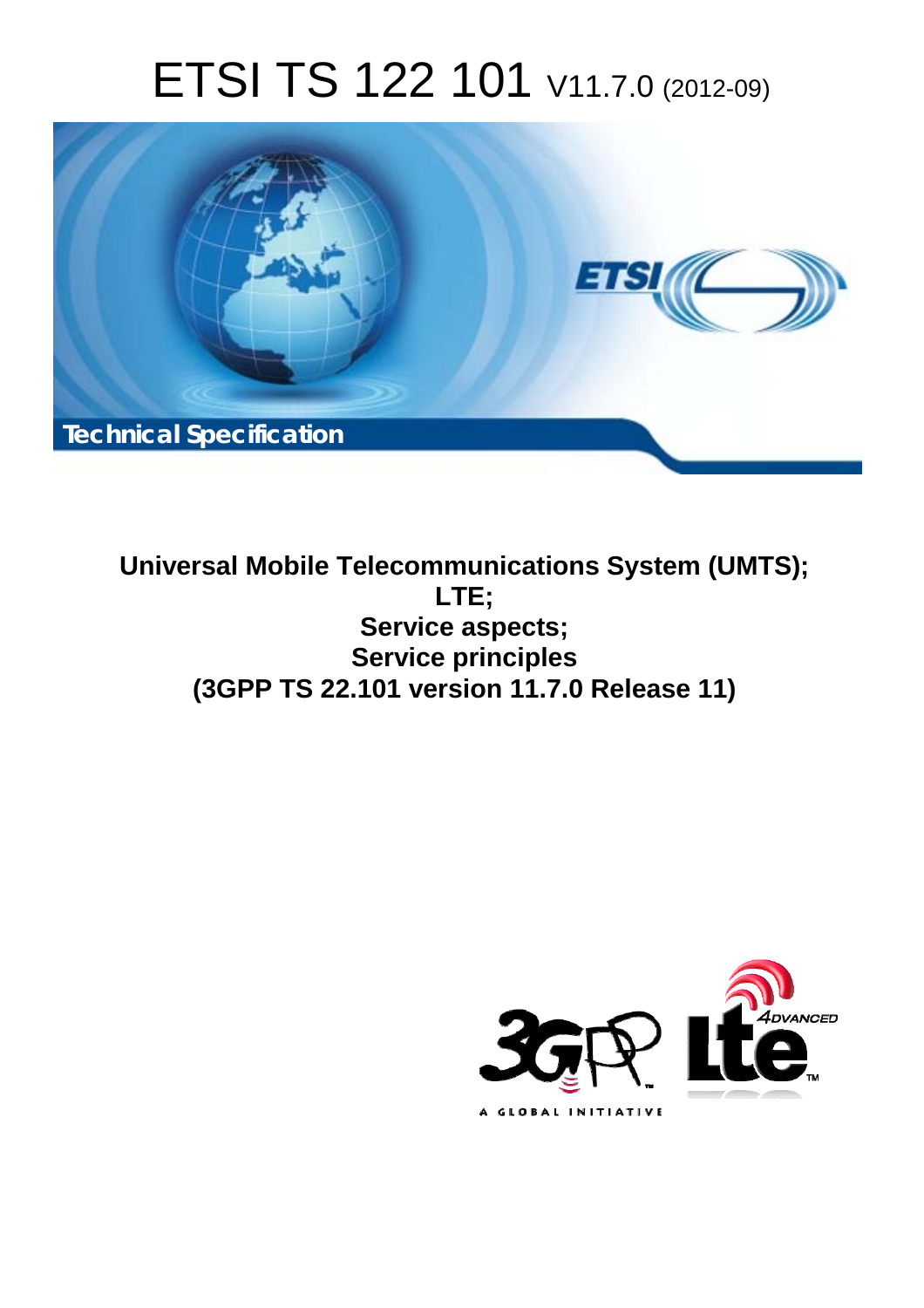# ETSI TS 122 101 V11.7.0 (2012-09)

Technical Specification

**Universal Mobile Telecommunications System (UMTS); LTE; Service aspects; Service principles (3GPP TS 22.101 version 11.7.0 Release 11)**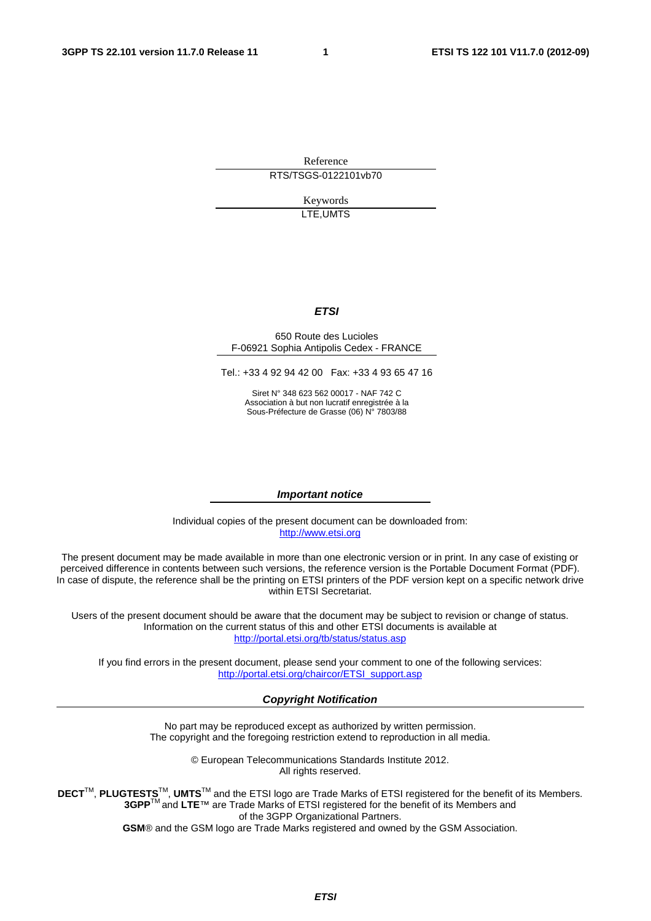Reference

RTS/TSGS-0122101vb70

Keywords

LTE,UMTS

***ETSI***

650 Route des Lucioles
F-06921 Sophia Antipolis Cedex - FRANCE

Tel.: +33 4 92 94 42 00 Fax: +33 4 93 65 47 16

Siret N° 348 623 562 00017 - NAF 742 C
Association à but non lucratif enregistrée à la
Sous-Préfecture de Grasse (06) N° 7803/88

***Important notice***

Individual copies of the present document can be downloaded from:
http://www.etsi.org

The present document may be made available in more than one electronic version or in print. In any case of existing or perceived difference in contents between such versions, the reference version is the Portable Document Format (PDF). In case of dispute, the reference shall be the printing on ETSI printers of the PDF version kept on a specific network drive within ETSI Secretariat.

Users of the present document should be aware that the document may be subject to revision or change of status. Information on the current status of this and other ETSI documents is available at
http://portal.etsi.org/tb/status/status.asp

If you find errors in the present document, please send your comment to one of the following services:
http://portal.etsi.org/chaircor/ETSI_support.asp

***Copyright Notification***

No part may be reproduced except as authorized by written permission.
The copyright and the foregoing restriction extend to reproduction in all media.

© European Telecommunications Standards Institute 2012.
All rights reserved.

**DECT**™, **PLUGTESTS**™, **UMTS**™ and the ETSI logo are Trade Marks of ETSI registered for the benefit of its Members.
**3GPP**™ and **LTE**™ are Trade Marks of ETSI registered for the benefit of its Members and of the 3GPP Organizational Partners.
**GSM**® and the GSM logo are Trade Marks registered and owned by the GSM Association.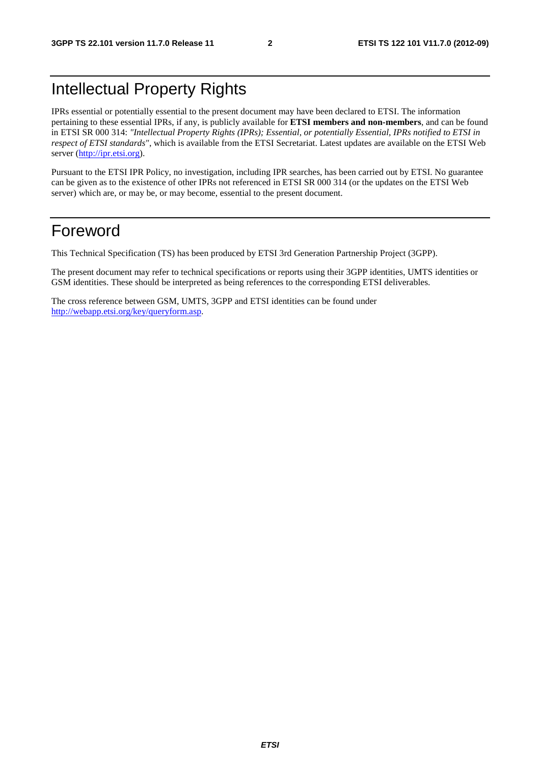# Intellectual Property Rights

IPRs essential or potentially essential to the present document may have been declared to ETSI. The information pertaining to these essential IPRs, if any, is publicly available for **ETSI members and non-members**, and can be found in ETSI SR 000 314: *"Intellectual Property Rights (IPRs); Essential, or potentially Essential, IPRs notified to ETSI in respect of ETSI standards"*, which is available from the ETSI Secretariat. Latest updates are available on the ETSI Web server (http://ipr.etsi.org).

Pursuant to the ETSI IPR Policy, no investigation, including IPR searches, has been carried out by ETSI. No guarantee can be given as to the existence of other IPRs not referenced in ETSI SR 000 314 (or the updates on the ETSI Web server) which are, or may be, or may become, essential to the present document.

# Foreword

This Technical Specification (TS) has been produced by ETSI 3rd Generation Partnership Project (3GPP).

The present document may refer to technical specifications or reports using their 3GPP identities, UMTS identities or GSM identities. These should be interpreted as being references to the corresponding ETSI deliverables.

The cross reference between GSM, UMTS, 3GPP and ETSI identities can be found under http://webapp.etsi.org/key/queryform.asp.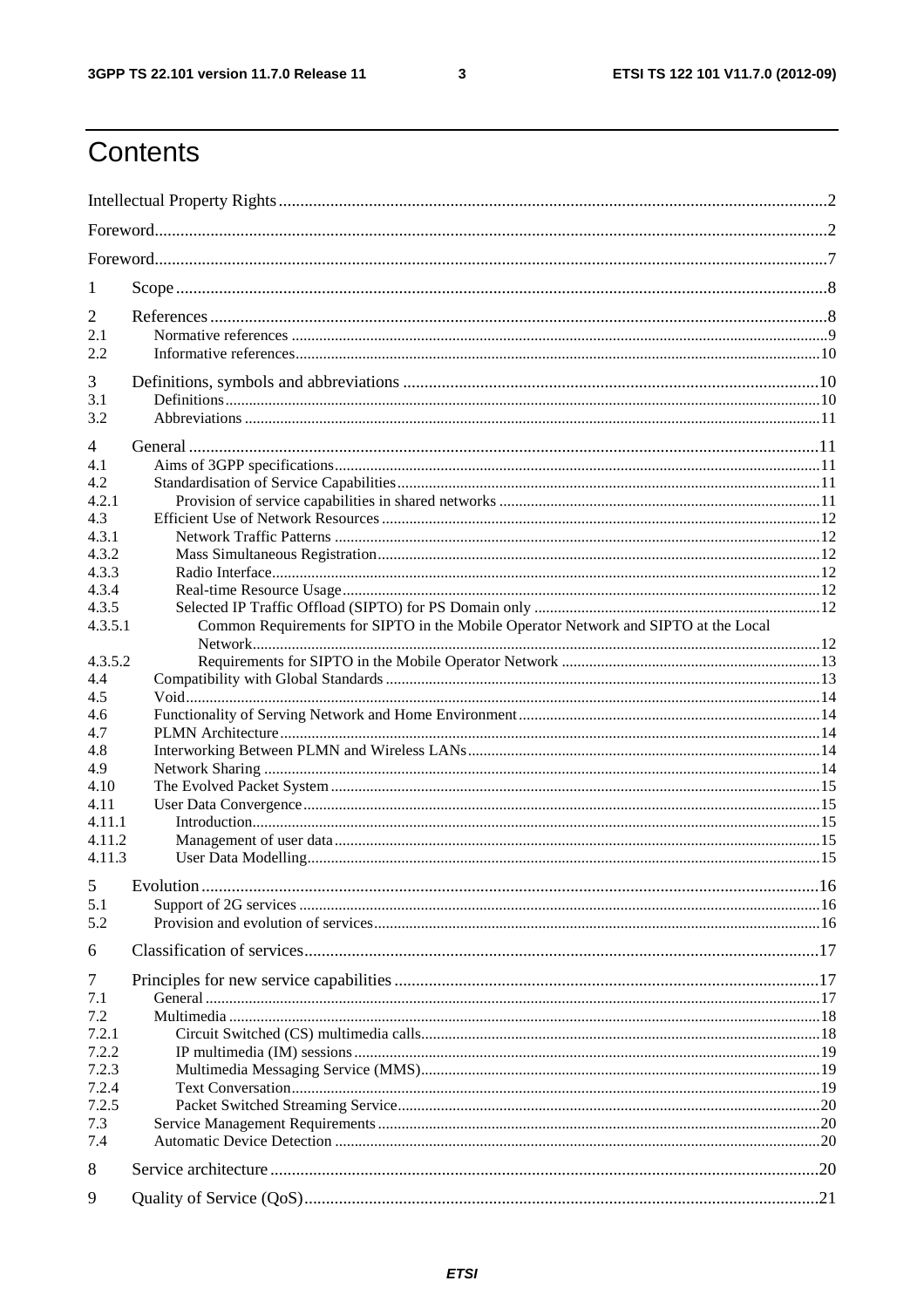# Contents

Intellectual Property Rights ..... 2
Foreword ..... 2
Foreword ..... 7
1 Scope ..... 8
2 References ..... 8
2.1 Normative references ..... 9
2.2 Informative references ..... 10
3 Definitions, symbols and abbreviations ..... 10
3.1 Definitions ..... 10
3.2 Abbreviations ..... 11
4 General ..... 11
4.1 Aims of 3GPP specifications ..... 11
4.2 Standardisation of Service Capabilities ..... 11
4.2.1 Provision of service capabilities in shared networks ..... 11
4.3 Efficient Use of Network Resources ..... 12
4.3.1 Network Traffic Patterns ..... 12
4.3.2 Mass Simultaneous Registration ..... 12
4.3.3 Radio Interface ..... 12
4.3.4 Real-time Resource Usage ..... 12
4.3.5 Selected IP Traffic Offload (SIPTO) for PS Domain only ..... 12
4.3.5.1 Common Requirements for SIPTO in the Mobile Operator Network and SIPTO at the Local Network ..... 12
4.3.5.2 Requirements for SIPTO in the Mobile Operator Network ..... 13
4.4 Compatibility with Global Standards ..... 13
4.5 Void ..... 14
4.6 Functionality of Serving Network and Home Environment ..... 14
4.7 PLMN Architecture ..... 14
4.8 Interworking Between PLMN and Wireless LANs ..... 14
4.9 Network Sharing ..... 14
4.10 The Evolved Packet System ..... 15
4.11 User Data Convergence ..... 15
4.11.1 Introduction ..... 15
4.11.2 Management of user data ..... 15
4.11.3 User Data Modelling ..... 15
5 Evolution ..... 16
5.1 Support of 2G services ..... 16
5.2 Provision and evolution of services ..... 16
6 Classification of services ..... 17
7 Principles for new service capabilities ..... 17
7.1 General ..... 17
7.2 Multimedia ..... 18
7.2.1 Circuit Switched (CS) multimedia calls ..... 18
7.2.2 IP multimedia (IM) sessions ..... 19
7.2.3 Multimedia Messaging Service (MMS) ..... 19
7.2.4 Text Conversation ..... 19
7.2.5 Packet Switched Streaming Service ..... 20
7.3 Service Management Requirements ..... 20
7.4 Automatic Device Detection ..... 20
8 Service architecture ..... 20
9 Quality of Service (QoS) ..... 21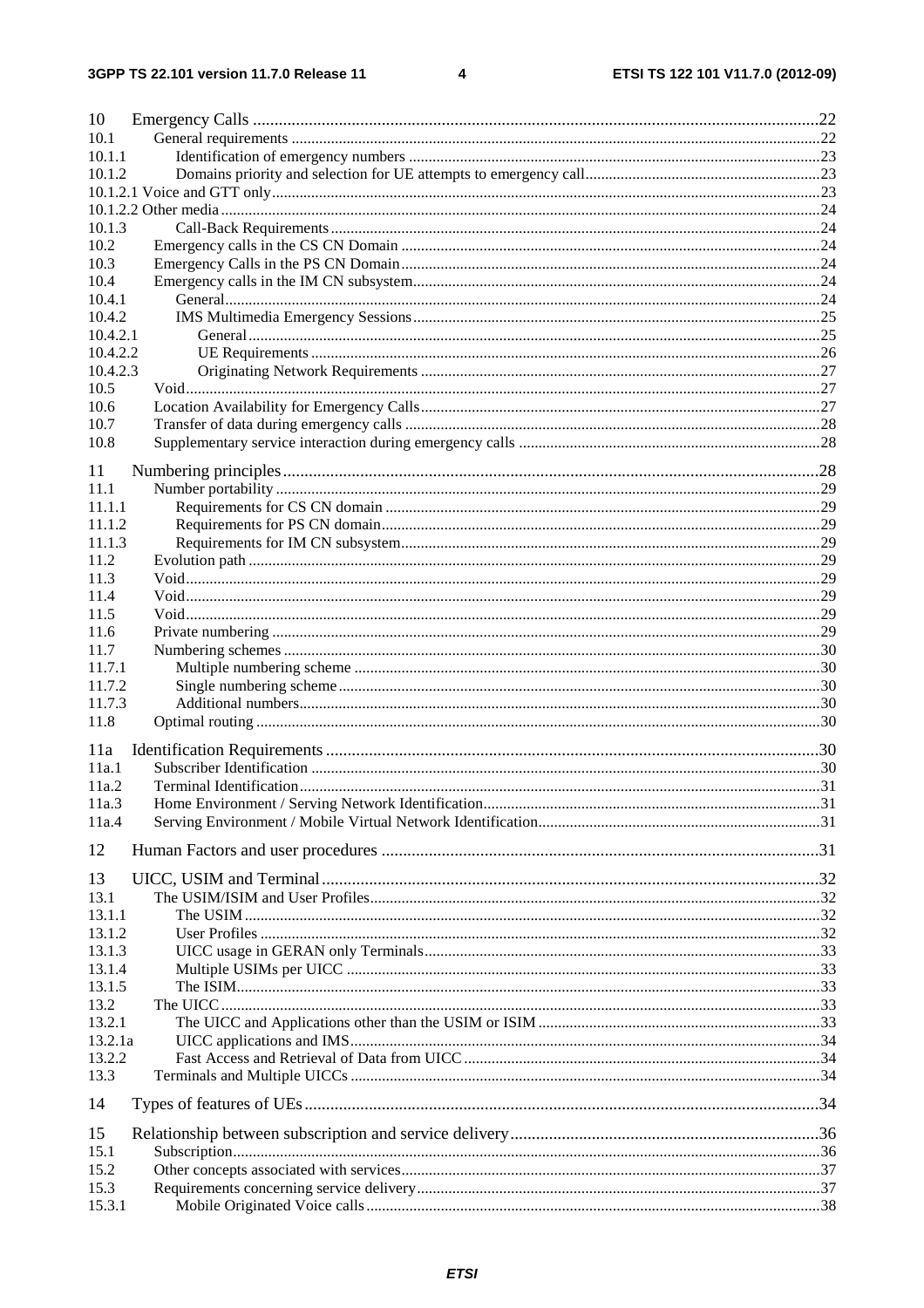10 Emergency Calls ....................................................................................................................................22
10.1 General requirements ......................................................................................................................22
10.1.1 Identification of emergency numbers ........................................................................................23
10.1.2 Domains priority and selection for UE attempts to emergency call............................................................23
10.1.2.1 Voice and GTT only.............................................................................................................................23
10.1.2.2 Other media.........................................................................................................................................24
10.1.3 Call-Back Requirements ............................................................................................................24
10.2 Emergency calls in the CS CN Domain ..........................................................................................24
10.3 Emergency Calls in the PS CN Domain...........................................................................................24
10.4 Emergency calls in the IM CN subsystem.......................................................................................24
10.4.1 General........................................................................................................................................24
10.4.2 IMS Multimedia Emergency Sessions.......................................................................................25
10.4.2.1 General.................................................................................................................................25
10.4.2.2 UE Requirements .................................................................................................................26
10.4.2.3 Originating Network Requirements .....................................................................................27
10.5 Void.................................................................................................................................................27
10.6 Location Availability for Emergency Calls.....................................................................................27
10.7 Transfer of data during emergency calls .........................................................................................28
10.8 Supplementary service interaction during emergency calls ............................................................28

11 Numbering principles............................................................................................................................28
11.1 Number portability ..........................................................................................................................29
11.1.1 Requirements for CS CN domain ..............................................................................................29
11.1.2 Requirements for PS CN domain...............................................................................................29
11.1.3 Requirements for IM CN subsystem..........................................................................................29
11.2 Evolution path .................................................................................................................................29
11.3 Void.................................................................................................................................................29
11.4 Void.................................................................................................................................................29
11.5 Void.................................................................................................................................................29
11.6 Private numbering ...........................................................................................................................29
11.7 Numbering schemes ........................................................................................................................30
11.7.1 Multiple numbering scheme ......................................................................................................30
11.7.2 Single numbering scheme ..........................................................................................................30
11.7.3 Additional numbers....................................................................................................................30
11.8 Optimal routing ...............................................................................................................................30

11a Identification Requirements ..................................................................................................................30
11a.1 Subscriber Identification .................................................................................................................30
11a.2 Terminal Identification....................................................................................................................31
11a.3 Home Environment / Serving Network Identification.....................................................................31
11a.4 Serving Environment / Mobile Virtual Network Identification.......................................................31

12 Human Factors and user procedures .....................................................................................................31

13 UICC, USIM and Terminal...................................................................................................................32
13.1 The USIM/ISIM and User Profiles..................................................................................................32
13.1.1 The USIM ..................................................................................................................................32
13.1.2 User Profiles ..............................................................................................................................32
13.1.3 UICC usage in GERAN only Terminals....................................................................................33
13.1.4 Multiple USIMs per UICC ........................................................................................................33
13.1.5 The ISIM....................................................................................................................................33
13.2 The UICC ........................................................................................................................................33
13.2.1 The UICC and Applications other than the USIM or ISIM ........................................................33
13.2.1a UICC applications and IMS.......................................................................................................34
13.2.2 Fast Access and Retrieval of Data from UICC ..........................................................................34
13.3 Terminals and Multiple UICCs .......................................................................................................34

14 Types of features of UEs.......................................................................................................................34

15 Relationship between subscription and service delivery........................................................................36
15.1 Subscription.....................................................................................................................................36
15.2 Other concepts associated with services..........................................................................................37
15.3 Requirements concerning service delivery......................................................................................37
15.3.1 Mobile Originated Voice calls...................................................................................................38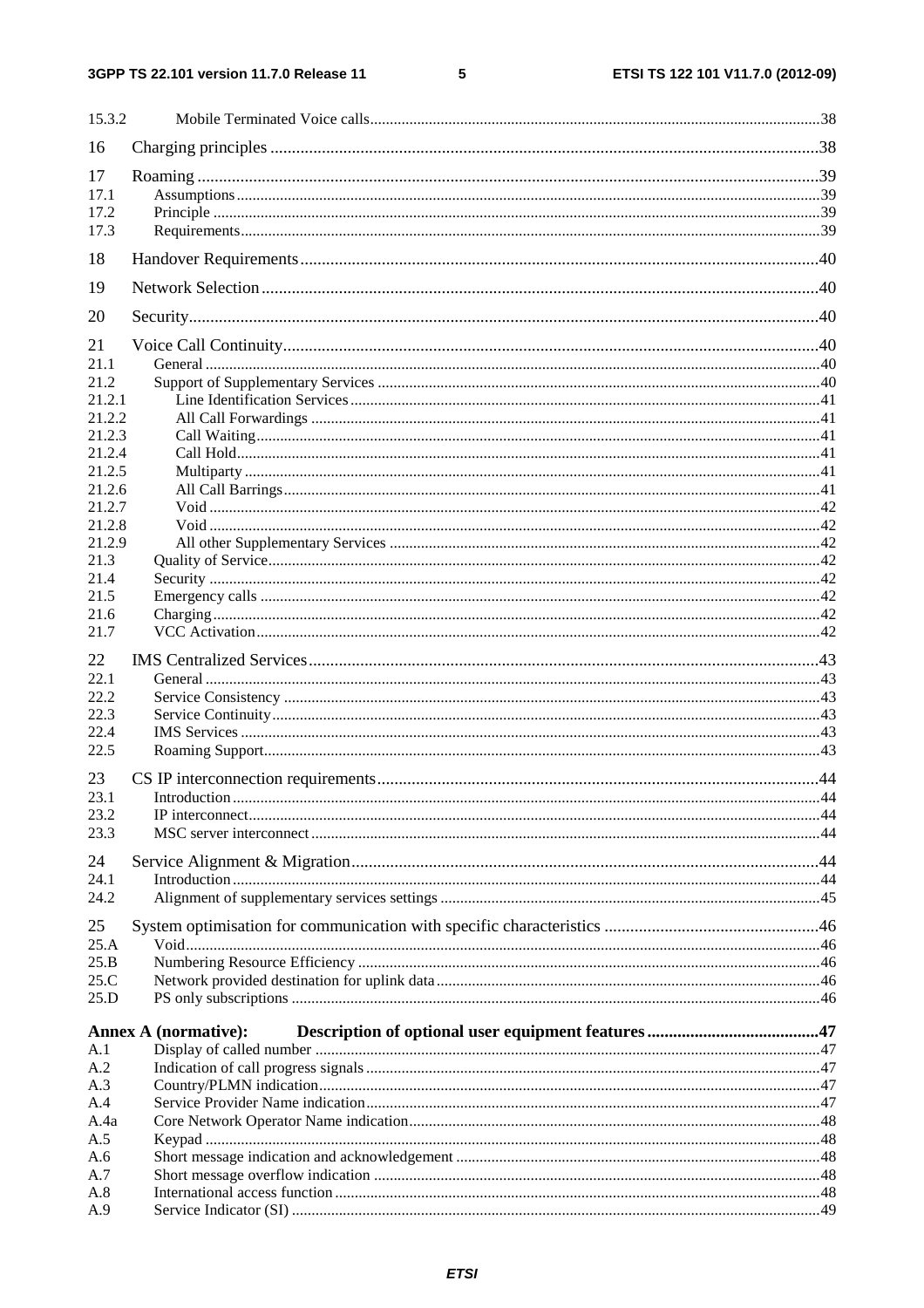15.3.2 Mobile Terminated Voice calls ..... 38

16 Charging principles ..... 38

17 Roaming ..... 39
17.1 Assumptions ..... 39
17.2 Principle ..... 39
17.3 Requirements ..... 39

18 Handover Requirements ..... 40

19 Network Selection ..... 40

20 Security ..... 40

21 Voice Call Continuity ..... 40
21.1 General ..... 40
21.2 Support of Supplementary Services ..... 40
21.2.1 Line Identification Services ..... 41
21.2.2 All Call Forwardings ..... 41
21.2.3 Call Waiting ..... 41
21.2.4 Call Hold ..... 41
21.2.5 Multiparty ..... 41
21.2.6 All Call Barrings ..... 41
21.2.7 Void ..... 42
21.2.8 Void ..... 42
21.2.9 All other Supplementary Services ..... 42
21.3 Quality of Service ..... 42
21.4 Security ..... 42
21.5 Emergency calls ..... 42
21.6 Charging ..... 42
21.7 VCC Activation ..... 42

22 IMS Centralized Services ..... 43
22.1 General ..... 43
22.2 Service Consistency ..... 43
22.3 Service Continuity ..... 43
22.4 IMS Services ..... 43
22.5 Roaming Support ..... 43

23 CS IP interconnection requirements ..... 44
23.1 Introduction ..... 44
23.2 IP interconnect ..... 44
23.3 MSC server interconnect ..... 44

24 Service Alignment & Migration ..... 44
24.1 Introduction ..... 44
24.2 Alignment of supplementary services settings ..... 45

25 System optimisation for communication with specific characteristics ..... 46
25.A Void ..... 46
25.B Numbering Resource Efficiency ..... 46
25.C Network provided destination for uplink data ..... 46
25.D PS only subscriptions ..... 46

**Annex A (normative): Description of optional user equipment features ..... 47**
A.1 Display of called number ..... 47
A.2 Indication of call progress signals ..... 47
A.3 Country/PLMN indication ..... 47
A.4 Service Provider Name indication ..... 47
A.4a Core Network Operator Name indication ..... 48
A.5 Keypad ..... 48
A.6 Short message indication and acknowledgement ..... 48
A.7 Short message overflow indication ..... 48
A.8 International access function ..... 48
A.9 Service Indicator (SI) ..... 49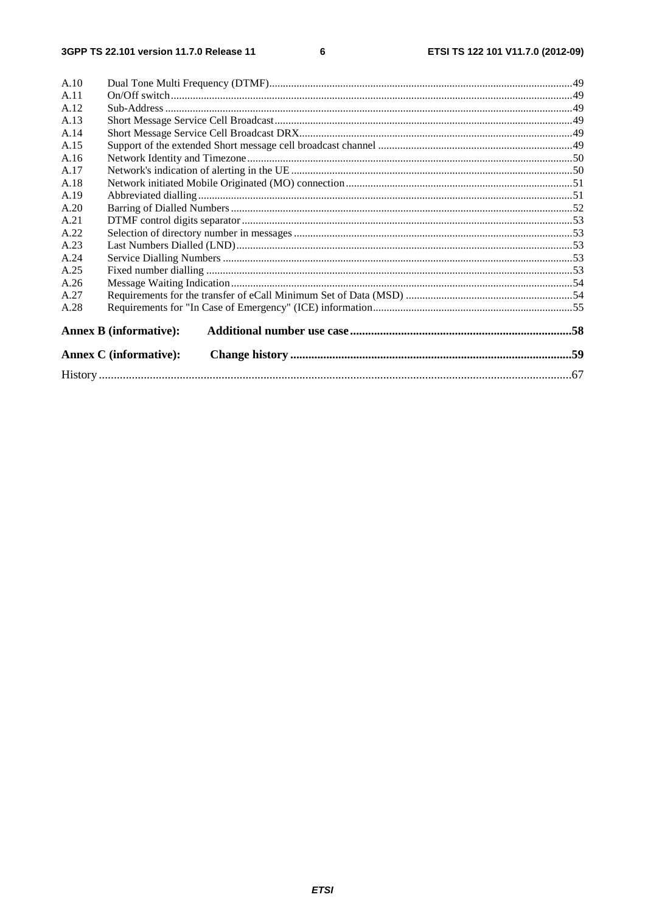A.10 Dual Tone Multi Frequency (DTMF) ..... 49
A.11 On/Off switch ..... 49
A.12 Sub-Address ..... 49
A.13 Short Message Service Cell Broadcast ..... 49
A.14 Short Message Service Cell Broadcast DRX ..... 49
A.15 Support of the extended Short message cell broadcast channel ..... 49
A.16 Network Identity and Timezone ..... 50
A.17 Network's indication of alerting in the UE ..... 50
A.18 Network initiated Mobile Originated (MO) connection ..... 51
A.19 Abbreviated dialling ..... 51
A.20 Barring of Dialled Numbers ..... 52
A.21 DTMF control digits separator ..... 53
A.22 Selection of directory number in messages ..... 53
A.23 Last Numbers Dialled (LND) ..... 53
A.24 Service Dialling Numbers ..... 53
A.25 Fixed number dialling ..... 53
A.26 Message Waiting Indication ..... 54
A.27 Requirements for the transfer of eCall Minimum Set of Data (MSD) ..... 54
A.28 Requirements for "In Case of Emergency" (ICE) information ..... 55

**Annex B (informative): Additional number use case ..... 58**

**Annex C (informative): Change history ..... 59**

History ..... 67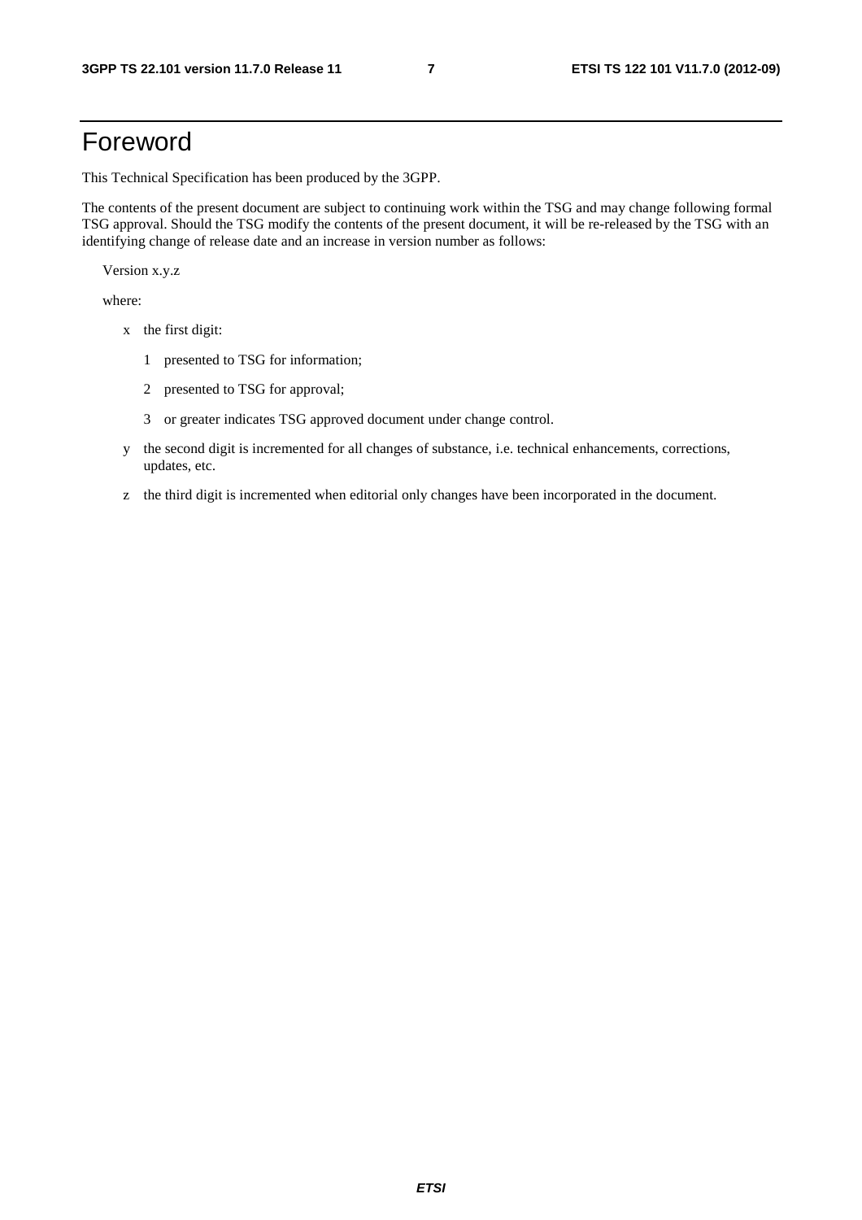# Foreword

This Technical Specification has been produced by the 3GPP.

The contents of the present document are subject to continuing work within the TSG and may change following formal TSG approval. Should the TSG modify the contents of the present document, it will be re-released by the TSG with an identifying change of release date and an increase in version number as follows:

Version x.y.z

where:

- x the first digit:
  - 1 presented to TSG for information;
  - 2 presented to TSG for approval;
  - 3 or greater indicates TSG approved document under change control.
- y the second digit is incremented for all changes of substance, i.e. technical enhancements, corrections, updates, etc.
- z the third digit is incremented when editorial only changes have been incorporated in the document.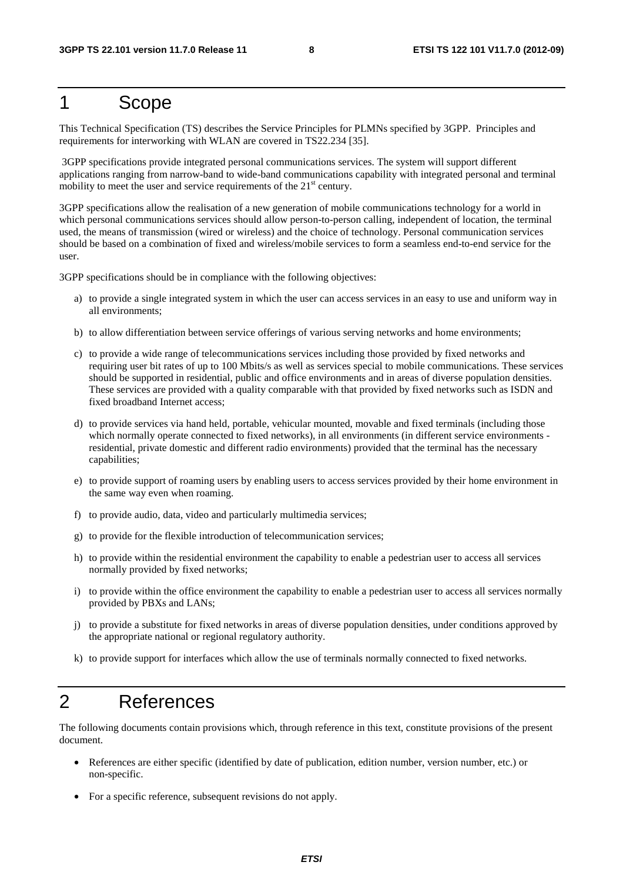# 1 Scope

This Technical Specification (TS) describes the Service Principles for PLMNs specified by 3GPP. Principles and requirements for interworking with WLAN are covered in TS22.234 [35].

3GPP specifications provide integrated personal communications services. The system will support different applications ranging from narrow-band to wide-band communications capability with integrated personal and terminal mobility to meet the user and service requirements of the 21st century.

3GPP specifications allow the realisation of a new generation of mobile communications technology for a world in which personal communications services should allow person-to-person calling, independent of location, the terminal used, the means of transmission (wired or wireless) and the choice of technology. Personal communication services should be based on a combination of fixed and wireless/mobile services to form a seamless end-to-end service for the user.

3GPP specifications should be in compliance with the following objectives:

a) to provide a single integrated system in which the user can access services in an easy to use and uniform way in all environments;

b) to allow differentiation between service offerings of various serving networks and home environments;

c) to provide a wide range of telecommunications services including those provided by fixed networks and requiring user bit rates of up to 100 Mbits/s as well as services special to mobile communications. These services should be supported in residential, public and office environments and in areas of diverse population densities. These services are provided with a quality comparable with that provided by fixed networks such as ISDN and fixed broadband Internet access;

d) to provide services via hand held, portable, vehicular mounted, movable and fixed terminals (including those which normally operate connected to fixed networks), in all environments (in different service environments - residential, private domestic and different radio environments) provided that the terminal has the necessary capabilities;

e) to provide support of roaming users by enabling users to access services provided by their home environment in the same way even when roaming.

f) to provide audio, data, video and particularly multimedia services;

g) to provide for the flexible introduction of telecommunication services;

h) to provide within the residential environment the capability to enable a pedestrian user to access all services normally provided by fixed networks;

i) to provide within the office environment the capability to enable a pedestrian user to access all services normally provided by PBXs and LANs;

j) to provide a substitute for fixed networks in areas of diverse population densities, under conditions approved by the appropriate national or regional regulatory authority.

k) to provide support for interfaces which allow the use of terminals normally connected to fixed networks.

# 2 References

The following documents contain provisions which, through reference in this text, constitute provisions of the present document.

- References are either specific (identified by date of publication, edition number, version number, etc.) or non-specific.
- For a specific reference, subsequent revisions do not apply.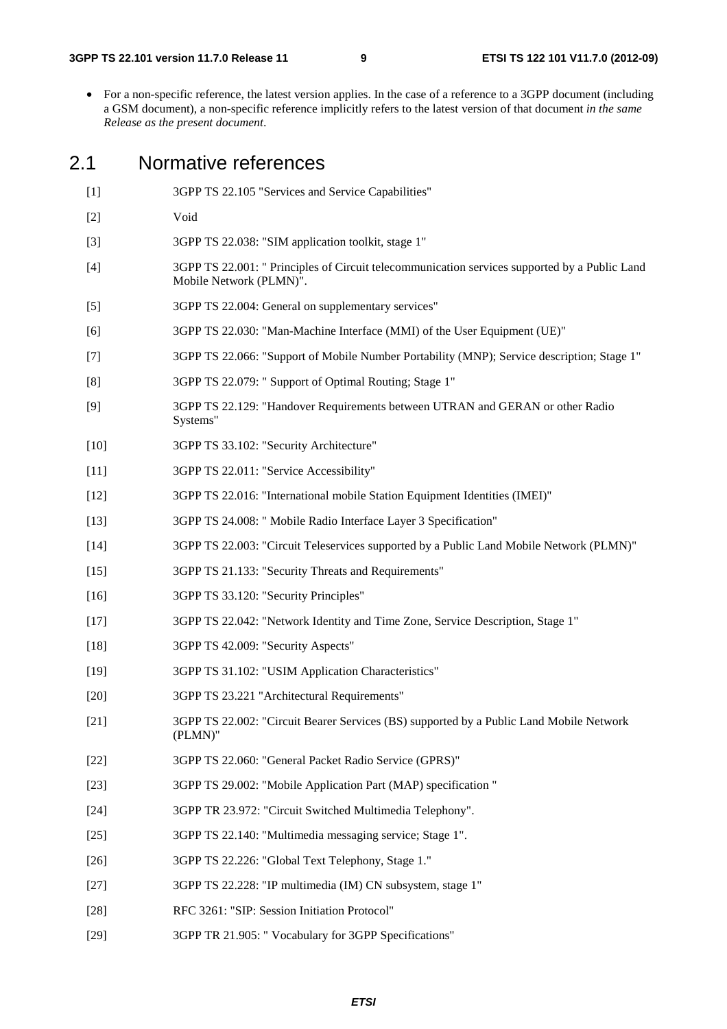- For a non-specific reference, the latest version applies. In the case of a reference to a 3GPP document (including a GSM document), a non-specific reference implicitly refers to the latest version of that document *in the same Release as the present document*.

## 2.1 Normative references

[1] 3GPP TS 22.105 "Services and Service Capabilities"

[2] Void

[3] 3GPP TS 22.038: "SIM application toolkit, stage 1"

[4] 3GPP TS 22.001: " Principles of Circuit telecommunication services supported by a Public Land Mobile Network (PLMN)".

[5] 3GPP TS 22.004: General on supplementary services"

[6] 3GPP TS 22.030: "Man-Machine Interface (MMI) of the User Equipment (UE)"

[7] 3GPP TS 22.066: "Support of Mobile Number Portability (MNP); Service description; Stage 1"

[8] 3GPP TS 22.079: " Support of Optimal Routing; Stage 1"

[9] 3GPP TS 22.129: "Handover Requirements between UTRAN and GERAN or other Radio Systems"

[10] 3GPP TS 33.102: "Security Architecture"

[11] 3GPP TS 22.011: "Service Accessibility"

[12] 3GPP TS 22.016: "International mobile Station Equipment Identities (IMEI)"

[13] 3GPP TS 24.008: " Mobile Radio Interface Layer 3 Specification"

[14] 3GPP TS 22.003: "Circuit Teleservices supported by a Public Land Mobile Network (PLMN)"

[15] 3GPP TS 21.133: "Security Threats and Requirements"

[16] 3GPP TS 33.120: "Security Principles"

[17] 3GPP TS 22.042: "Network Identity and Time Zone, Service Description, Stage 1"

[18] 3GPP TS 42.009: "Security Aspects"

[19] 3GPP TS 31.102: "USIM Application Characteristics"

[20] 3GPP TS 23.221 "Architectural Requirements"

[21] 3GPP TS 22.002: "Circuit Bearer Services (BS) supported by a Public Land Mobile Network (PLMN)"

[22] 3GPP TS 22.060: "General Packet Radio Service (GPRS)"

[23] 3GPP TS 29.002: "Mobile Application Part (MAP) specification "

[24] 3GPP TR 23.972: "Circuit Switched Multimedia Telephony".

[25] 3GPP TS 22.140: "Multimedia messaging service; Stage 1".

[26] 3GPP TS 22.226: "Global Text Telephony, Stage 1."

[27] 3GPP TS 22.228: "IP multimedia (IM) CN subsystem, stage 1"

[28] RFC 3261: "SIP: Session Initiation Protocol"

[29] 3GPP TR 21.905: " Vocabulary for 3GPP Specifications"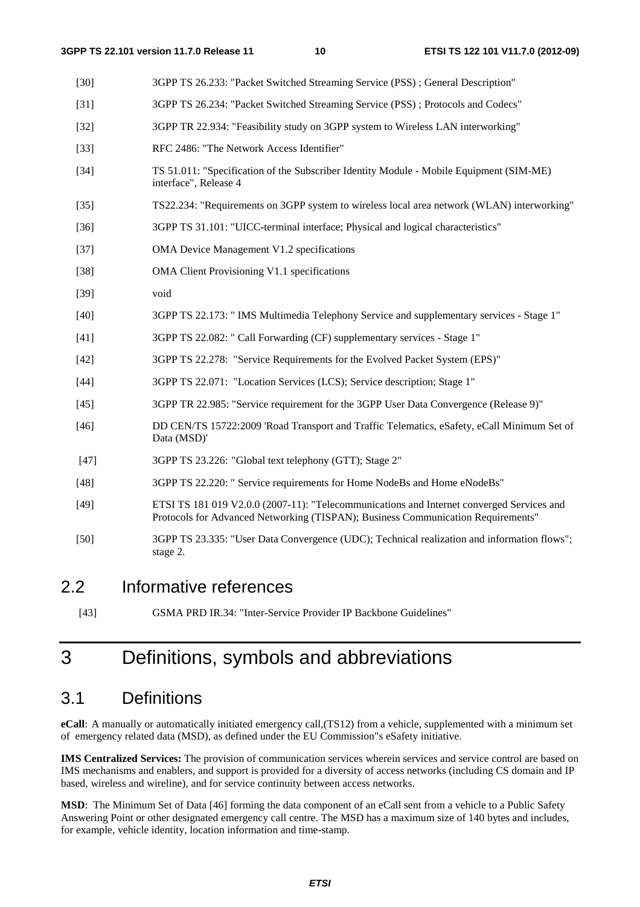[30] 3GPP TS 26.233: "Packet Switched Streaming Service (PSS) ; General Description"

[31] 3GPP TS 26.234: "Packet Switched Streaming Service (PSS) ; Protocols and Codecs"

[32] 3GPP TR 22.934: "Feasibility study on 3GPP system to Wireless LAN interworking"

[33] RFC 2486: "The Network Access Identifier"

[34] TS 51.011: "Specification of the Subscriber Identity Module - Mobile Equipment (SIM-ME) interface", Release 4

[35] TS22.234: "Requirements on 3GPP system to wireless local area network (WLAN) interworking"

[36] 3GPP TS 31.101: "UICC-terminal interface; Physical and logical characteristics"

[37] OMA Device Management V1.2 specifications

[38] OMA Client Provisioning V1.1 specifications

[39] void

[40] 3GPP TS 22.173: " IMS Multimedia Telephony Service and supplementary services - Stage 1"

[41] 3GPP TS 22.082: " Call Forwarding (CF) supplementary services - Stage 1"

[42] 3GPP TS 22.278: "Service Requirements for the Evolved Packet System (EPS)"

[44] 3GPP TS 22.071: "Location Services (LCS); Service description; Stage 1"

[45] 3GPP TR 22.985: "Service requirement for the 3GPP User Data Convergence (Release 9)"

[46] DD CEN/TS 15722:2009 'Road Transport and Traffic Telematics, eSafety, eCall Minimum Set of Data (MSD)'

[47] 3GPP TS 23.226: "Global text telephony (GTT); Stage 2"

[48] 3GPP TS 22.220: " Service requirements for Home NodeBs and Home eNodeBs"

[49] ETSI TS 181 019 V2.0.0 (2007-11): "Telecommunications and Internet converged Services and Protocols for Advanced Networking (TISPAN); Business Communication Requirements"

[50] 3GPP TS 23.335: "User Data Convergence (UDC); Technical realization and information flows"; stage 2.

## 2.2 Informative references

[43] GSMA PRD IR.34: "Inter-Service Provider IP Backbone Guidelines"

# 3 Definitions, symbols and abbreviations

## 3.1 Definitions

**eCall**: A manually or automatically initiated emergency call,(TS12) from a vehicle, supplemented with a minimum set of emergency related data (MSD), as defined under the EU Commission"s eSafety initiative.

**IMS Centralized Services:** The provision of communication services wherein services and service control are based on IMS mechanisms and enablers, and support is provided for a diversity of access networks (including CS domain and IP based, wireless and wireline), and for service continuity between access networks.

**MSD**: The Minimum Set of Data [46] forming the data component of an eCall sent from a vehicle to a Public Safety Answering Point or other designated emergency call centre. The MSD has a maximum size of 140 bytes and includes, for example, vehicle identity, location information and time-stamp.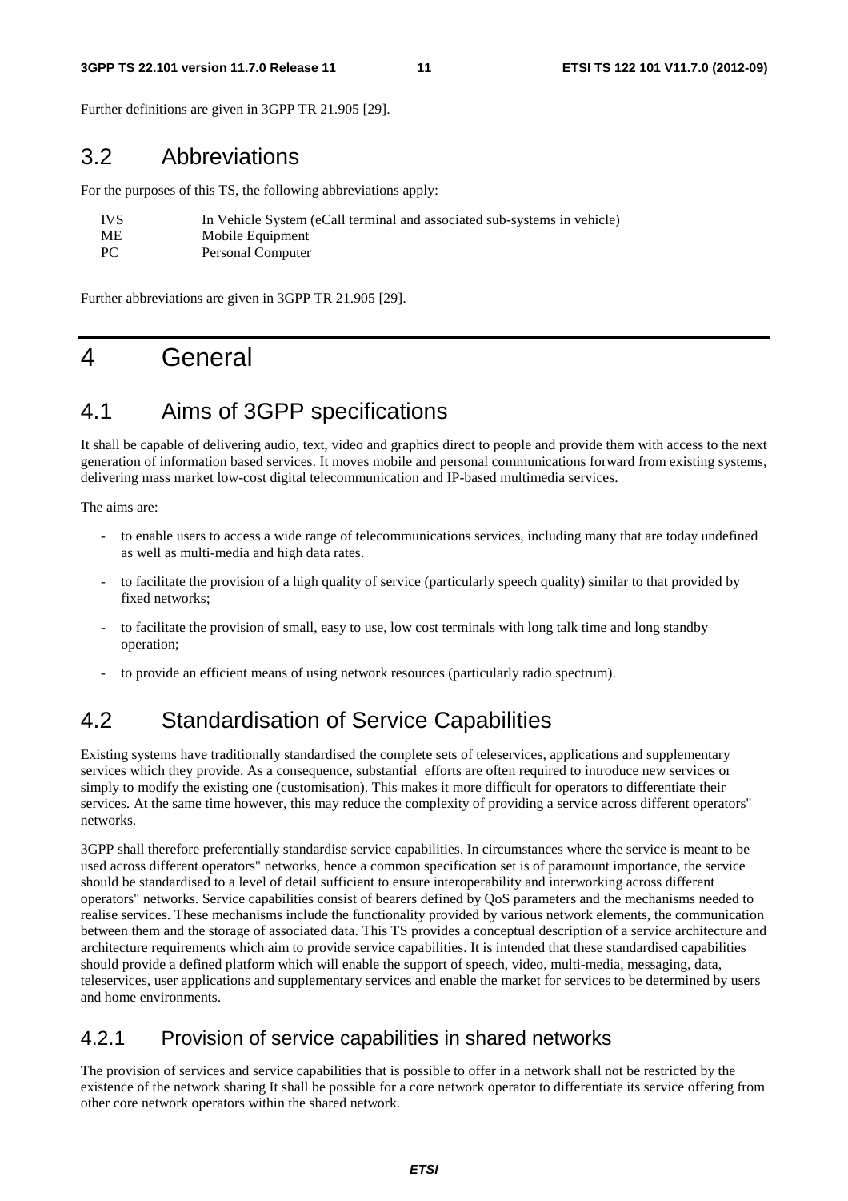Further definitions are given in 3GPP TR 21.905 [29].

## 3.2 Abbreviations

For the purposes of this TS, the following abbreviations apply:

| | |
|---|---|
| IVS | In Vehicle System (eCall terminal and associated sub-systems in vehicle) |
| ME | Mobile Equipment |
| PC | Personal Computer |

Further abbreviations are given in 3GPP TR 21.905 [29].

# 4 General

## 4.1 Aims of 3GPP specifications

It shall be capable of delivering audio, text, video and graphics direct to people and provide them with access to the next generation of information based services. It moves mobile and personal communications forward from existing systems, delivering mass market low-cost digital telecommunication and IP-based multimedia services.

The aims are:

- to enable users to access a wide range of telecommunications services, including many that are today undefined as well as multi-media and high data rates.
- to facilitate the provision of a high quality of service (particularly speech quality) similar to that provided by fixed networks;
- to facilitate the provision of small, easy to use, low cost terminals with long talk time and long standby operation;
- to provide an efficient means of using network resources (particularly radio spectrum).

## 4.2 Standardisation of Service Capabilities

Existing systems have traditionally standardised the complete sets of teleservices, applications and supplementary services which they provide. As a consequence, substantial efforts are often required to introduce new services or simply to modify the existing one (customisation). This makes it more difficult for operators to differentiate their services. At the same time however, this may reduce the complexity of providing a service across different operators" networks.

3GPP shall therefore preferentially standardise service capabilities. In circumstances where the service is meant to be used across different operators" networks, hence a common specification set is of paramount importance, the service should be standardised to a level of detail sufficient to ensure interoperability and interworking across different operators" networks. Service capabilities consist of bearers defined by QoS parameters and the mechanisms needed to realise services. These mechanisms include the functionality provided by various network elements, the communication between them and the storage of associated data. This TS provides a conceptual description of a service architecture and architecture requirements which aim to provide service capabilities. It is intended that these standardised capabilities should provide a defined platform which will enable the support of speech, video, multi-media, messaging, data, teleservices, user applications and supplementary services and enable the market for services to be determined by users and home environments.

### 4.2.1 Provision of service capabilities in shared networks

The provision of services and service capabilities that is possible to offer in a network shall not be restricted by the existence of the network sharing It shall be possible for a core network operator to differentiate its service offering from other core network operators within the shared network.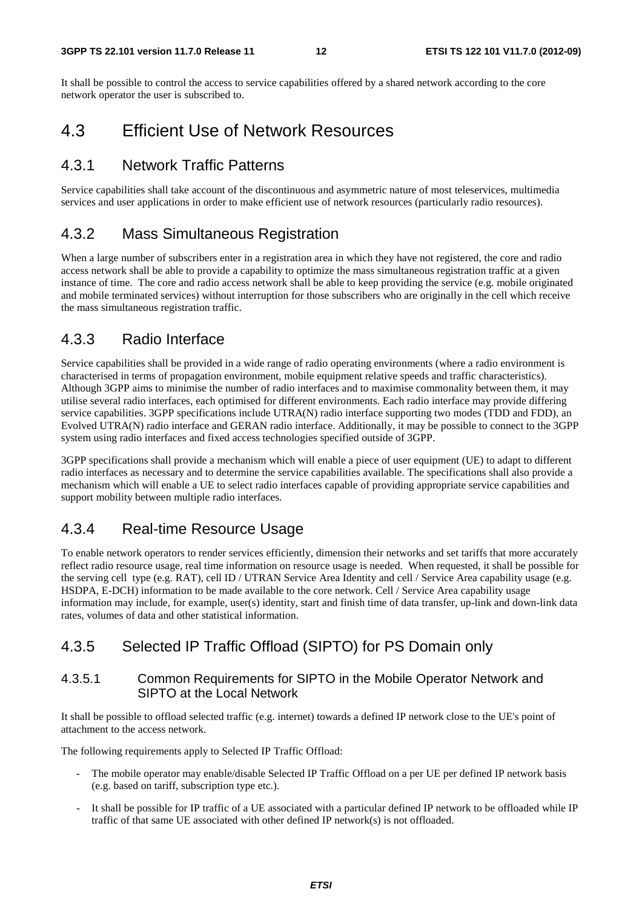It shall be possible to control the access to service capabilities offered by a shared network according to the core network operator the user is subscribed to.

## 4.3 Efficient Use of Network Resources

### 4.3.1 Network Traffic Patterns

Service capabilities shall take account of the discontinuous and asymmetric nature of most teleservices, multimedia services and user applications in order to make efficient use of network resources (particularly radio resources).

### 4.3.2 Mass Simultaneous Registration

When a large number of subscribers enter in a registration area in which they have not registered, the core and radio access network shall be able to provide a capability to optimize the mass simultaneous registration traffic at a given instance of time. The core and radio access network shall be able to keep providing the service (e.g. mobile originated and mobile terminated services) without interruption for those subscribers who are originally in the cell which receive the mass simultaneous registration traffic.

### 4.3.3 Radio Interface

Service capabilities shall be provided in a wide range of radio operating environments (where a radio environment is characterised in terms of propagation environment, mobile equipment relative speeds and traffic characteristics). Although 3GPP aims to minimise the number of radio interfaces and to maximise commonality between them, it may utilise several radio interfaces, each optimised for different environments. Each radio interface may provide differing service capabilities. 3GPP specifications include UTRA(N) radio interface supporting two modes (TDD and FDD), an Evolved UTRA(N) radio interface and GERAN radio interface. Additionally, it may be possible to connect to the 3GPP system using radio interfaces and fixed access technologies specified outside of 3GPP.

3GPP specifications shall provide a mechanism which will enable a piece of user equipment (UE) to adapt to different radio interfaces as necessary and to determine the service capabilities available. The specifications shall also provide a mechanism which will enable a UE to select radio interfaces capable of providing appropriate service capabilities and support mobility between multiple radio interfaces.

### 4.3.4 Real-time Resource Usage

To enable network operators to render services efficiently, dimension their networks and set tariffs that more accurately reflect radio resource usage, real time information on resource usage is needed. When requested, it shall be possible for the serving cell type (e.g. RAT), cell ID / UTRAN Service Area Identity and cell / Service Area capability usage (e.g. HSDPA, E-DCH) information to be made available to the core network. Cell / Service Area capability usage information may include, for example, user(s) identity, start and finish time of data transfer, up-link and down-link data rates, volumes of data and other statistical information.

### 4.3.5 Selected IP Traffic Offload (SIPTO) for PS Domain only

#### 4.3.5.1 Common Requirements for SIPTO in the Mobile Operator Network and SIPTO at the Local Network

It shall be possible to offload selected traffic (e.g. internet) towards a defined IP network close to the UE's point of attachment to the access network.

The following requirements apply to Selected IP Traffic Offload:

- The mobile operator may enable/disable Selected IP Traffic Offload on a per UE per defined IP network basis (e.g. based on tariff, subscription type etc.).
- It shall be possible for IP traffic of a UE associated with a particular defined IP network to be offloaded while IP traffic of that same UE associated with other defined IP network(s) is not offloaded.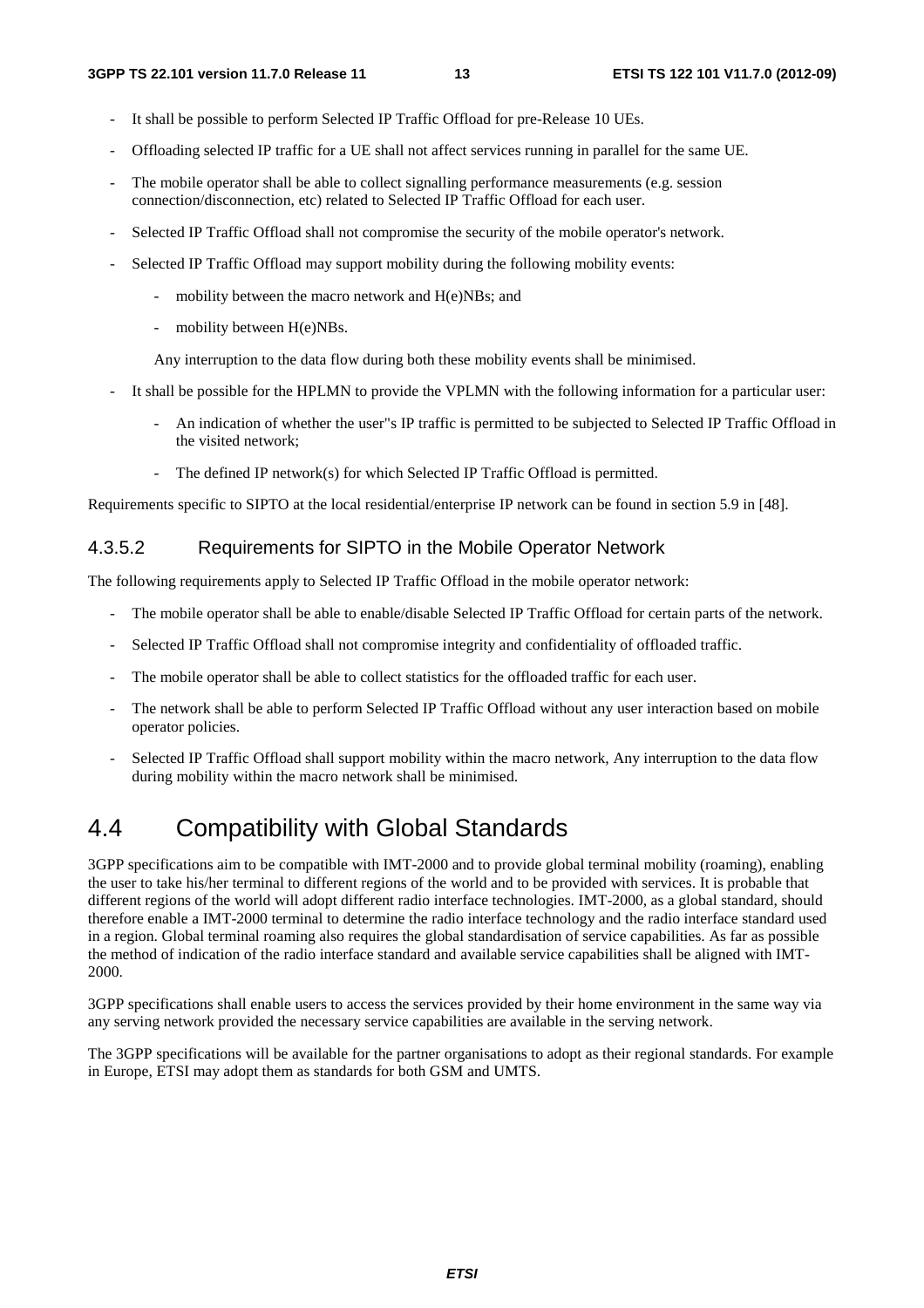- It shall be possible to perform Selected IP Traffic Offload for pre-Release 10 UEs.
- Offloading selected IP traffic for a UE shall not affect services running in parallel for the same UE.
- The mobile operator shall be able to collect signalling performance measurements (e.g. session connection/disconnection, etc) related to Selected IP Traffic Offload for each user.
- Selected IP Traffic Offload shall not compromise the security of the mobile operator's network.
- Selected IP Traffic Offload may support mobility during the following mobility events:
    - mobility between the macro network and H(e)NBs; and
    - mobility between H(e)NBs.

  Any interruption to the data flow during both these mobility events shall be minimised.
- It shall be possible for the HPLMN to provide the VPLMN with the following information for a particular user:
    - An indication of whether the user"s IP traffic is permitted to be subjected to Selected IP Traffic Offload in the visited network;
    - The defined IP network(s) for which Selected IP Traffic Offload is permitted.

Requirements specific to SIPTO at the local residential/enterprise IP network can be found in section 5.9 in [48].

### 4.3.5.2 Requirements for SIPTO in the Mobile Operator Network

The following requirements apply to Selected IP Traffic Offload in the mobile operator network:

- The mobile operator shall be able to enable/disable Selected IP Traffic Offload for certain parts of the network.
- Selected IP Traffic Offload shall not compromise integrity and confidentiality of offloaded traffic.
- The mobile operator shall be able to collect statistics for the offloaded traffic for each user.
- The network shall be able to perform Selected IP Traffic Offload without any user interaction based on mobile operator policies.
- Selected IP Traffic Offload shall support mobility within the macro network, Any interruption to the data flow during mobility within the macro network shall be minimised.

## 4.4 Compatibility with Global Standards

3GPP specifications aim to be compatible with IMT-2000 and to provide global terminal mobility (roaming), enabling the user to take his/her terminal to different regions of the world and to be provided with services. It is probable that different regions of the world will adopt different radio interface technologies. IMT-2000, as a global standard, should therefore enable a IMT-2000 terminal to determine the radio interface technology and the radio interface standard used in a region. Global terminal roaming also requires the global standardisation of service capabilities. As far as possible the method of indication of the radio interface standard and available service capabilities shall be aligned with IMT-2000.

3GPP specifications shall enable users to access the services provided by their home environment in the same way via any serving network provided the necessary service capabilities are available in the serving network.

The 3GPP specifications will be available for the partner organisations to adopt as their regional standards. For example in Europe, ETSI may adopt them as standards for both GSM and UMTS.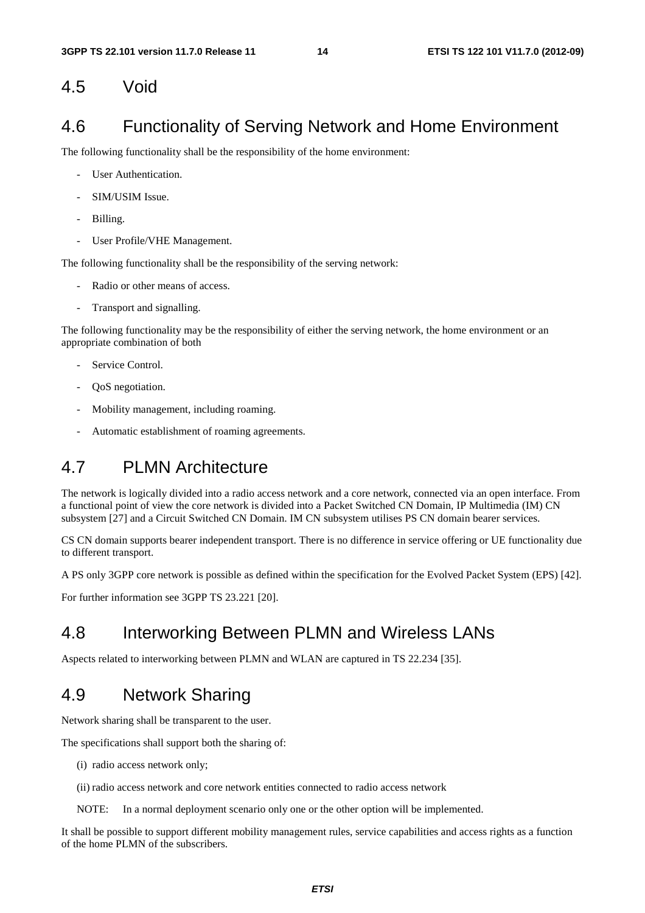## 4.5 Void

## 4.6 Functionality of Serving Network and Home Environment

The following functionality shall be the responsibility of the home environment:

- User Authentication.
- SIM/USIM Issue.
- Billing.
- User Profile/VHE Management.

The following functionality shall be the responsibility of the serving network:

- Radio or other means of access.
- Transport and signalling.

The following functionality may be the responsibility of either the serving network, the home environment or an appropriate combination of both

- Service Control.
- QoS negotiation.
- Mobility management, including roaming.
- Automatic establishment of roaming agreements.

## 4.7 PLMN Architecture

The network is logically divided into a radio access network and a core network, connected via an open interface. From a functional point of view the core network is divided into a Packet Switched CN Domain, IP Multimedia (IM) CN subsystem [27] and a Circuit Switched CN Domain. IM CN subsystem utilises PS CN domain bearer services.

CS CN domain supports bearer independent transport. There is no difference in service offering or UE functionality due to different transport.

A PS only 3GPP core network is possible as defined within the specification for the Evolved Packet System (EPS) [42].

For further information see 3GPP TS 23.221 [20].

## 4.8 Interworking Between PLMN and Wireless LANs

Aspects related to interworking between PLMN and WLAN are captured in TS 22.234 [35].

## 4.9 Network Sharing

Network sharing shall be transparent to the user.

The specifications shall support both the sharing of:

(i) radio access network only;

(ii) radio access network and core network entities connected to radio access network

NOTE: In a normal deployment scenario only one or the other option will be implemented.

It shall be possible to support different mobility management rules, service capabilities and access rights as a function of the home PLMN of the subscribers.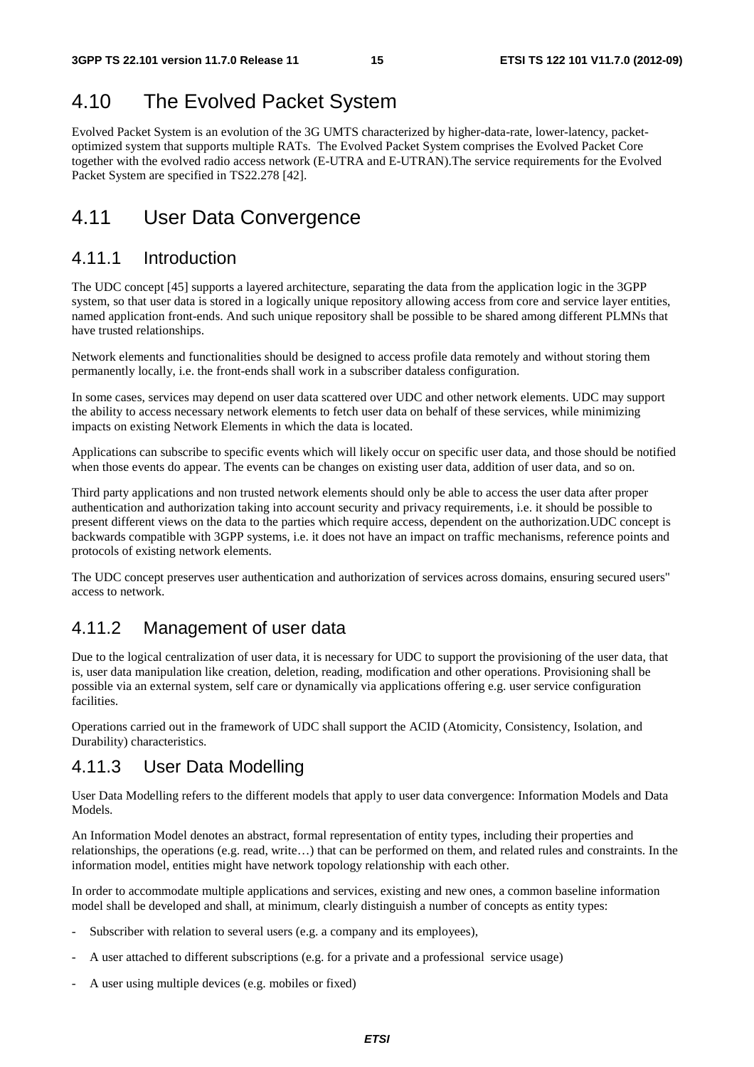# 4.10 The Evolved Packet System

Evolved Packet System is an evolution of the 3G UMTS characterized by higher-data-rate, lower-latency, packet-optimized system that supports multiple RATs. The Evolved Packet System comprises the Evolved Packet Core together with the evolved radio access network (E-UTRA and E-UTRAN).The service requirements for the Evolved Packet System are specified in TS22.278 [42].

# 4.11 User Data Convergence

## 4.11.1 Introduction

The UDC concept [45] supports a layered architecture, separating the data from the application logic in the 3GPP system, so that user data is stored in a logically unique repository allowing access from core and service layer entities, named application front-ends. And such unique repository shall be possible to be shared among different PLMNs that have trusted relationships.

Network elements and functionalities should be designed to access profile data remotely and without storing them permanently locally, i.e. the front-ends shall work in a subscriber dataless configuration.

In some cases, services may depend on user data scattered over UDC and other network elements. UDC may support the ability to access necessary network elements to fetch user data on behalf of these services, while minimizing impacts on existing Network Elements in which the data is located.

Applications can subscribe to specific events which will likely occur on specific user data, and those should be notified when those events do appear. The events can be changes on existing user data, addition of user data, and so on.

Third party applications and non trusted network elements should only be able to access the user data after proper authentication and authorization taking into account security and privacy requirements, i.e. it should be possible to present different views on the data to the parties which require access, dependent on the authorization.UDC concept is backwards compatible with 3GPP systems, i.e. it does not have an impact on traffic mechanisms, reference points and protocols of existing network elements.

The UDC concept preserves user authentication and authorization of services across domains, ensuring secured users'' access to network.

## 4.11.2 Management of user data

Due to the logical centralization of user data, it is necessary for UDC to support the provisioning of the user data, that is, user data manipulation like creation, deletion, reading, modification and other operations. Provisioning shall be possible via an external system, self care or dynamically via applications offering e.g. user service configuration facilities.

Operations carried out in the framework of UDC shall support the ACID (Atomicity, Consistency, Isolation, and Durability) characteristics.

## 4.11.3 User Data Modelling

User Data Modelling refers to the different models that apply to user data convergence: Information Models and Data Models.

An Information Model denotes an abstract, formal representation of entity types, including their properties and relationships, the operations (e.g. read, write…) that can be performed on them, and related rules and constraints. In the information model, entities might have network topology relationship with each other.

In order to accommodate multiple applications and services, existing and new ones, a common baseline information model shall be developed and shall, at minimum, clearly distinguish a number of concepts as entity types:

- Subscriber with relation to several users (e.g. a company and its employees),
- A user attached to different subscriptions (e.g. for a private and a professional service usage)
- A user using multiple devices (e.g. mobiles or fixed)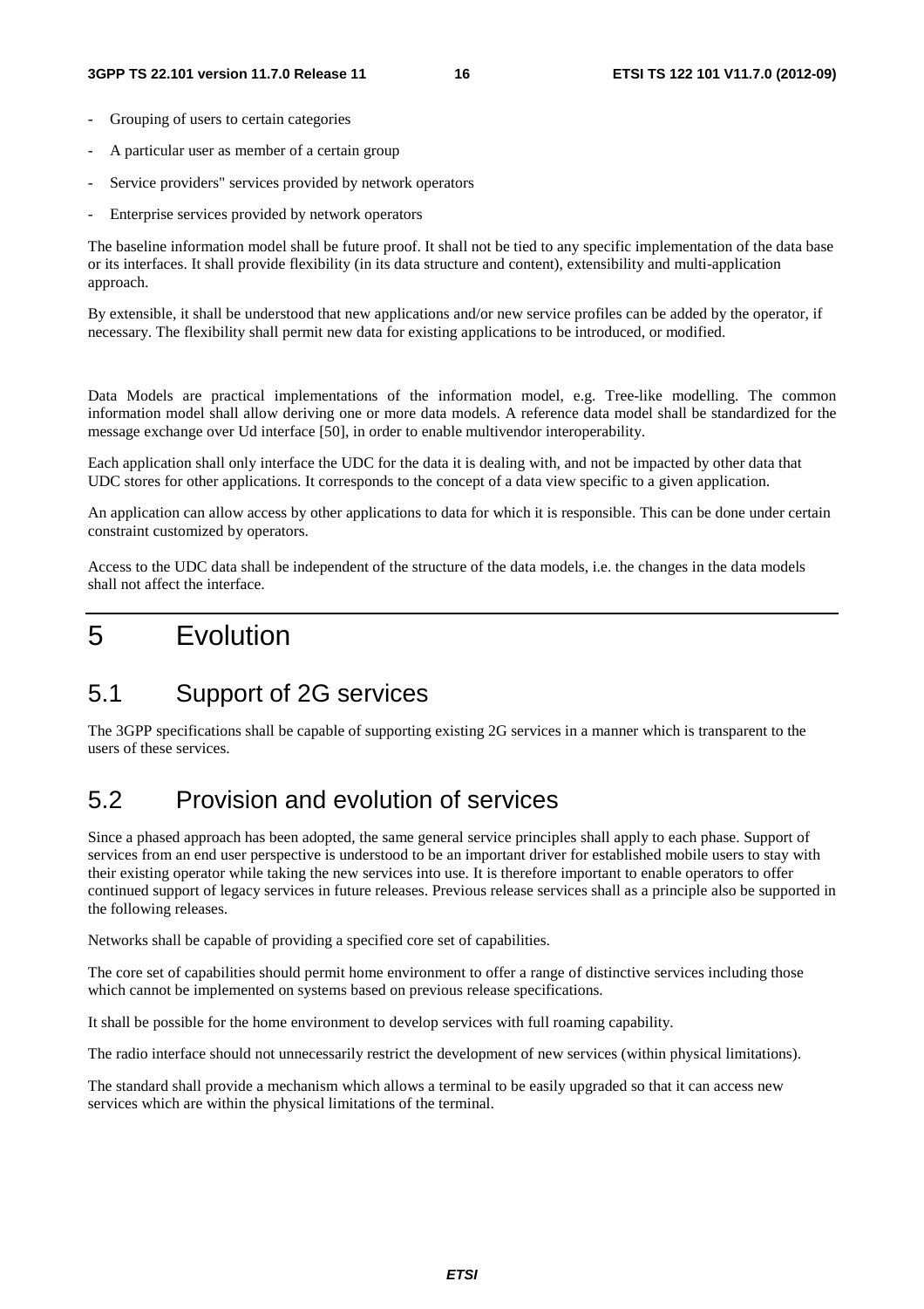- Grouping of users to certain categories
- A particular user as member of a certain group
- Service providers" services provided by network operators
- Enterprise services provided by network operators

The baseline information model shall be future proof. It shall not be tied to any specific implementation of the data base or its interfaces. It shall provide flexibility (in its data structure and content), extensibility and multi-application approach.

By extensible, it shall be understood that new applications and/or new service profiles can be added by the operator, if necessary. The flexibility shall permit new data for existing applications to be introduced, or modified.

Data Models are practical implementations of the information model, e.g. Tree-like modelling. The common information model shall allow deriving one or more data models. A reference data model shall be standardized for the message exchange over Ud interface [50], in order to enable multivendor interoperability.

Each application shall only interface the UDC for the data it is dealing with, and not be impacted by other data that UDC stores for other applications. It corresponds to the concept of a data view specific to a given application.

An application can allow access by other applications to data for which it is responsible. This can be done under certain constraint customized by operators.

Access to the UDC data shall be independent of the structure of the data models, i.e. the changes in the data models shall not affect the interface.

# 5 Evolution

## 5.1 Support of 2G services

The 3GPP specifications shall be capable of supporting existing 2G services in a manner which is transparent to the users of these services.

## 5.2 Provision and evolution of services

Since a phased approach has been adopted, the same general service principles shall apply to each phase. Support of services from an end user perspective is understood to be an important driver for established mobile users to stay with their existing operator while taking the new services into use. It is therefore important to enable operators to offer continued support of legacy services in future releases. Previous release services shall as a principle also be supported in the following releases.

Networks shall be capable of providing a specified core set of capabilities.

The core set of capabilities should permit home environment to offer a range of distinctive services including those which cannot be implemented on systems based on previous release specifications.

It shall be possible for the home environment to develop services with full roaming capability.

The radio interface should not unnecessarily restrict the development of new services (within physical limitations).

The standard shall provide a mechanism which allows a terminal to be easily upgraded so that it can access new services which are within the physical limitations of the terminal.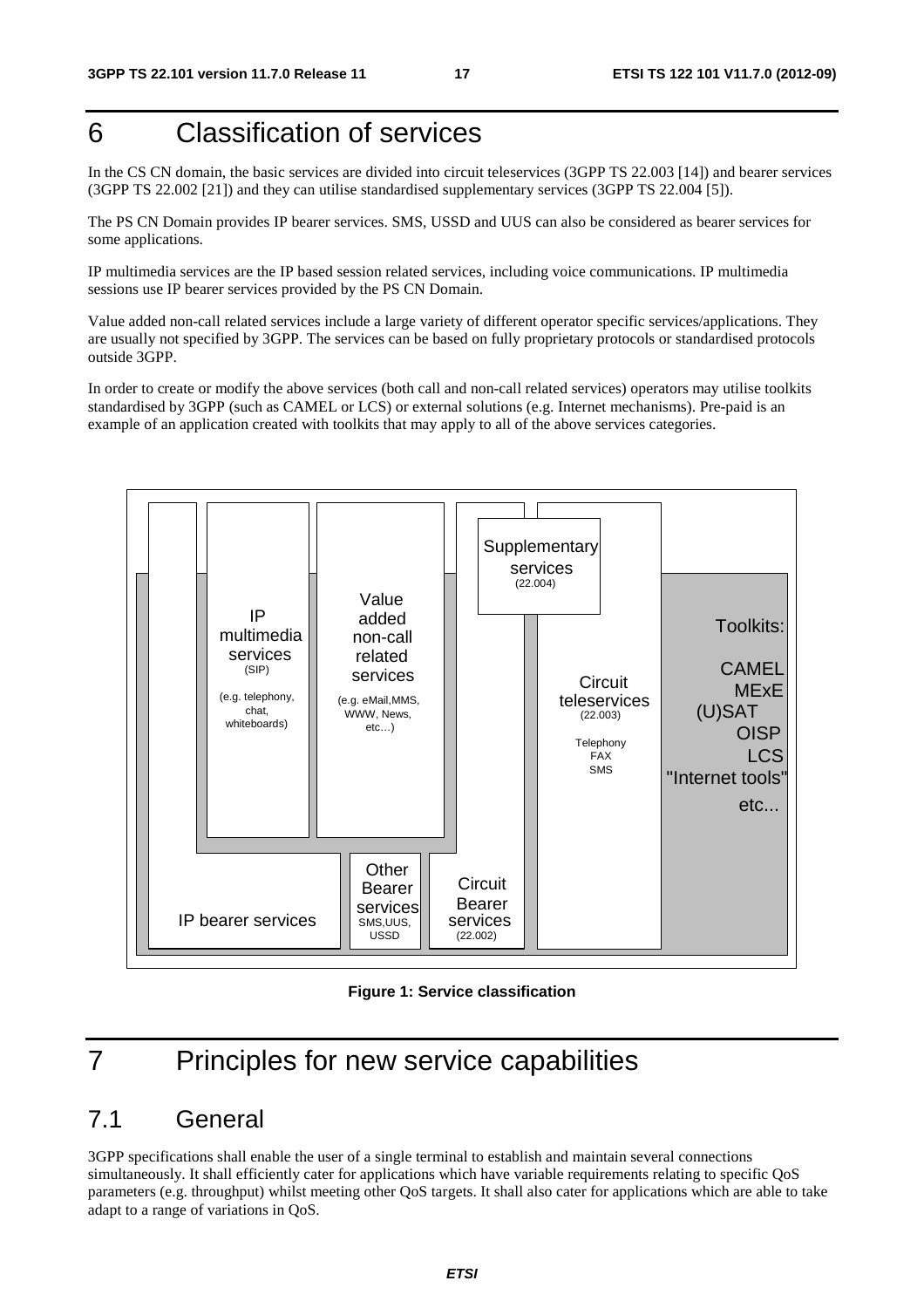# 6 Classification of services

In the CS CN domain, the basic services are divided into circuit teleservices (3GPP TS 22.003 [14]) and bearer services (3GPP TS 22.002 [21]) and they can utilise standardised supplementary services (3GPP TS 22.004 [5]).

The PS CN Domain provides IP bearer services. SMS, USSD and UUS can also be considered as bearer services for some applications.

IP multimedia services are the IP based session related services, including voice communications. IP multimedia sessions use IP bearer services provided by the PS CN Domain.

Value added non-call related services include a large variety of different operator specific services/applications. They are usually not specified by 3GPP. The services can be based on fully proprietary protocols or standardised protocols outside 3GPP.

In order to create or modify the above services (both call and non-call related services) operators may utilise toolkits standardised by 3GPP (such as CAMEL or LCS) or external solutions (e.g. Internet mechanisms). Pre-paid is an example of an application created with toolkits that may apply to all of the above services categories.

**Figure 1: Service classification**

# 7 Principles for new service capabilities

## 7.1 General

3GPP specifications shall enable the user of a single terminal to establish and maintain several connections simultaneously. It shall efficiently cater for applications which have variable requirements relating to specific QoS parameters (e.g. throughput) whilst meeting other QoS targets. It shall also cater for applications which are able to take adapt to a range of variations in QoS.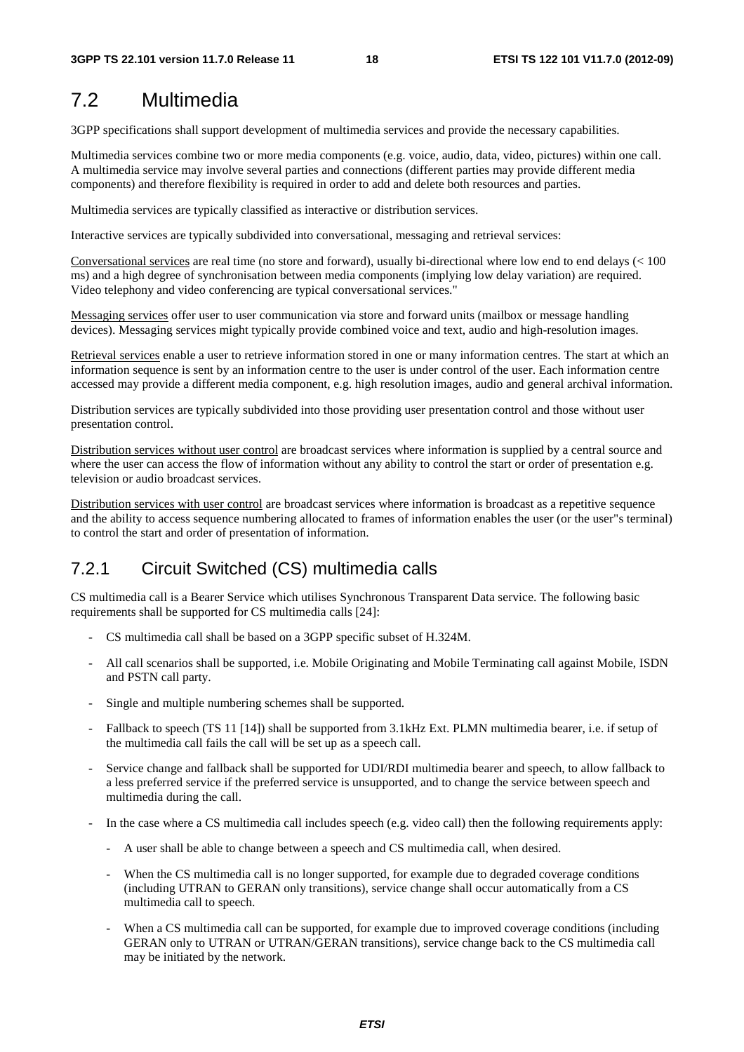## 7.2 Multimedia

3GPP specifications shall support development of multimedia services and provide the necessary capabilities.

Multimedia services combine two or more media components (e.g. voice, audio, data, video, pictures) within one call. A multimedia service may involve several parties and connections (different parties may provide different media components) and therefore flexibility is required in order to add and delete both resources and parties.

Multimedia services are typically classified as interactive or distribution services.

Interactive services are typically subdivided into conversational, messaging and retrieval services:

Conversational services are real time (no store and forward), usually bi-directional where low end to end delays (< 100 ms) and a high degree of synchronisation between media components (implying low delay variation) are required. Video telephony and video conferencing are typical conversational services."

Messaging services offer user to user communication via store and forward units (mailbox or message handling devices). Messaging services might typically provide combined voice and text, audio and high-resolution images.

Retrieval services enable a user to retrieve information stored in one or many information centres. The start at which an information sequence is sent by an information centre to the user is under control of the user. Each information centre accessed may provide a different media component, e.g. high resolution images, audio and general archival information.

Distribution services are typically subdivided into those providing user presentation control and those without user presentation control.

Distribution services without user control are broadcast services where information is supplied by a central source and where the user can access the flow of information without any ability to control the start or order of presentation e.g. television or audio broadcast services.

Distribution services with user control are broadcast services where information is broadcast as a repetitive sequence and the ability to access sequence numbering allocated to frames of information enables the user (or the user"s terminal) to control the start and order of presentation of information.

### 7.2.1 Circuit Switched (CS) multimedia calls

CS multimedia call is a Bearer Service which utilises Synchronous Transparent Data service. The following basic requirements shall be supported for CS multimedia calls [24]:

- CS multimedia call shall be based on a 3GPP specific subset of H.324M.
- All call scenarios shall be supported, i.e. Mobile Originating and Mobile Terminating call against Mobile, ISDN and PSTN call party.
- Single and multiple numbering schemes shall be supported.
- Fallback to speech (TS 11 [14]) shall be supported from 3.1kHz Ext. PLMN multimedia bearer, i.e. if setup of the multimedia call fails the call will be set up as a speech call.
- Service change and fallback shall be supported for UDI/RDI multimedia bearer and speech, to allow fallback to a less preferred service if the preferred service is unsupported, and to change the service between speech and multimedia during the call.
- In the case where a CS multimedia call includes speech (e.g. video call) then the following requirements apply:
  - A user shall be able to change between a speech and CS multimedia call, when desired.
  - When the CS multimedia call is no longer supported, for example due to degraded coverage conditions (including UTRAN to GERAN only transitions), service change shall occur automatically from a CS multimedia call to speech.
  - When a CS multimedia call can be supported, for example due to improved coverage conditions (including GERAN only to UTRAN or UTRAN/GERAN transitions), service change back to the CS multimedia call may be initiated by the network.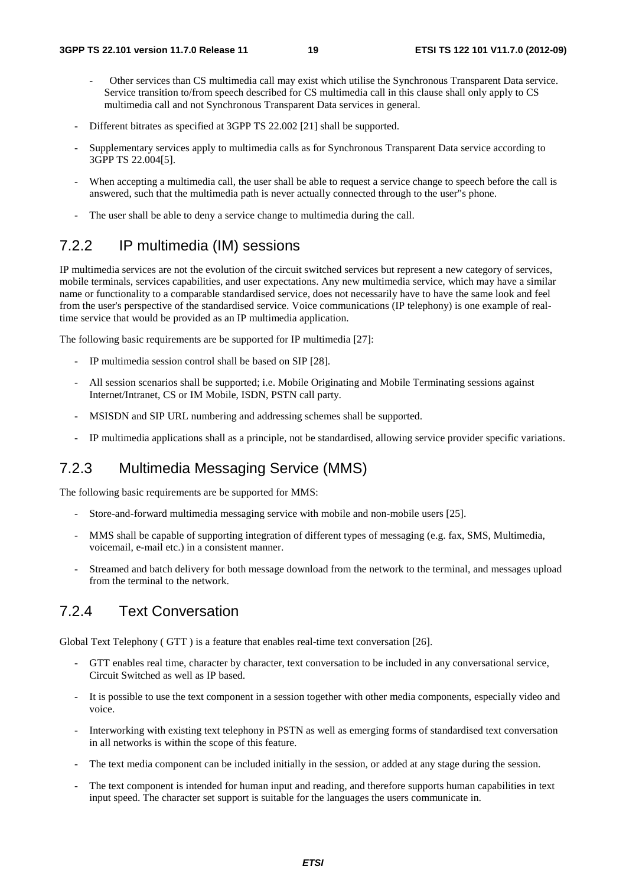- Other services than CS multimedia call may exist which utilise the Synchronous Transparent Data service. Service transition to/from speech described for CS multimedia call in this clause shall only apply to CS multimedia call and not Synchronous Transparent Data services in general.

- Different bitrates as specified at 3GPP TS 22.002 [21] shall be supported.

- Supplementary services apply to multimedia calls as for Synchronous Transparent Data service according to 3GPP TS 22.004[5].

- When accepting a multimedia call, the user shall be able to request a service change to speech before the call is answered, such that the multimedia path is never actually connected through to the user"s phone.

- The user shall be able to deny a service change to multimedia during the call.

### 7.2.2 IP multimedia (IM) sessions

IP multimedia services are not the evolution of the circuit switched services but represent a new category of services, mobile terminals, services capabilities, and user expectations. Any new multimedia service, which may have a similar name or functionality to a comparable standardised service, does not necessarily have to have the same look and feel from the user's perspective of the standardised service. Voice communications (IP telephony) is one example of real-time service that would be provided as an IP multimedia application.

The following basic requirements are be supported for IP multimedia [27]:

- IP multimedia session control shall be based on SIP [28].

- All session scenarios shall be supported; i.e. Mobile Originating and Mobile Terminating sessions against Internet/Intranet, CS or IM Mobile, ISDN, PSTN call party.

- MSISDN and SIP URL numbering and addressing schemes shall be supported.

- IP multimedia applications shall as a principle, not be standardised, allowing service provider specific variations.

### 7.2.3 Multimedia Messaging Service (MMS)

The following basic requirements are be supported for MMS:

- Store-and-forward multimedia messaging service with mobile and non-mobile users [25].

- MMS shall be capable of supporting integration of different types of messaging (e.g. fax, SMS, Multimedia, voicemail, e-mail etc.) in a consistent manner.

- Streamed and batch delivery for both message download from the network to the terminal, and messages upload from the terminal to the network.

### 7.2.4 Text Conversation

Global Text Telephony ( GTT ) is a feature that enables real-time text conversation [26].

- GTT enables real time, character by character, text conversation to be included in any conversational service, Circuit Switched as well as IP based.

- It is possible to use the text component in a session together with other media components, especially video and voice.

- Interworking with existing text telephony in PSTN as well as emerging forms of standardised text conversation in all networks is within the scope of this feature.

- The text media component can be included initially in the session, or added at any stage during the session.

- The text component is intended for human input and reading, and therefore supports human capabilities in text input speed. The character set support is suitable for the languages the users communicate in.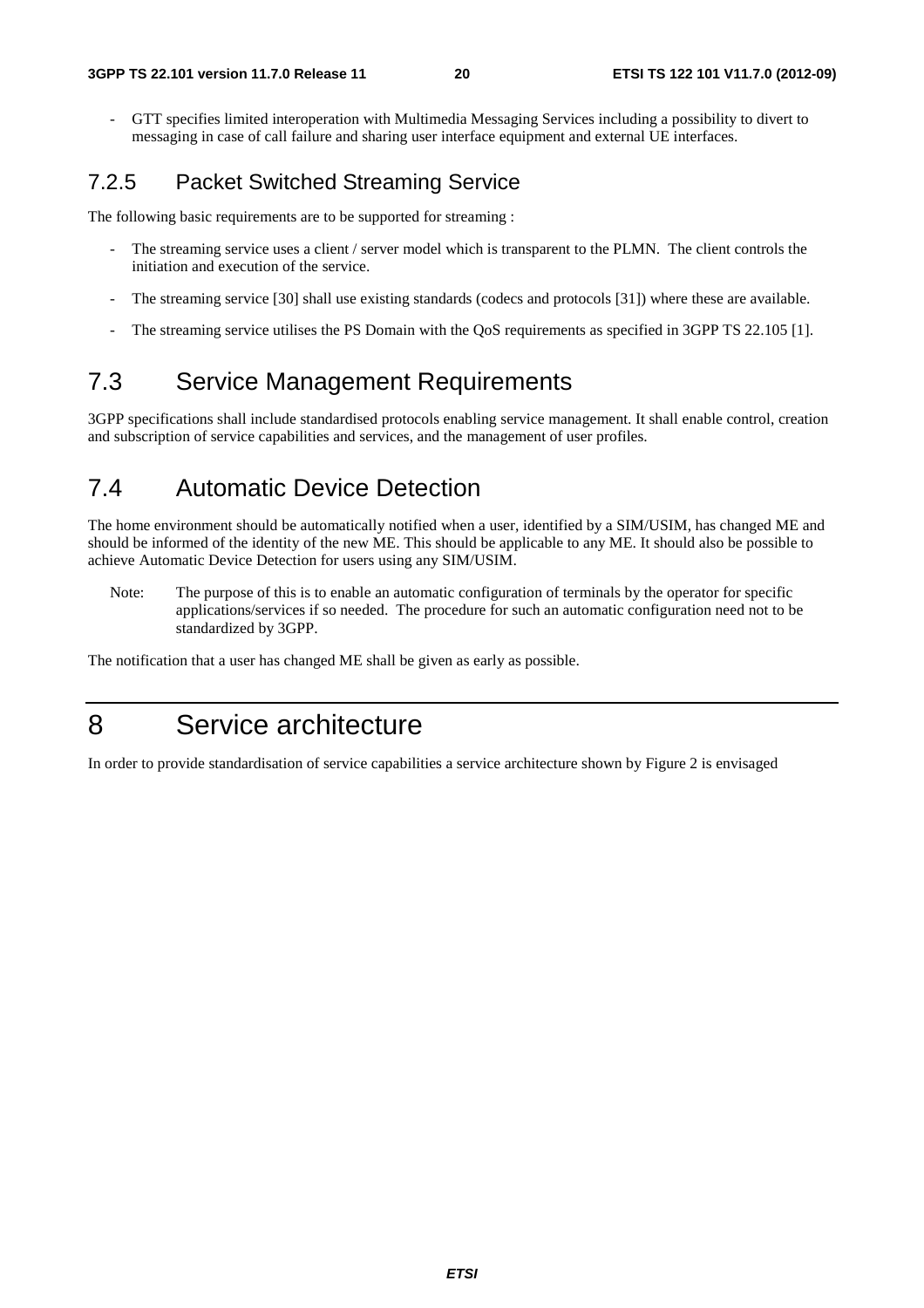- GTT specifies limited interoperation with Multimedia Messaging Services including a possibility to divert to messaging in case of call failure and sharing user interface equipment and external UE interfaces.

### 7.2.5 Packet Switched Streaming Service

The following basic requirements are to be supported for streaming :

- The streaming service uses a client / server model which is transparent to the PLMN. The client controls the initiation and execution of the service.
- The streaming service [30] shall use existing standards (codecs and protocols [31]) where these are available.
- The streaming service utilises the PS Domain with the QoS requirements as specified in 3GPP TS 22.105 [1].

## 7.3 Service Management Requirements

3GPP specifications shall include standardised protocols enabling service management. It shall enable control, creation and subscription of service capabilities and services, and the management of user profiles.

## 7.4 Automatic Device Detection

The home environment should be automatically notified when a user, identified by a SIM/USIM, has changed ME and should be informed of the identity of the new ME. This should be applicable to any ME. It should also be possible to achieve Automatic Device Detection for users using any SIM/USIM.

Note: The purpose of this is to enable an automatic configuration of terminals by the operator for specific applications/services if so needed. The procedure for such an automatic configuration need not to be standardized by 3GPP.

The notification that a user has changed ME shall be given as early as possible.

# 8 Service architecture

In order to provide standardisation of service capabilities a service architecture shown by Figure 2 is envisaged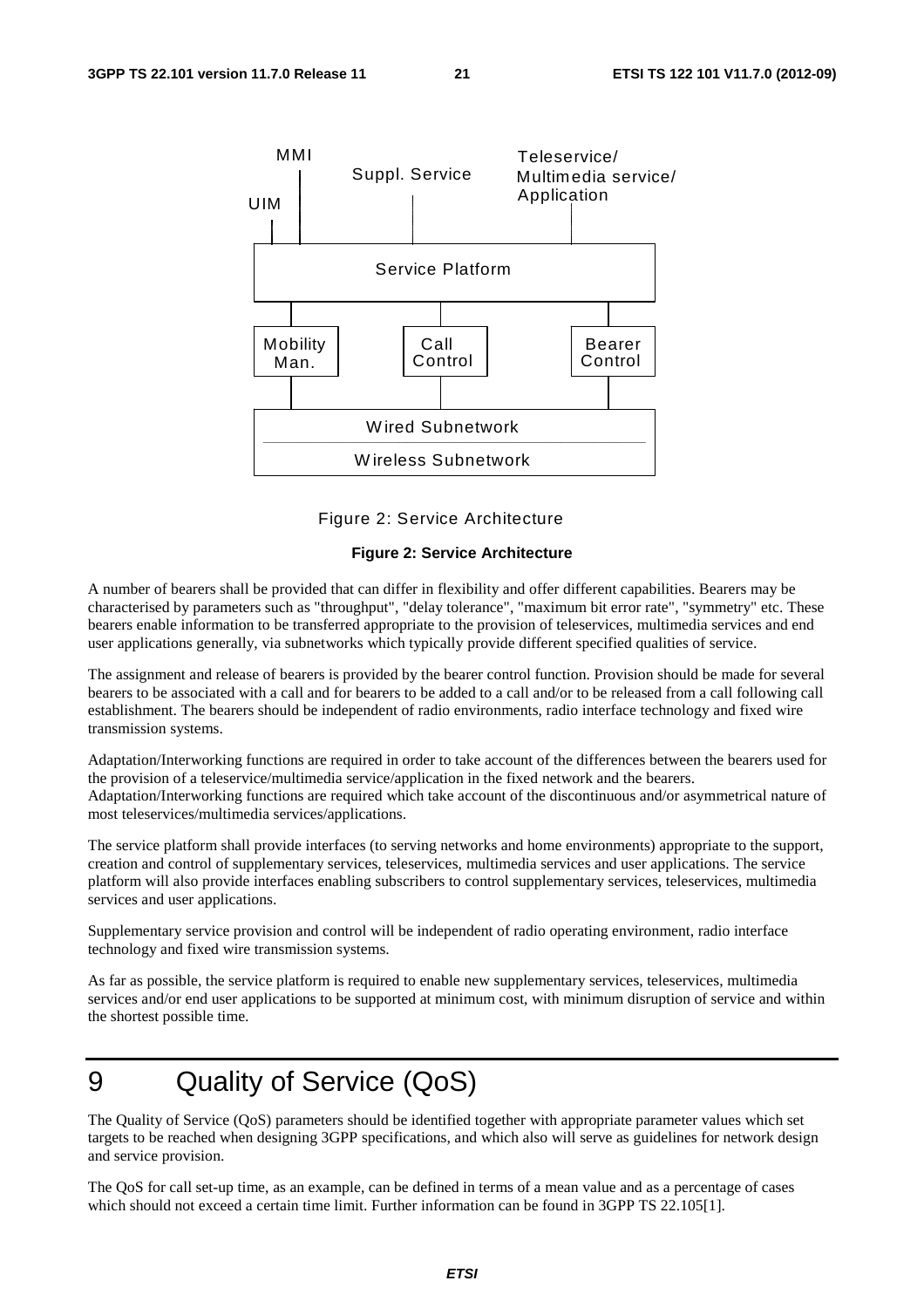Figure 2: Service Architecture

**Figure 2: Service Architecture**

A number of bearers shall be provided that can differ in flexibility and offer different capabilities. Bearers may be characterised by parameters such as "throughput", "delay tolerance", "maximum bit error rate", "symmetry" etc. These bearers enable information to be transferred appropriate to the provision of teleservices, multimedia services and end user applications generally, via subnetworks which typically provide different specified qualities of service.

The assignment and release of bearers is provided by the bearer control function. Provision should be made for several bearers to be associated with a call and for bearers to be added to a call and/or to be released from a call following call establishment. The bearers should be independent of radio environments, radio interface technology and fixed wire transmission systems.

Adaptation/Interworking functions are required in order to take account of the differences between the bearers used for the provision of a teleservice/multimedia service/application in the fixed network and the bearers. Adaptation/Interworking functions are required which take account of the discontinuous and/or asymmetrical nature of most teleservices/multimedia services/applications.

The service platform shall provide interfaces (to serving networks and home environments) appropriate to the support, creation and control of supplementary services, teleservices, multimedia services and user applications. The service platform will also provide interfaces enabling subscribers to control supplementary services, teleservices, multimedia services and user applications.

Supplementary service provision and control will be independent of radio operating environment, radio interface technology and fixed wire transmission systems.

As far as possible, the service platform is required to enable new supplementary services, teleservices, multimedia services and/or end user applications to be supported at minimum cost, with minimum disruption of service and within the shortest possible time.

# 9 Quality of Service (QoS)

The Quality of Service (QoS) parameters should be identified together with appropriate parameter values which set targets to be reached when designing 3GPP specifications, and which also will serve as guidelines for network design and service provision.

The QoS for call set-up time, as an example, can be defined in terms of a mean value and as a percentage of cases which should not exceed a certain time limit. Further information can be found in 3GPP TS 22.105[1].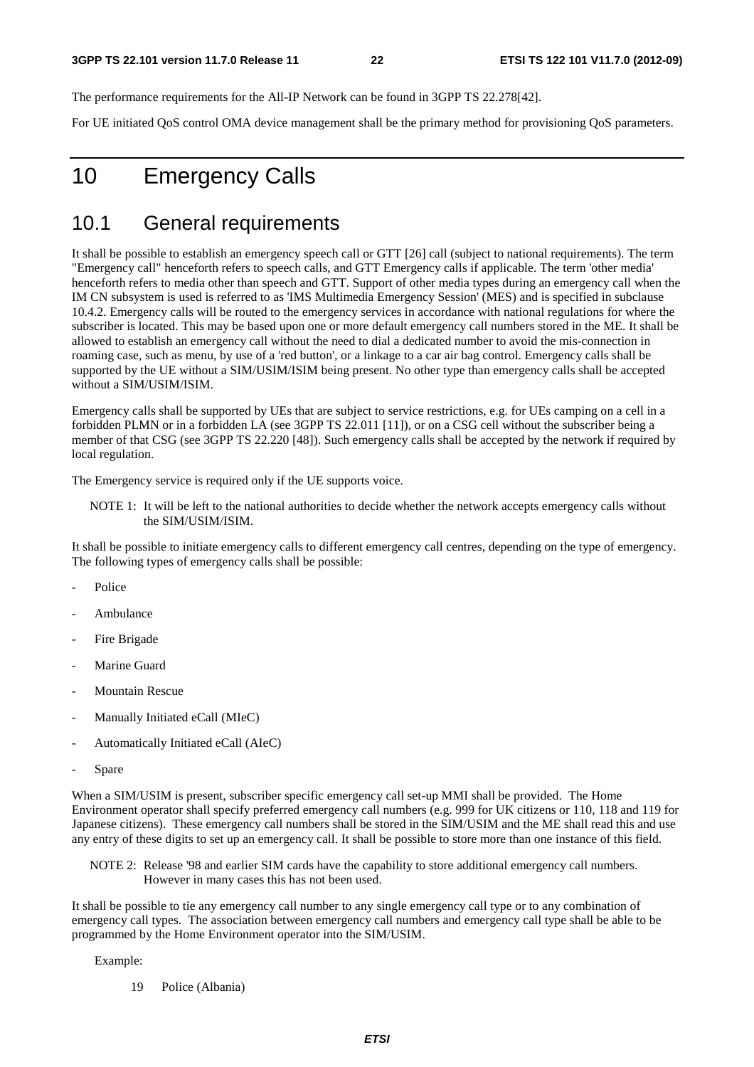The performance requirements for the All-IP Network can be found in 3GPP TS 22.278[42].

For UE initiated QoS control OMA device management shall be the primary method for provisioning QoS parameters.

# 10 Emergency Calls

## 10.1 General requirements

It shall be possible to establish an emergency speech call or GTT [26] call (subject to national requirements). The term "Emergency call" henceforth refers to speech calls, and GTT Emergency calls if applicable. The term 'other media' henceforth refers to media other than speech and GTT. Support of other media types during an emergency call when the IM CN subsystem is used is referred to as 'IMS Multimedia Emergency Session' (MES) and is specified in subclause 10.4.2. Emergency calls will be routed to the emergency services in accordance with national regulations for where the subscriber is located. This may be based upon one or more default emergency call numbers stored in the ME. It shall be allowed to establish an emergency call without the need to dial a dedicated number to avoid the mis-connection in roaming case, such as menu, by use of a 'red button', or a linkage to a car air bag control. Emergency calls shall be supported by the UE without a SIM/USIM/ISIM being present. No other type than emergency calls shall be accepted without a SIM/USIM/ISIM.

Emergency calls shall be supported by UEs that are subject to service restrictions, e.g. for UEs camping on a cell in a forbidden PLMN or in a forbidden LA (see 3GPP TS 22.011 [11]), or on a CSG cell without the subscriber being a member of that CSG (see 3GPP TS 22.220 [48]). Such emergency calls shall be accepted by the network if required by local regulation.

The Emergency service is required only if the UE supports voice.

NOTE 1: It will be left to the national authorities to decide whether the network accepts emergency calls without the SIM/USIM/ISIM.

It shall be possible to initiate emergency calls to different emergency call centres, depending on the type of emergency. The following types of emergency calls shall be possible:

- Police
- Ambulance
- Fire Brigade
- Marine Guard
- Mountain Rescue
- Manually Initiated eCall (MIeC)
- Automatically Initiated eCall (AIeC)
- Spare

When a SIM/USIM is present, subscriber specific emergency call set-up MMI shall be provided. The Home Environment operator shall specify preferred emergency call numbers (e.g. 999 for UK citizens or 110, 118 and 119 for Japanese citizens). These emergency call numbers shall be stored in the SIM/USIM and the ME shall read this and use any entry of these digits to set up an emergency call. It shall be possible to store more than one instance of this field.

NOTE 2: Release '98 and earlier SIM cards have the capability to store additional emergency call numbers. However in many cases this has not been used.

It shall be possible to tie any emergency call number to any single emergency call type or to any combination of emergency call types. The association between emergency call numbers and emergency call type shall be able to be programmed by the Home Environment operator into the SIM/USIM.

Example:

19 Police (Albania)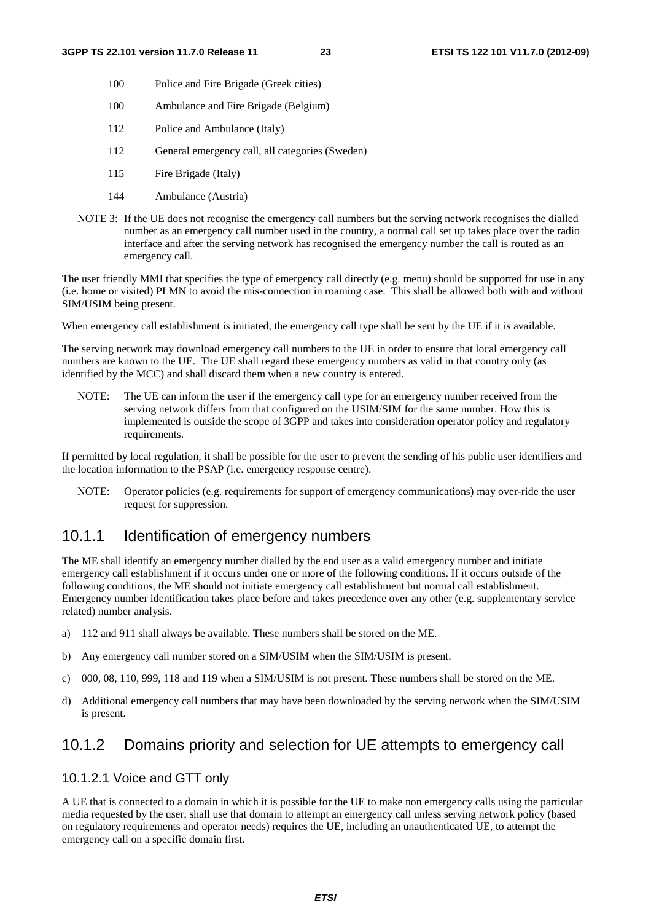| | |
|---|---|
| 100 | Police and Fire Brigade (Greek cities) |
| 100 | Ambulance and Fire Brigade (Belgium) |
| 112 | Police and Ambulance (Italy) |
| 112 | General emergency call, all categories (Sweden) |
| 115 | Fire Brigade (Italy) |
| 144 | Ambulance (Austria) |

NOTE 3: If the UE does not recognise the emergency call numbers but the serving network recognises the dialled number as an emergency call number used in the country, a normal call set up takes place over the radio interface and after the serving network has recognised the emergency number the call is routed as an emergency call.

The user friendly MMI that specifies the type of emergency call directly (e.g. menu) should be supported for use in any (i.e. home or visited) PLMN to avoid the mis-connection in roaming case. This shall be allowed both with and without SIM/USIM being present.

When emergency call establishment is initiated, the emergency call type shall be sent by the UE if it is available.

The serving network may download emergency call numbers to the UE in order to ensure that local emergency call numbers are known to the UE. The UE shall regard these emergency numbers as valid in that country only (as identified by the MCC) and shall discard them when a new country is entered.

NOTE: The UE can inform the user if the emergency call type for an emergency number received from the serving network differs from that configured on the USIM/SIM for the same number. How this is implemented is outside the scope of 3GPP and takes into consideration operator policy and regulatory requirements.

If permitted by local regulation, it shall be possible for the user to prevent the sending of his public user identifiers and the location information to the PSAP (i.e. emergency response centre).

NOTE: Operator policies (e.g. requirements for support of emergency communications) may over-ride the user request for suppression.

## 10.1.1 Identification of emergency numbers

The ME shall identify an emergency number dialled by the end user as a valid emergency number and initiate emergency call establishment if it occurs under one or more of the following conditions. If it occurs outside of the following conditions, the ME should not initiate emergency call establishment but normal call establishment. Emergency number identification takes place before and takes precedence over any other (e.g. supplementary service related) number analysis.

a) 112 and 911 shall always be available. These numbers shall be stored on the ME.

b) Any emergency call number stored on a SIM/USIM when the SIM/USIM is present.

c) 000, 08, 110, 999, 118 and 119 when a SIM/USIM is not present. These numbers shall be stored on the ME.

d) Additional emergency call numbers that may have been downloaded by the serving network when the SIM/USIM is present.

## 10.1.2 Domains priority and selection for UE attempts to emergency call

### 10.1.2.1 Voice and GTT only

A UE that is connected to a domain in which it is possible for the UE to make non emergency calls using the particular media requested by the user, shall use that domain to attempt an emergency call unless serving network policy (based on regulatory requirements and operator needs) requires the UE, including an unauthenticated UE, to attempt the emergency call on a specific domain first.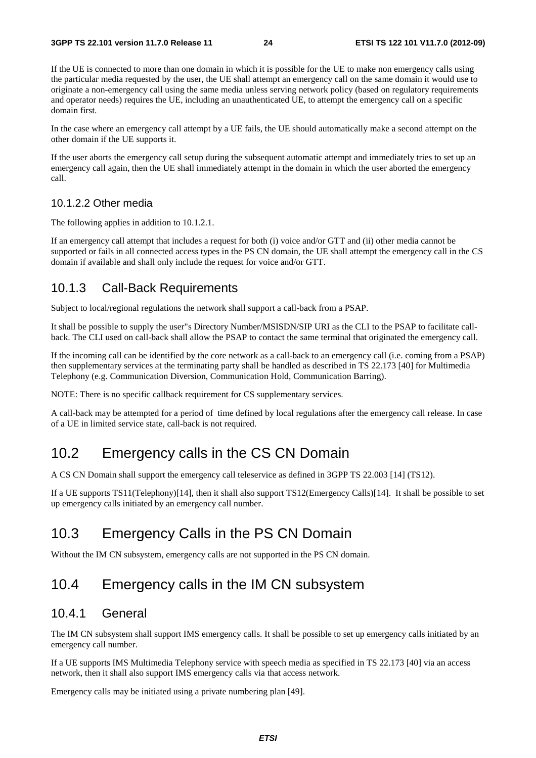If the UE is connected to more than one domain in which it is possible for the UE to make non emergency calls using the particular media requested by the user, the UE shall attempt an emergency call on the same domain it would use to originate a non-emergency call using the same media unless serving network policy (based on regulatory requirements and operator needs) requires the UE, including an unauthenticated UE, to attempt the emergency call on a specific domain first.

In the case where an emergency call attempt by a UE fails, the UE should automatically make a second attempt on the other domain if the UE supports it.

If the user aborts the emergency call setup during the subsequent automatic attempt and immediately tries to set up an emergency call again, then the UE shall immediately attempt in the domain in which the user aborted the emergency call.

#### 10.1.2.2 Other media

The following applies in addition to 10.1.2.1.

If an emergency call attempt that includes a request for both (i) voice and/or GTT and (ii) other media cannot be supported or fails in all connected access types in the PS CN domain, the UE shall attempt the emergency call in the CS domain if available and shall only include the request for voice and/or GTT.

### 10.1.3 Call-Back Requirements

Subject to local/regional regulations the network shall support a call-back from a PSAP.

It shall be possible to supply the user"s Directory Number/MSISDN/SIP URI as the CLI to the PSAP to facilitate call-back. The CLI used on call-back shall allow the PSAP to contact the same terminal that originated the emergency call.

If the incoming call can be identified by the core network as a call-back to an emergency call (i.e. coming from a PSAP) then supplementary services at the terminating party shall be handled as described in TS 22.173 [40] for Multimedia Telephony (e.g. Communication Diversion, Communication Hold, Communication Barring).

NOTE: There is no specific callback requirement for CS supplementary services.

A call-back may be attempted for a period of time defined by local regulations after the emergency call release. In case of a UE in limited service state, call-back is not required.

## 10.2 Emergency calls in the CS CN Domain

A CS CN Domain shall support the emergency call teleservice as defined in 3GPP TS 22.003 [14] (TS12).

If a UE supports TS11(Telephony)[14], then it shall also support TS12(Emergency Calls)[14]. It shall be possible to set up emergency calls initiated by an emergency call number.

## 10.3 Emergency Calls in the PS CN Domain

Without the IM CN subsystem, emergency calls are not supported in the PS CN domain.

## 10.4 Emergency calls in the IM CN subsystem

### 10.4.1 General

The IM CN subsystem shall support IMS emergency calls. It shall be possible to set up emergency calls initiated by an emergency call number.

If a UE supports IMS Multimedia Telephony service with speech media as specified in TS 22.173 [40] via an access network, then it shall also support IMS emergency calls via that access network.

Emergency calls may be initiated using a private numbering plan [49].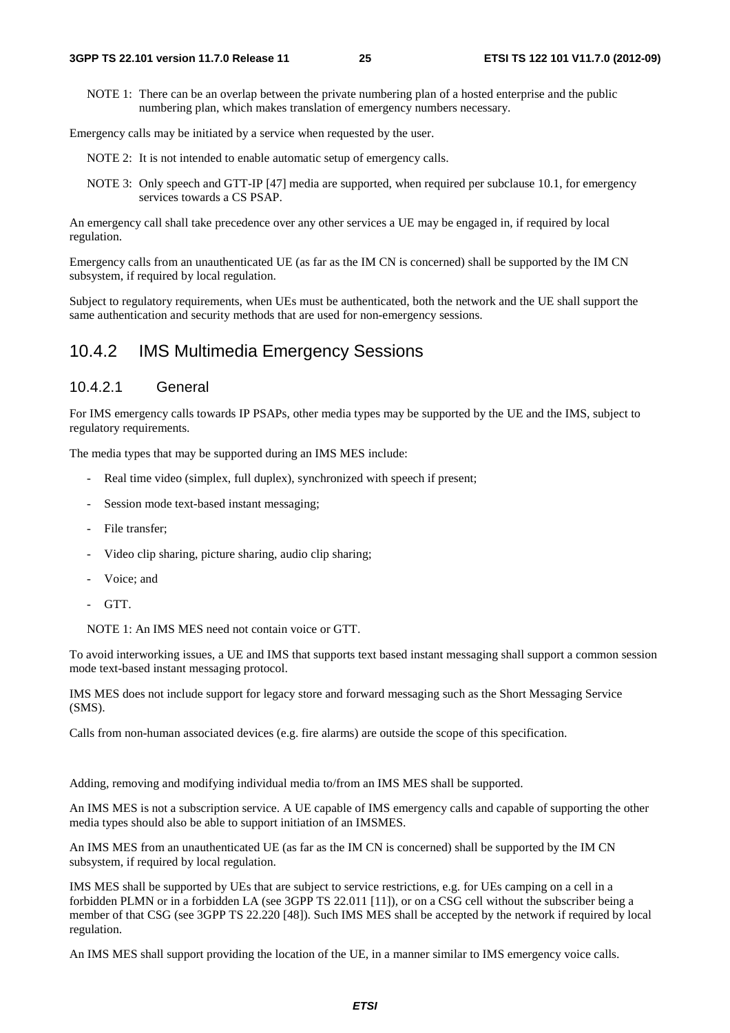NOTE 1: There can be an overlap between the private numbering plan of a hosted enterprise and the public numbering plan, which makes translation of emergency numbers necessary.

Emergency calls may be initiated by a service when requested by the user.

NOTE 2: It is not intended to enable automatic setup of emergency calls.

NOTE 3: Only speech and GTT-IP [47] media are supported, when required per subclause 10.1, for emergency services towards a CS PSAP.

An emergency call shall take precedence over any other services a UE may be engaged in, if required by local regulation.

Emergency calls from an unauthenticated UE (as far as the IM CN is concerned) shall be supported by the IM CN subsystem, if required by local regulation.

Subject to regulatory requirements, when UEs must be authenticated, both the network and the UE shall support the same authentication and security methods that are used for non-emergency sessions.

## 10.4.2 IMS Multimedia Emergency Sessions

### 10.4.2.1 General

For IMS emergency calls towards IP PSAPs, other media types may be supported by the UE and the IMS, subject to regulatory requirements.

The media types that may be supported during an IMS MES include:

- Real time video (simplex, full duplex), synchronized with speech if present;
- Session mode text-based instant messaging;
- File transfer;
- Video clip sharing, picture sharing, audio clip sharing;
- Voice; and
- GTT.

NOTE 1: An IMS MES need not contain voice or GTT.

To avoid interworking issues, a UE and IMS that supports text based instant messaging shall support a common session mode text-based instant messaging protocol.

IMS MES does not include support for legacy store and forward messaging such as the Short Messaging Service (SMS).

Calls from non-human associated devices (e.g. fire alarms) are outside the scope of this specification.

Adding, removing and modifying individual media to/from an IMS MES shall be supported.

An IMS MES is not a subscription service. A UE capable of IMS emergency calls and capable of supporting the other media types should also be able to support initiation of an IMSMES.

An IMS MES from an unauthenticated UE (as far as the IM CN is concerned) shall be supported by the IM CN subsystem, if required by local regulation.

IMS MES shall be supported by UEs that are subject to service restrictions, e.g. for UEs camping on a cell in a forbidden PLMN or in a forbidden LA (see 3GPP TS 22.011 [11]), or on a CSG cell without the subscriber being a member of that CSG (see 3GPP TS 22.220 [48]). Such IMS MES shall be accepted by the network if required by local regulation.

An IMS MES shall support providing the location of the UE, in a manner similar to IMS emergency voice calls.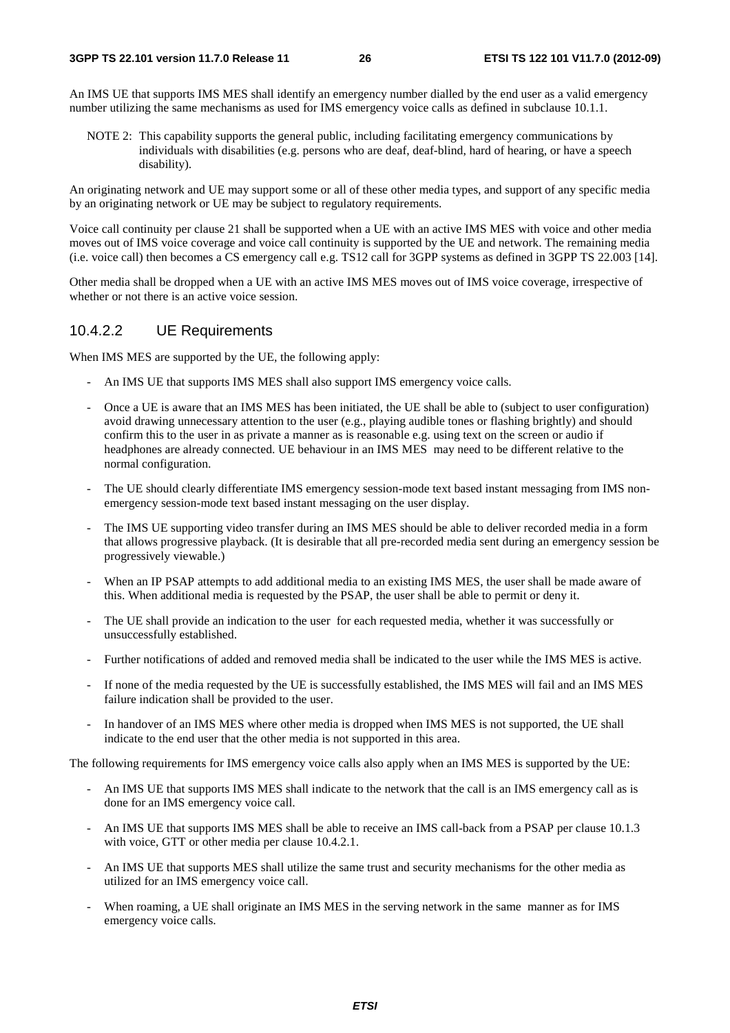An IMS UE that supports IMS MES shall identify an emergency number dialled by the end user as a valid emergency number utilizing the same mechanisms as used for IMS emergency voice calls as defined in subclause 10.1.1.

NOTE 2: This capability supports the general public, including facilitating emergency communications by individuals with disabilities (e.g. persons who are deaf, deaf-blind, hard of hearing, or have a speech disability).

An originating network and UE may support some or all of these other media types, and support of any specific media by an originating network or UE may be subject to regulatory requirements.

Voice call continuity per clause 21 shall be supported when a UE with an active IMS MES with voice and other media moves out of IMS voice coverage and voice call continuity is supported by the UE and network. The remaining media (i.e. voice call) then becomes a CS emergency call e.g. TS12 call for 3GPP systems as defined in 3GPP TS 22.003 [14].

Other media shall be dropped when a UE with an active IMS MES moves out of IMS voice coverage, irrespective of whether or not there is an active voice session.

### 10.4.2.2 UE Requirements

When IMS MES are supported by the UE, the following apply:

- An IMS UE that supports IMS MES shall also support IMS emergency voice calls.
- Once a UE is aware that an IMS MES has been initiated, the UE shall be able to (subject to user configuration) avoid drawing unnecessary attention to the user (e.g., playing audible tones or flashing brightly) and should confirm this to the user in as private a manner as is reasonable e.g. using text on the screen or audio if headphones are already connected. UE behaviour in an IMS MES may need to be different relative to the normal configuration.
- The UE should clearly differentiate IMS emergency session-mode text based instant messaging from IMS non-emergency session-mode text based instant messaging on the user display.
- The IMS UE supporting video transfer during an IMS MES should be able to deliver recorded media in a form that allows progressive playback. (It is desirable that all pre-recorded media sent during an emergency session be progressively viewable.)
- When an IP PSAP attempts to add additional media to an existing IMS MES, the user shall be made aware of this. When additional media is requested by the PSAP, the user shall be able to permit or deny it.
- The UE shall provide an indication to the user for each requested media, whether it was successfully or unsuccessfully established.
- Further notifications of added and removed media shall be indicated to the user while the IMS MES is active.
- If none of the media requested by the UE is successfully established, the IMS MES will fail and an IMS MES failure indication shall be provided to the user.
- In handover of an IMS MES where other media is dropped when IMS MES is not supported, the UE shall indicate to the end user that the other media is not supported in this area.

The following requirements for IMS emergency voice calls also apply when an IMS MES is supported by the UE:

- An IMS UE that supports IMS MES shall indicate to the network that the call is an IMS emergency call as is done for an IMS emergency voice call.
- An IMS UE that supports IMS MES shall be able to receive an IMS call-back from a PSAP per clause 10.1.3 with voice, GTT or other media per clause 10.4.2.1.
- An IMS UE that supports MES shall utilize the same trust and security mechanisms for the other media as utilized for an IMS emergency voice call.
- When roaming, a UE shall originate an IMS MES in the serving network in the same manner as for IMS emergency voice calls.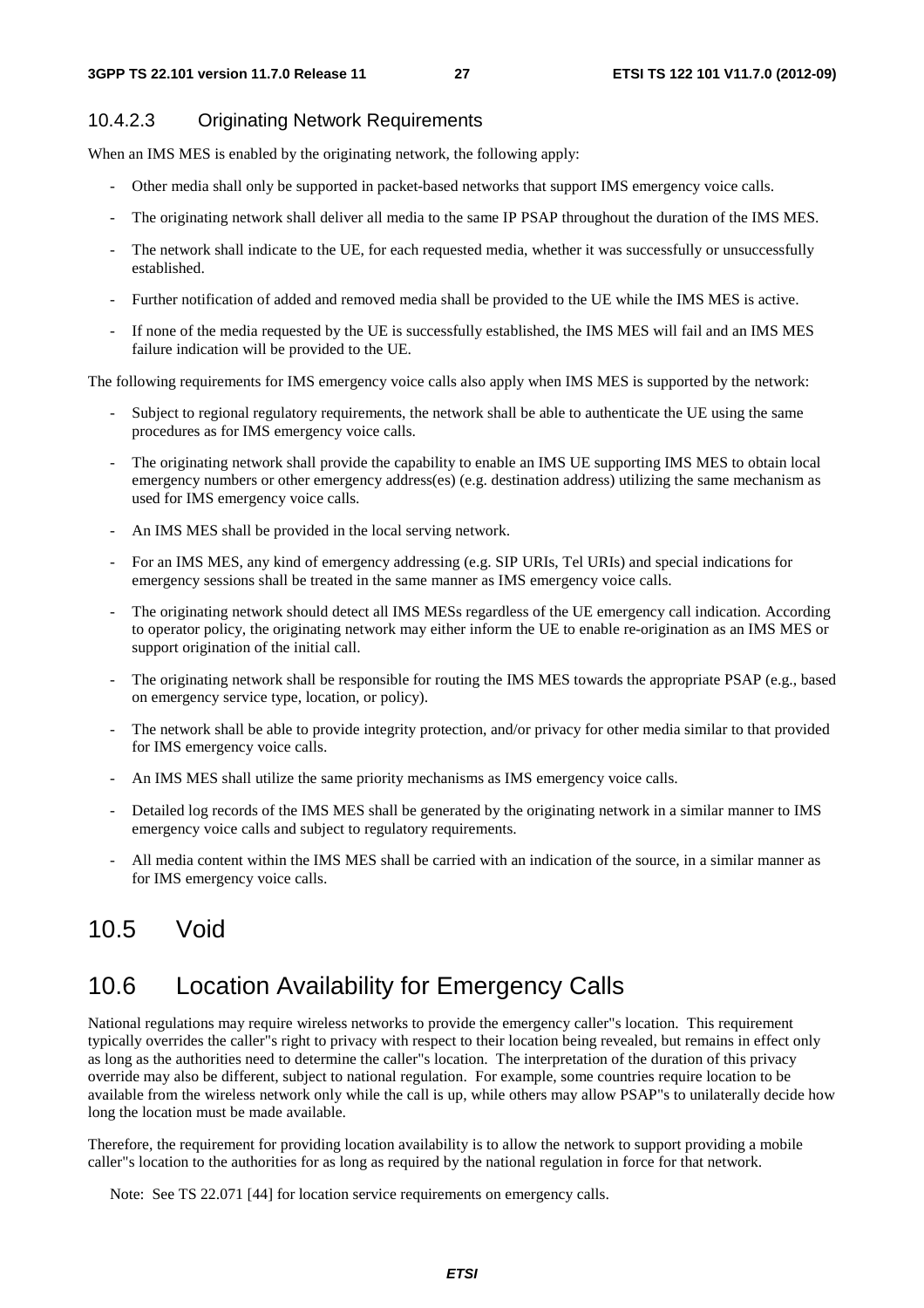#### 10.4.2.3 Originating Network Requirements

When an IMS MES is enabled by the originating network, the following apply:

- Other media shall only be supported in packet-based networks that support IMS emergency voice calls.
- The originating network shall deliver all media to the same IP PSAP throughout the duration of the IMS MES.
- The network shall indicate to the UE, for each requested media, whether it was successfully or unsuccessfully established.
- Further notification of added and removed media shall be provided to the UE while the IMS MES is active.
- If none of the media requested by the UE is successfully established, the IMS MES will fail and an IMS MES failure indication will be provided to the UE.

The following requirements for IMS emergency voice calls also apply when IMS MES is supported by the network:

- Subject to regional regulatory requirements, the network shall be able to authenticate the UE using the same procedures as for IMS emergency voice calls.
- The originating network shall provide the capability to enable an IMS UE supporting IMS MES to obtain local emergency numbers or other emergency address(es) (e.g. destination address) utilizing the same mechanism as used for IMS emergency voice calls.
- An IMS MES shall be provided in the local serving network.
- For an IMS MES, any kind of emergency addressing (e.g. SIP URIs, Tel URIs) and special indications for emergency sessions shall be treated in the same manner as IMS emergency voice calls.
- The originating network should detect all IMS MESs regardless of the UE emergency call indication. According to operator policy, the originating network may either inform the UE to enable re-origination as an IMS MES or support origination of the initial call.
- The originating network shall be responsible for routing the IMS MES towards the appropriate PSAP (e.g., based on emergency service type, location, or policy).
- The network shall be able to provide integrity protection, and/or privacy for other media similar to that provided for IMS emergency voice calls.
- An IMS MES shall utilize the same priority mechanisms as IMS emergency voice calls.
- Detailed log records of the IMS MES shall be generated by the originating network in a similar manner to IMS emergency voice calls and subject to regulatory requirements.
- All media content within the IMS MES shall be carried with an indication of the source, in a similar manner as for IMS emergency voice calls.

## 10.5 Void

## 10.6 Location Availability for Emergency Calls

National regulations may require wireless networks to provide the emergency caller"s location. This requirement typically overrides the caller"s right to privacy with respect to their location being revealed, but remains in effect only as long as the authorities need to determine the caller"s location. The interpretation of the duration of this privacy override may also be different, subject to national regulation. For example, some countries require location to be available from the wireless network only while the call is up, while others may allow PSAP"s to unilaterally decide how long the location must be made available.

Therefore, the requirement for providing location availability is to allow the network to support providing a mobile caller"s location to the authorities for as long as required by the national regulation in force for that network.

Note: See TS 22.071 [44] for location service requirements on emergency calls.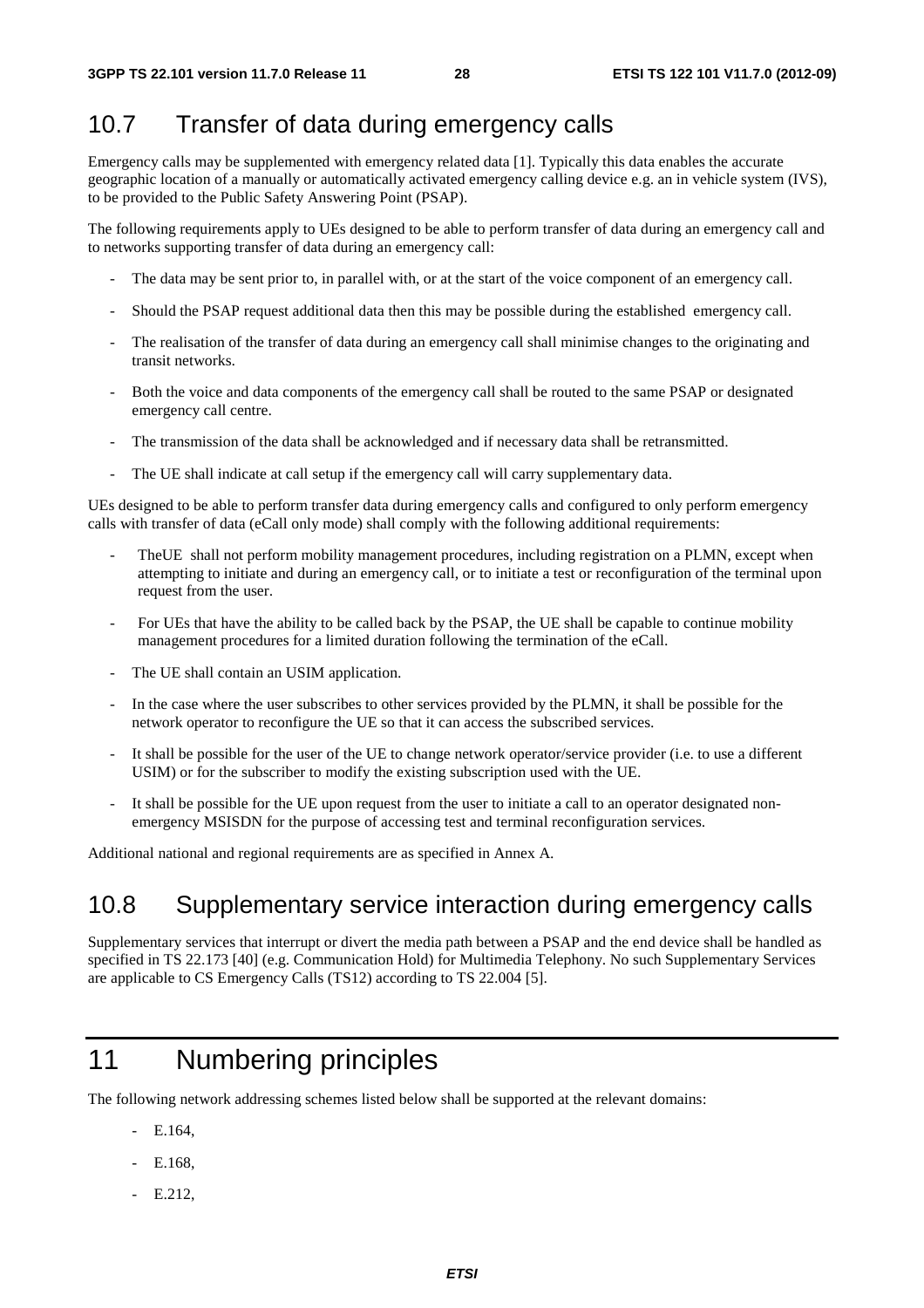## 10.7 Transfer of data during emergency calls

Emergency calls may be supplemented with emergency related data [1]. Typically this data enables the accurate geographic location of a manually or automatically activated emergency calling device e.g. an in vehicle system (IVS), to be provided to the Public Safety Answering Point (PSAP).

The following requirements apply to UEs designed to be able to perform transfer of data during an emergency call and to networks supporting transfer of data during an emergency call:

- The data may be sent prior to, in parallel with, or at the start of the voice component of an emergency call.
- Should the PSAP request additional data then this may be possible during the established emergency call.
- The realisation of the transfer of data during an emergency call shall minimise changes to the originating and transit networks.
- Both the voice and data components of the emergency call shall be routed to the same PSAP or designated emergency call centre.
- The transmission of the data shall be acknowledged and if necessary data shall be retransmitted.
- The UE shall indicate at call setup if the emergency call will carry supplementary data.

UEs designed to be able to perform transfer data during emergency calls and configured to only perform emergency calls with transfer of data (eCall only mode) shall comply with the following additional requirements:

- TheUE shall not perform mobility management procedures, including registration on a PLMN, except when attempting to initiate and during an emergency call, or to initiate a test or reconfiguration of the terminal upon request from the user.
- For UEs that have the ability to be called back by the PSAP, the UE shall be capable to continue mobility management procedures for a limited duration following the termination of the eCall.
- The UE shall contain an USIM application.
- In the case where the user subscribes to other services provided by the PLMN, it shall be possible for the network operator to reconfigure the UE so that it can access the subscribed services.
- It shall be possible for the user of the UE to change network operator/service provider (i.e. to use a different USIM) or for the subscriber to modify the existing subscription used with the UE.
- It shall be possible for the UE upon request from the user to initiate a call to an operator designated non-emergency MSISDN for the purpose of accessing test and terminal reconfiguration services.

Additional national and regional requirements are as specified in Annex A.

## 10.8 Supplementary service interaction during emergency calls

Supplementary services that interrupt or divert the media path between a PSAP and the end device shall be handled as specified in TS 22.173 [40] (e.g. Communication Hold) for Multimedia Telephony. No such Supplementary Services are applicable to CS Emergency Calls (TS12) according to TS 22.004 [5].

# 11 Numbering principles

The following network addressing schemes listed below shall be supported at the relevant domains:

- E.164,
- E.168,
- E.212,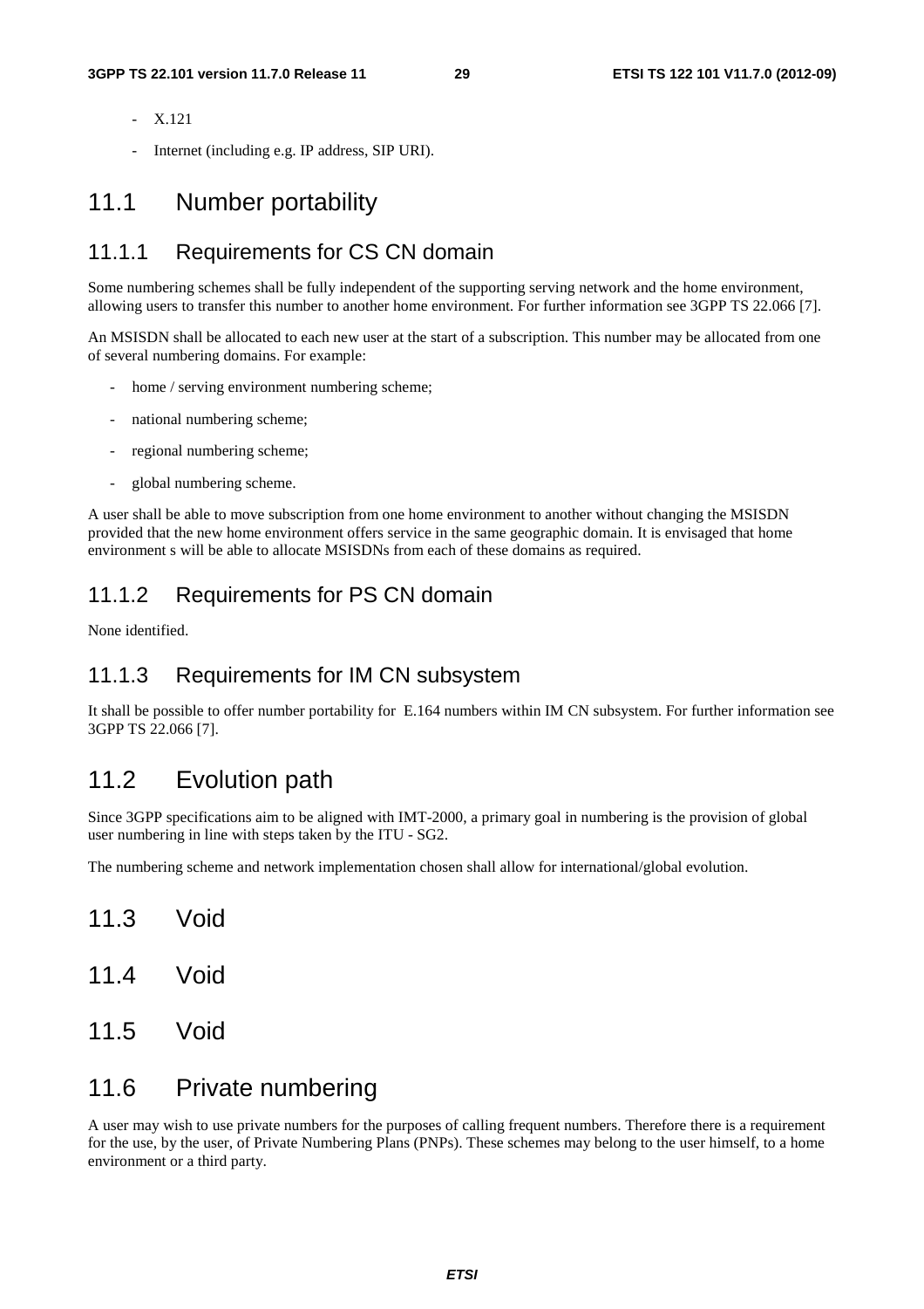- X.121
- Internet (including e.g. IP address, SIP URI).

## 11.1 Number portability

### 11.1.1 Requirements for CS CN domain

Some numbering schemes shall be fully independent of the supporting serving network and the home environment, allowing users to transfer this number to another home environment. For further information see 3GPP TS 22.066 [7].

An MSISDN shall be allocated to each new user at the start of a subscription. This number may be allocated from one of several numbering domains. For example:

- home / serving environment numbering scheme;
- national numbering scheme;
- regional numbering scheme;
- global numbering scheme.

A user shall be able to move subscription from one home environment to another without changing the MSISDN provided that the new home environment offers service in the same geographic domain. It is envisaged that home environment s will be able to allocate MSISDNs from each of these domains as required.

### 11.1.2 Requirements for PS CN domain

None identified.

### 11.1.3 Requirements for IM CN subsystem

It shall be possible to offer number portability for E.164 numbers within IM CN subsystem. For further information see 3GPP TS 22.066 [7].

## 11.2 Evolution path

Since 3GPP specifications aim to be aligned with IMT-2000, a primary goal in numbering is the provision of global user numbering in line with steps taken by the ITU - SG2.

The numbering scheme and network implementation chosen shall allow for international/global evolution.

## 11.3 Void

## 11.4 Void

## 11.5 Void

## 11.6 Private numbering

A user may wish to use private numbers for the purposes of calling frequent numbers. Therefore there is a requirement for the use, by the user, of Private Numbering Plans (PNPs). These schemes may belong to the user himself, to a home environment or a third party.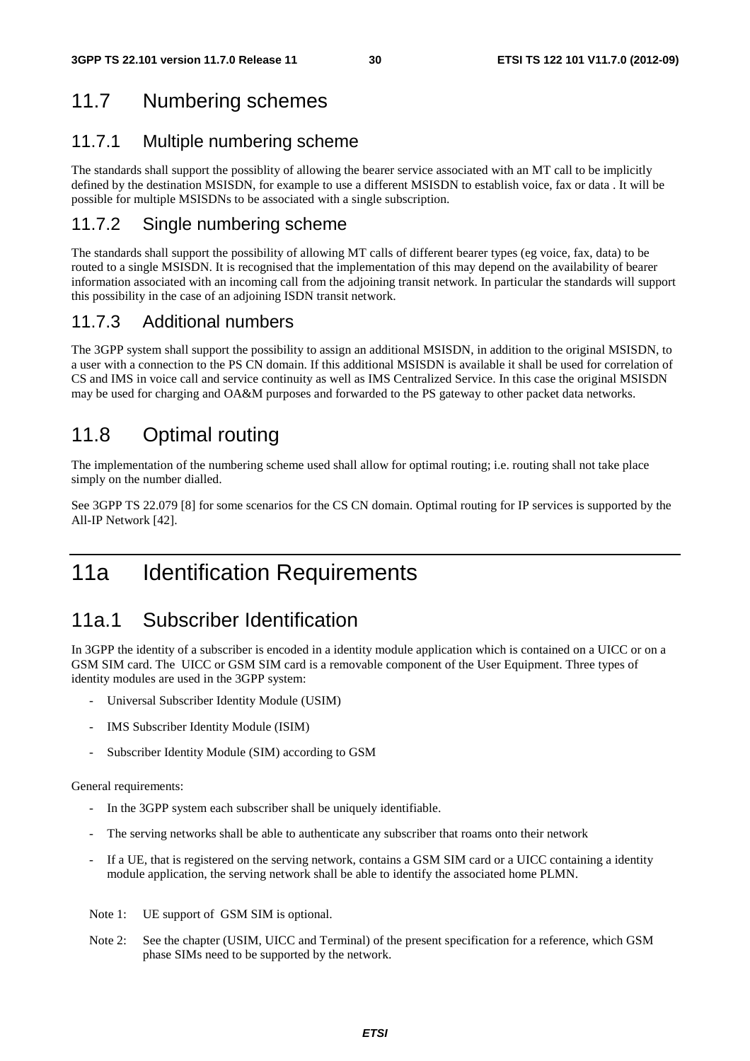## 11.7 Numbering schemes

### 11.7.1 Multiple numbering scheme

The standards shall support the possiblity of allowing the bearer service associated with an MT call to be implicitly defined by the destination MSISDN, for example to use a different MSISDN to establish voice, fax or data . It will be possible for multiple MSISDNs to be associated with a single subscription.

### 11.7.2 Single numbering scheme

The standards shall support the possibility of allowing MT calls of different bearer types (eg voice, fax, data) to be routed to a single MSISDN. It is recognised that the implementation of this may depend on the availability of bearer information associated with an incoming call from the adjoining transit network. In particular the standards will support this possibility in the case of an adjoining ISDN transit network.

### 11.7.3 Additional numbers

The 3GPP system shall support the possibility to assign an additional MSISDN, in addition to the original MSISDN, to a user with a connection to the PS CN domain. If this additional MSISDN is available it shall be used for correlation of CS and IMS in voice call and service continuity as well as IMS Centralized Service. In this case the original MSISDN may be used for charging and OA&M purposes and forwarded to the PS gateway to other packet data networks.

## 11.8 Optimal routing

The implementation of the numbering scheme used shall allow for optimal routing; i.e. routing shall not take place simply on the number dialled.

See 3GPP TS 22.079 [8] for some scenarios for the CS CN domain. Optimal routing for IP services is supported by the All-IP Network [42].

# 11a Identification Requirements

## 11a.1 Subscriber Identification

In 3GPP the identity of a subscriber is encoded in a identity module application which is contained on a UICC or on a GSM SIM card. The UICC or GSM SIM card is a removable component of the User Equipment. Three types of identity modules are used in the 3GPP system:

- Universal Subscriber Identity Module (USIM)
- IMS Subscriber Identity Module (ISIM)
- Subscriber Identity Module (SIM) according to GSM

General requirements:

- In the 3GPP system each subscriber shall be uniquely identifiable.
- The serving networks shall be able to authenticate any subscriber that roams onto their network
- If a UE, that is registered on the serving network, contains a GSM SIM card or a UICC containing a identity module application, the serving network shall be able to identify the associated home PLMN.

Note 1: UE support of GSM SIM is optional.

Note 2: See the chapter (USIM, UICC and Terminal) of the present specification for a reference, which GSM phase SIMs need to be supported by the network.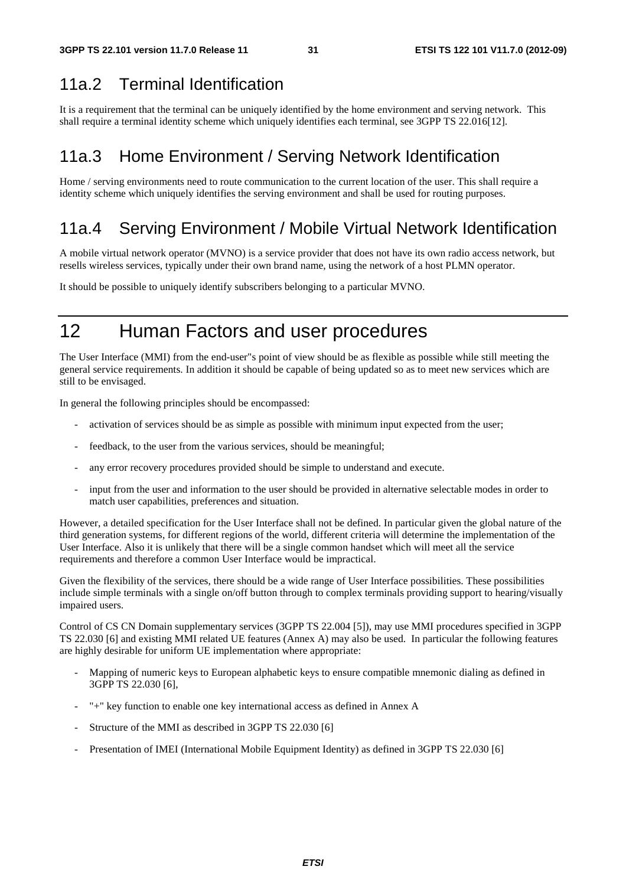## 11a.2 Terminal Identification

It is a requirement that the terminal can be uniquely identified by the home environment and serving network. This shall require a terminal identity scheme which uniquely identifies each terminal, see 3GPP TS 22.016[12].

## 11a.3 Home Environment / Serving Network Identification

Home / serving environments need to route communication to the current location of the user. This shall require a identity scheme which uniquely identifies the serving environment and shall be used for routing purposes.

## 11a.4 Serving Environment / Mobile Virtual Network Identification

A mobile virtual network operator (MVNO) is a service provider that does not have its own radio access network, but resells wireless services, typically under their own brand name, using the network of a host PLMN operator.

It should be possible to uniquely identify subscribers belonging to a particular MVNO.

# 12 Human Factors and user procedures

The User Interface (MMI) from the end-user"s point of view should be as flexible as possible while still meeting the general service requirements. In addition it should be capable of being updated so as to meet new services which are still to be envisaged.

In general the following principles should be encompassed:

- activation of services should be as simple as possible with minimum input expected from the user;
- feedback, to the user from the various services, should be meaningful;
- any error recovery procedures provided should be simple to understand and execute.
- input from the user and information to the user should be provided in alternative selectable modes in order to match user capabilities, preferences and situation.

However, a detailed specification for the User Interface shall not be defined. In particular given the global nature of the third generation systems, for different regions of the world, different criteria will determine the implementation of the User Interface. Also it is unlikely that there will be a single common handset which will meet all the service requirements and therefore a common User Interface would be impractical.

Given the flexibility of the services, there should be a wide range of User Interface possibilities. These possibilities include simple terminals with a single on/off button through to complex terminals providing support to hearing/visually impaired users.

Control of CS CN Domain supplementary services (3GPP TS 22.004 [5]), may use MMI procedures specified in 3GPP TS 22.030 [6] and existing MMI related UE features (Annex A) may also be used. In particular the following features are highly desirable for uniform UE implementation where appropriate:

- Mapping of numeric keys to European alphabetic keys to ensure compatible mnemonic dialing as defined in 3GPP TS 22.030 [6],
- "+" key function to enable one key international access as defined in Annex A
- Structure of the MMI as described in 3GPP TS 22.030 [6]
- Presentation of IMEI (International Mobile Equipment Identity) as defined in 3GPP TS 22.030 [6]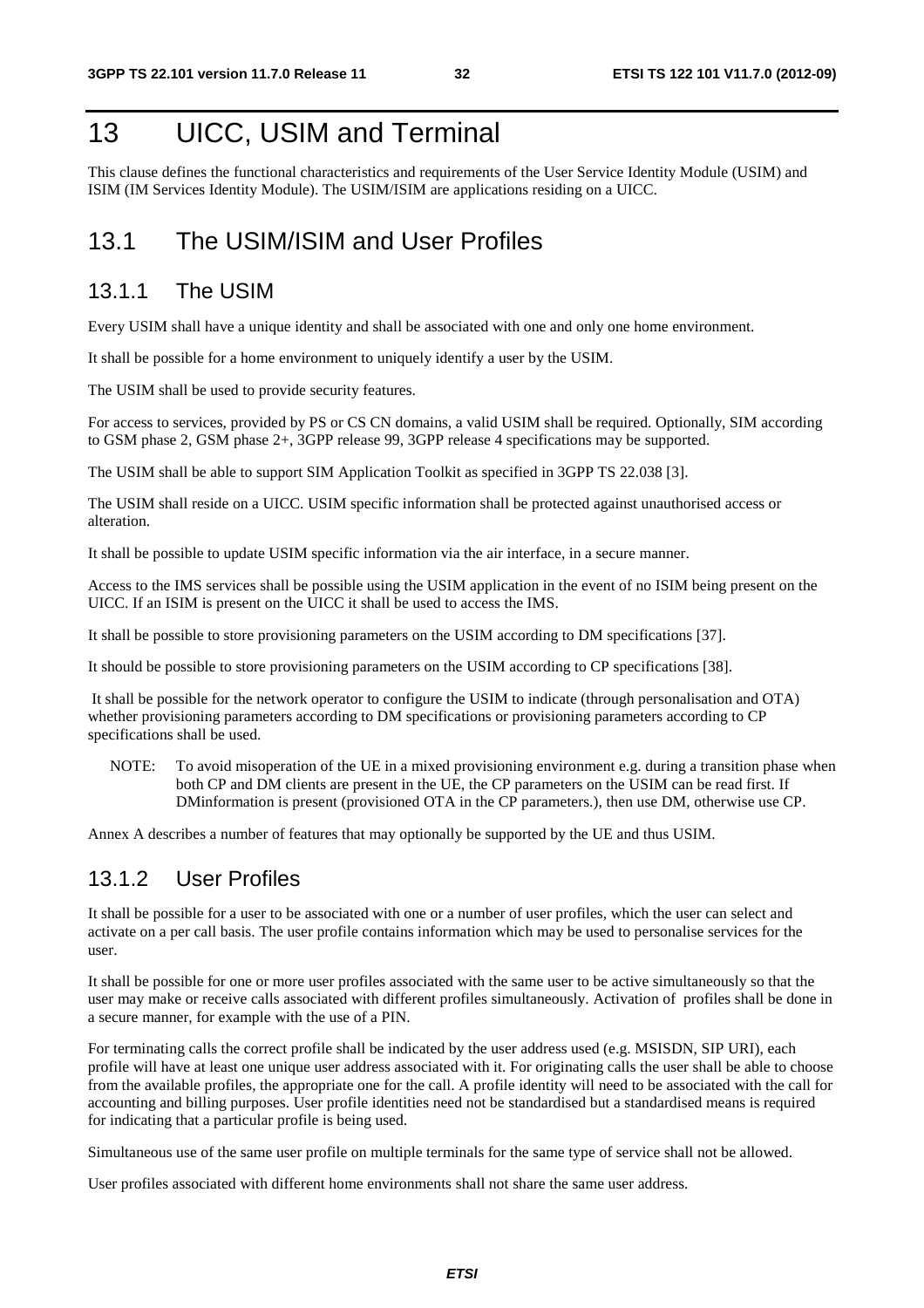# 13 UICC, USIM and Terminal

This clause defines the functional characteristics and requirements of the User Service Identity Module (USIM) and ISIM (IM Services Identity Module). The USIM/ISIM are applications residing on a UICC.

## 13.1 The USIM/ISIM and User Profiles

### 13.1.1 The USIM

Every USIM shall have a unique identity and shall be associated with one and only one home environment.

It shall be possible for a home environment to uniquely identify a user by the USIM.

The USIM shall be used to provide security features.

For access to services, provided by PS or CS CN domains, a valid USIM shall be required. Optionally, SIM according to GSM phase 2, GSM phase 2+, 3GPP release 99, 3GPP release 4 specifications may be supported.

The USIM shall be able to support SIM Application Toolkit as specified in 3GPP TS 22.038 [3].

The USIM shall reside on a UICC. USIM specific information shall be protected against unauthorised access or alteration.

It shall be possible to update USIM specific information via the air interface, in a secure manner.

Access to the IMS services shall be possible using the USIM application in the event of no ISIM being present on the UICC. If an ISIM is present on the UICC it shall be used to access the IMS.

It shall be possible to store provisioning parameters on the USIM according to DM specifications [37].

It should be possible to store provisioning parameters on the USIM according to CP specifications [38].

It shall be possible for the network operator to configure the USIM to indicate (through personalisation and OTA) whether provisioning parameters according to DM specifications or provisioning parameters according to CP specifications shall be used.

NOTE: To avoid misoperation of the UE in a mixed provisioning environment e.g. during a transition phase when both CP and DM clients are present in the UE, the CP parameters on the USIM can be read first. If DMinformation is present (provisioned OTA in the CP parameters.), then use DM, otherwise use CP.

Annex A describes a number of features that may optionally be supported by the UE and thus USIM.

### 13.1.2 User Profiles

It shall be possible for a user to be associated with one or a number of user profiles, which the user can select and activate on a per call basis. The user profile contains information which may be used to personalise services for the user.

It shall be possible for one or more user profiles associated with the same user to be active simultaneously so that the user may make or receive calls associated with different profiles simultaneously. Activation of profiles shall be done in a secure manner, for example with the use of a PIN.

For terminating calls the correct profile shall be indicated by the user address used (e.g. MSISDN, SIP URI), each profile will have at least one unique user address associated with it. For originating calls the user shall be able to choose from the available profiles, the appropriate one for the call. A profile identity will need to be associated with the call for accounting and billing purposes. User profile identities need not be standardised but a standardised means is required for indicating that a particular profile is being used.

Simultaneous use of the same user profile on multiple terminals for the same type of service shall not be allowed.

User profiles associated with different home environments shall not share the same user address.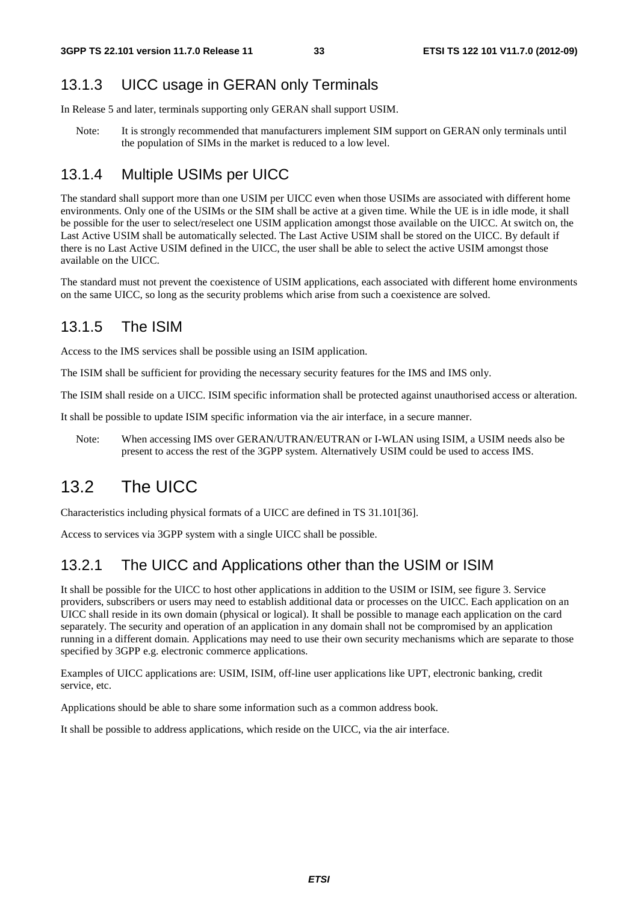### 13.1.3 UICC usage in GERAN only Terminals

In Release 5 and later, terminals supporting only GERAN shall support USIM.

Note: It is strongly recommended that manufacturers implement SIM support on GERAN only terminals until the population of SIMs in the market is reduced to a low level.

### 13.1.4 Multiple USIMs per UICC

The standard shall support more than one USIM per UICC even when those USIMs are associated with different home environments. Only one of the USIMs or the SIM shall be active at a given time. While the UE is in idle mode, it shall be possible for the user to select/reselect one USIM application amongst those available on the UICC. At switch on, the Last Active USIM shall be automatically selected. The Last Active USIM shall be stored on the UICC. By default if there is no Last Active USIM defined in the UICC, the user shall be able to select the active USIM amongst those available on the UICC.

The standard must not prevent the coexistence of USIM applications, each associated with different home environments on the same UICC, so long as the security problems which arise from such a coexistence are solved.

### 13.1.5 The ISIM

Access to the IMS services shall be possible using an ISIM application.

The ISIM shall be sufficient for providing the necessary security features for the IMS and IMS only.

The ISIM shall reside on a UICC. ISIM specific information shall be protected against unauthorised access or alteration.

It shall be possible to update ISIM specific information via the air interface, in a secure manner.

Note: When accessing IMS over GERAN/UTRAN/EUTRAN or I-WLAN using ISIM, a USIM needs also be present to access the rest of the 3GPP system. Alternatively USIM could be used to access IMS.

## 13.2 The UICC

Characteristics including physical formats of a UICC are defined in TS 31.101[36].

Access to services via 3GPP system with a single UICC shall be possible.

### 13.2.1 The UICC and Applications other than the USIM or ISIM

It shall be possible for the UICC to host other applications in addition to the USIM or ISIM, see figure 3. Service providers, subscribers or users may need to establish additional data or processes on the UICC. Each application on an UICC shall reside in its own domain (physical or logical). It shall be possible to manage each application on the card separately. The security and operation of an application in any domain shall not be compromised by an application running in a different domain. Applications may need to use their own security mechanisms which are separate to those specified by 3GPP e.g. electronic commerce applications.

Examples of UICC applications are: USIM, ISIM, off-line user applications like UPT, electronic banking, credit service, etc.

Applications should be able to share some information such as a common address book.

It shall be possible to address applications, which reside on the UICC, via the air interface.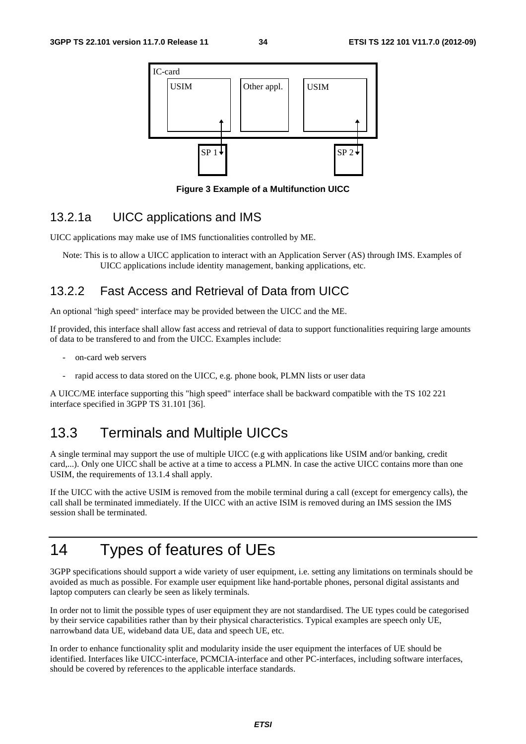**Figure 3 Example of a Multifunction UICC**

### 13.2.1a UICC applications and IMS

UICC applications may make use of IMS functionalities controlled by ME.

Note: This is to allow a UICC application to interact with an Application Server (AS) through IMS. Examples of UICC applications include identity management, banking applications, etc.

### 13.2.2 Fast Access and Retrieval of Data from UICC

An optional "high speed" interface may be provided between the UICC and the ME.

If provided, this interface shall allow fast access and retrieval of data to support functionalities requiring large amounts of data to be transfered to and from the UICC. Examples include:

- on-card web servers
- rapid access to data stored on the UICC, e.g. phone book, PLMN lists or user data

A UICC/ME interface supporting this "high speed" interface shall be backward compatible with the TS 102 221 interface specified in 3GPP TS 31.101 [36].

## 13.3 Terminals and Multiple UICCs

A single terminal may support the use of multiple UICC (e.g with applications like USIM and/or banking, credit card,...). Only one UICC shall be active at a time to access a PLMN. In case the active UICC contains more than one USIM, the requirements of 13.1.4 shall apply.

If the UICC with the active USIM is removed from the mobile terminal during a call (except for emergency calls), the call shall be terminated immediately. If the UICC with an active ISIM is removed during an IMS session the IMS session shall be terminated.

# 14 Types of features of UEs

3GPP specifications should support a wide variety of user equipment, i.e. setting any limitations on terminals should be avoided as much as possible. For example user equipment like hand-portable phones, personal digital assistants and laptop computers can clearly be seen as likely terminals.

In order not to limit the possible types of user equipment they are not standardised. The UE types could be categorised by their service capabilities rather than by their physical characteristics. Typical examples are speech only UE, narrowband data UE, wideband data UE, data and speech UE, etc.

In order to enhance functionality split and modularity inside the user equipment the interfaces of UE should be identified. Interfaces like UICC-interface, PCMCIA-interface and other PC-interfaces, including software interfaces, should be covered by references to the applicable interface standards.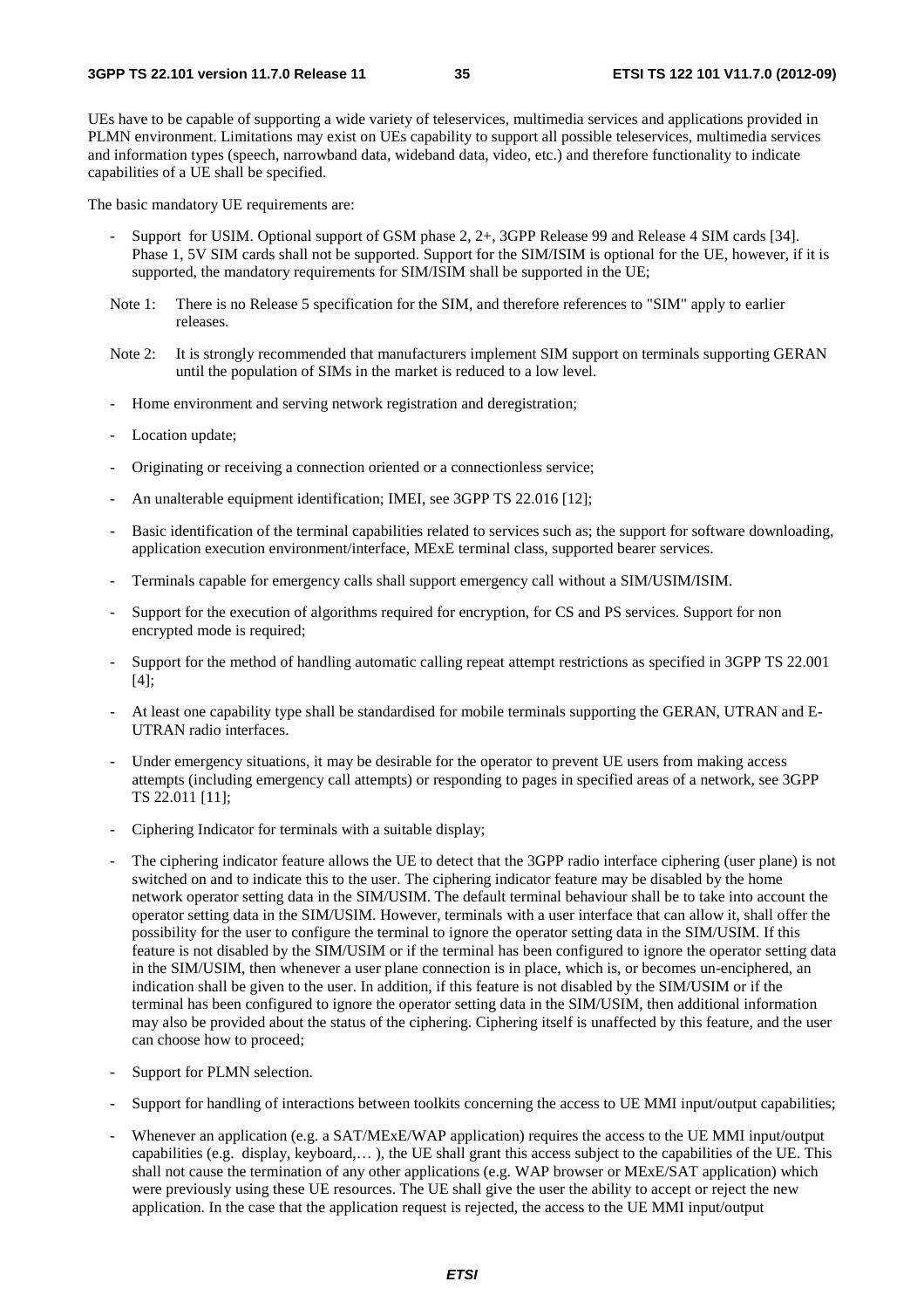UEs have to be capable of supporting a wide variety of teleservices, multimedia services and applications provided in PLMN environment. Limitations may exist on UEs capability to support all possible teleservices, multimedia services and information types (speech, narrowband data, wideband data, video, etc.) and therefore functionality to indicate capabilities of a UE shall be specified.

The basic mandatory UE requirements are:

- Support for USIM. Optional support of GSM phase 2, 2+, 3GPP Release 99 and Release 4 SIM cards [34]. Phase 1, 5V SIM cards shall not be supported. Support for the SIM/ISIM is optional for the UE, however, if it is supported, the mandatory requirements for SIM/ISIM shall be supported in the UE;

  Note 1: There is no Release 5 specification for the SIM, and therefore references to "SIM" apply to earlier releases.

  Note 2: It is strongly recommended that manufacturers implement SIM support on terminals supporting GERAN until the population of SIMs in the market is reduced to a low level.

- Home environment and serving network registration and deregistration;
- Location update;
- Originating or receiving a connection oriented or a connectionless service;
- An unalterable equipment identification; IMEI, see 3GPP TS 22.016 [12];
- Basic identification of the terminal capabilities related to services such as; the support for software downloading, application execution environment/interface, MExE terminal class, supported bearer services.
- Terminals capable for emergency calls shall support emergency call without a SIM/USIM/ISIM.
- Support for the execution of algorithms required for encryption, for CS and PS services. Support for non encrypted mode is required;
- Support for the method of handling automatic calling repeat attempt restrictions as specified in 3GPP TS 22.001 [4];
- At least one capability type shall be standardised for mobile terminals supporting the GERAN, UTRAN and E-UTRAN radio interfaces.
- Under emergency situations, it may be desirable for the operator to prevent UE users from making access attempts (including emergency call attempts) or responding to pages in specified areas of a network, see 3GPP TS 22.011 [11];
- Ciphering Indicator for terminals with a suitable display;
- The ciphering indicator feature allows the UE to detect that the 3GPP radio interface ciphering (user plane) is not switched on and to indicate this to the user. The ciphering indicator feature may be disabled by the home network operator setting data in the SIM/USIM. The default terminal behaviour shall be to take into account the operator setting data in the SIM/USIM. However, terminals with a user interface that can allow it, shall offer the possibility for the user to configure the terminal to ignore the operator setting data in the SIM/USIM. If this feature is not disabled by the SIM/USIM or if the terminal has been configured to ignore the operator setting data in the SIM/USIM, then whenever a user plane connection is in place, which is, or becomes un-enciphered, an indication shall be given to the user. In addition, if this feature is not disabled by the SIM/USIM or if the terminal has been configured to ignore the operator setting data in the SIM/USIM, then additional information may also be provided about the status of the ciphering. Ciphering itself is unaffected by this feature, and the user can choose how to proceed;
- Support for PLMN selection.
- Support for handling of interactions between toolkits concerning the access to UE MMI input/output capabilities;
- Whenever an application (e.g. a SAT/MExE/WAP application) requires the access to the UE MMI input/output capabilities (e.g. display, keyboard,… ), the UE shall grant this access subject to the capabilities of the UE. This shall not cause the termination of any other applications (e.g. WAP browser or MExE/SAT application) which were previously using these UE resources. The UE shall give the user the ability to accept or reject the new application. In the case that the application request is rejected, the access to the UE MMI input/output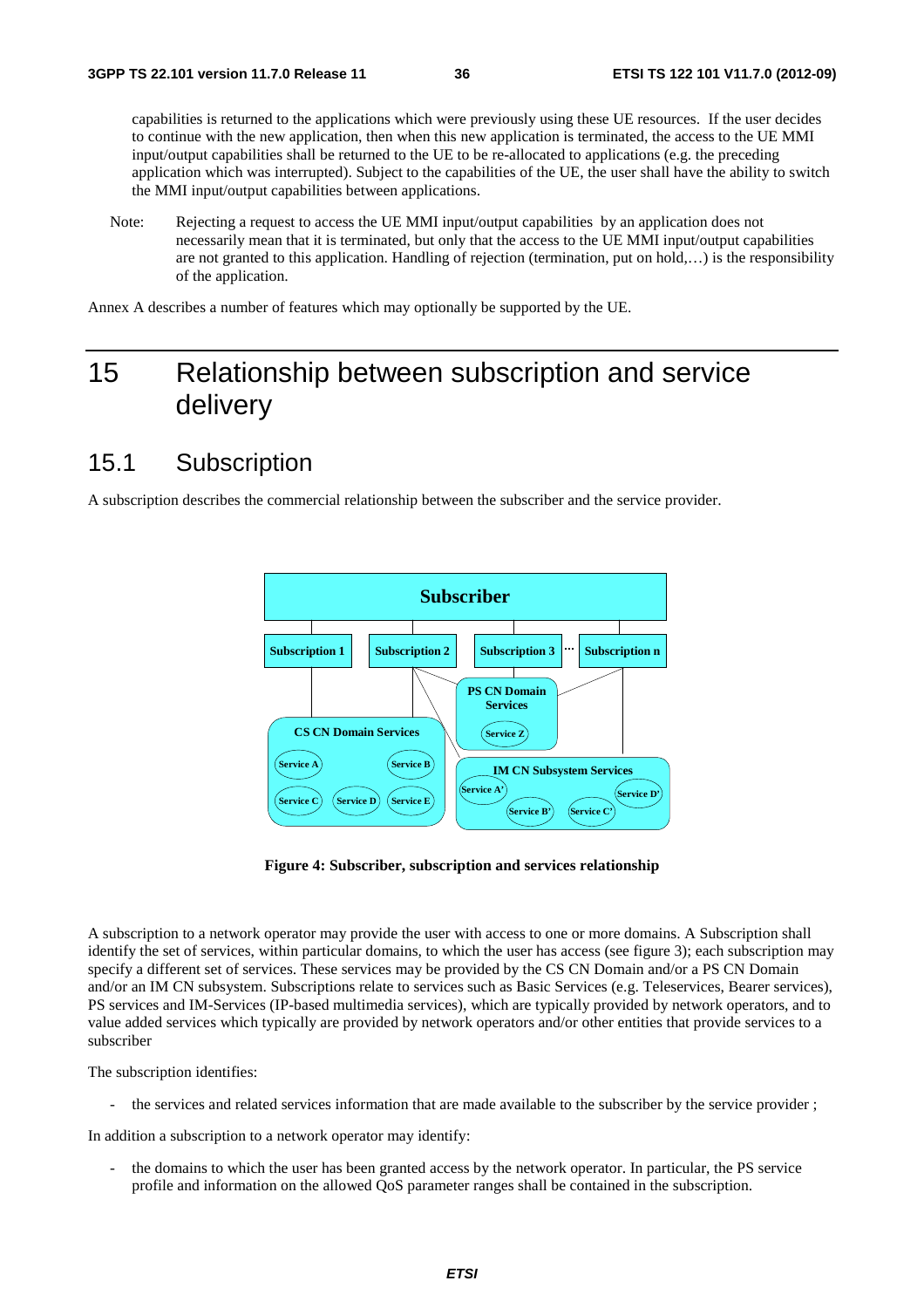capabilities is returned to the applications which were previously using these UE resources. If the user decides to continue with the new application, then when this new application is terminated, the access to the UE MMI input/output capabilities shall be returned to the UE to be re-allocated to applications (e.g. the preceding application which was interrupted). Subject to the capabilities of the UE, the user shall have the ability to switch the MMI input/output capabilities between applications.

Note: Rejecting a request to access the UE MMI input/output capabilities by an application does not necessarily mean that it is terminated, but only that the access to the UE MMI input/output capabilities are not granted to this application. Handling of rejection (termination, put on hold,…) is the responsibility of the application.

Annex A describes a number of features which may optionally be supported by the UE.

# 15 Relationship between subscription and service delivery

## 15.1 Subscription

A subscription describes the commercial relationship between the subscriber and the service provider.

**Figure 4: Subscriber, subscription and services relationship**

A subscription to a network operator may provide the user with access to one or more domains. A Subscription shall identify the set of services, within particular domains, to which the user has access (see figure 3); each subscription may specify a different set of services. These services may be provided by the CS CN Domain and/or a PS CN Domain and/or an IM CN subsystem. Subscriptions relate to services such as Basic Services (e.g. Teleservices, Bearer services), PS services and IM-Services (IP-based multimedia services), which are typically provided by network operators, and to value added services which typically are provided by network operators and/or other entities that provide services to a subscriber

The subscription identifies:

- the services and related services information that are made available to the subscriber by the service provider ;

In addition a subscription to a network operator may identify:

- the domains to which the user has been granted access by the network operator. In particular, the PS service profile and information on the allowed QoS parameter ranges shall be contained in the subscription.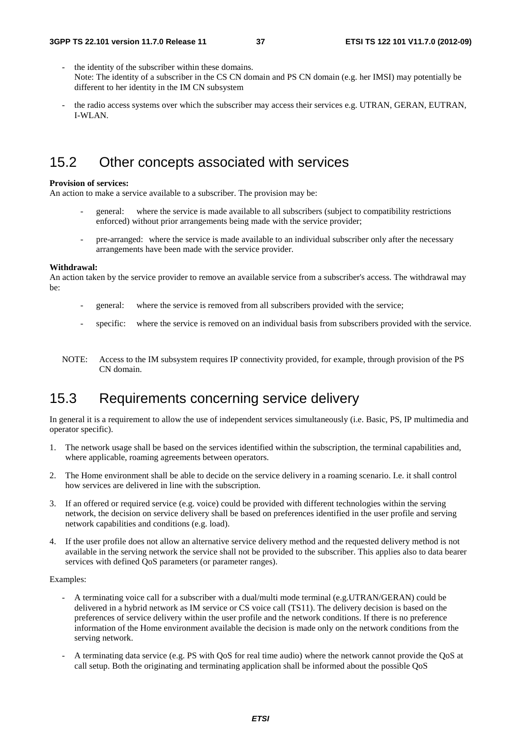- the identity of the subscriber within these domains.
  Note: The identity of a subscriber in the CS CN domain and PS CN domain (e.g. her IMSI) may potentially be different to her identity in the IM CN subsystem

- the radio access systems over which the subscriber may access their services e.g. UTRAN, GERAN, EUTRAN, I-WLAN.

## 15.2 Other concepts associated with services

**Provision of services:**
An action to make a service available to a subscriber. The provision may be:

- general: where the service is made available to all subscribers (subject to compatibility restrictions enforced) without prior arrangements being made with the service provider;

- pre-arranged: where the service is made available to an individual subscriber only after the necessary arrangements have been made with the service provider.

**Withdrawal:**
An action taken by the service provider to remove an available service from a subscriber's access. The withdrawal may be:

- general: where the service is removed from all subscribers provided with the service;

- specific: where the service is removed on an individual basis from subscribers provided with the service.

NOTE: Access to the IM subsystem requires IP connectivity provided, for example, through provision of the PS CN domain.

## 15.3 Requirements concerning service delivery

In general it is a requirement to allow the use of independent services simultaneously (i.e. Basic, PS, IP multimedia and operator specific).

1. The network usage shall be based on the services identified within the subscription, the terminal capabilities and, where applicable, roaming agreements between operators.

2. The Home environment shall be able to decide on the service delivery in a roaming scenario. I.e. it shall control how services are delivered in line with the subscription.

3. If an offered or required service (e.g. voice) could be provided with different technologies within the serving network, the decision on service delivery shall be based on preferences identified in the user profile and serving network capabilities and conditions (e.g. load).

4. If the user profile does not allow an alternative service delivery method and the requested delivery method is not available in the serving network the service shall not be provided to the subscriber. This applies also to data bearer services with defined QoS parameters (or parameter ranges).

Examples:

- A terminating voice call for a subscriber with a dual/multi mode terminal (e.g.UTRAN/GERAN) could be delivered in a hybrid network as IM service or CS voice call (TS11). The delivery decision is based on the preferences of service delivery within the user profile and the network conditions. If there is no preference information of the Home environment available the decision is made only on the network conditions from the serving network.

- A terminating data service (e.g. PS with QoS for real time audio) where the network cannot provide the QoS at call setup. Both the originating and terminating application shall be informed about the possible QoS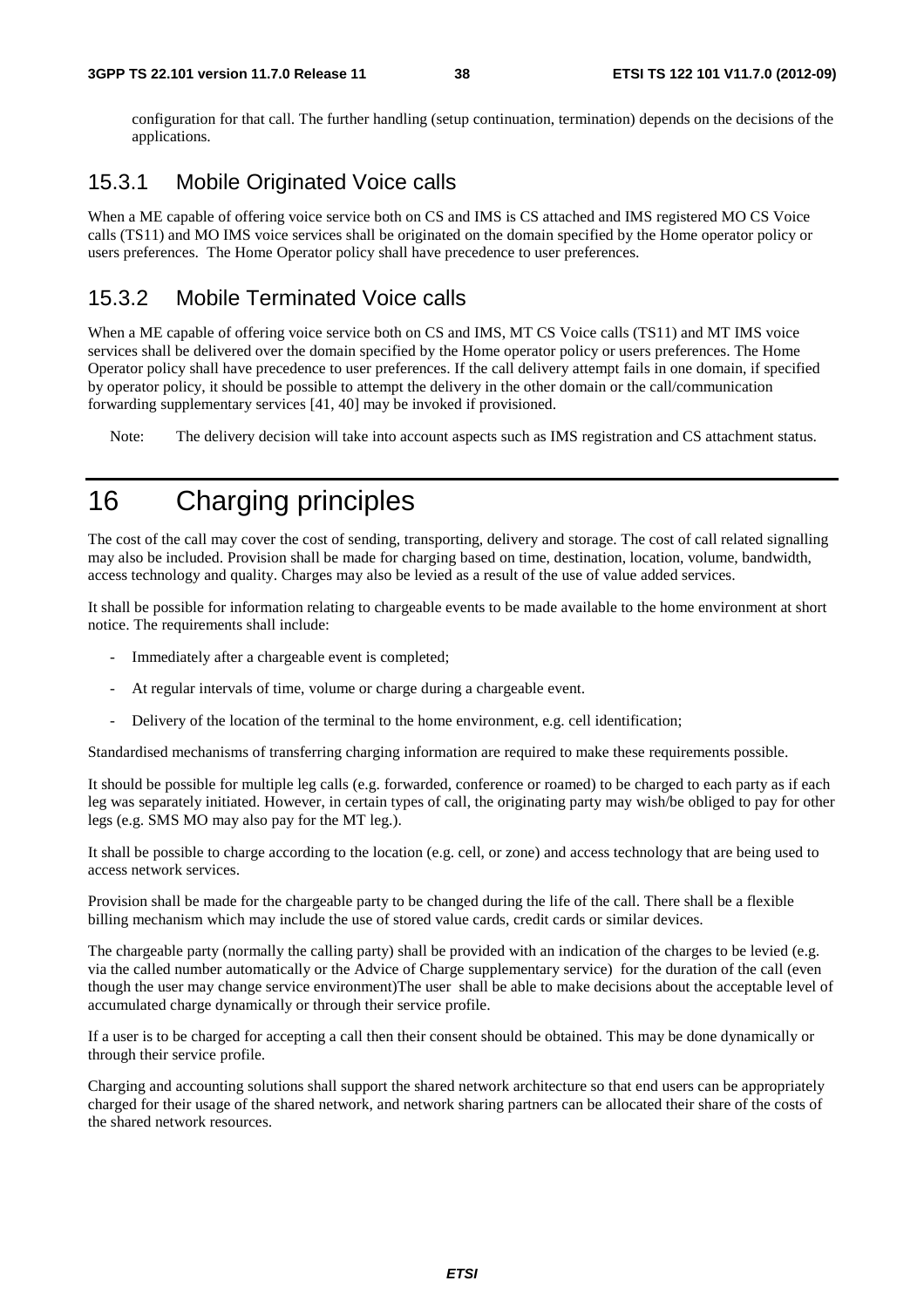configuration for that call. The further handling (setup continuation, termination) depends on the decisions of the applications.

### 15.3.1 Mobile Originated Voice calls

When a ME capable of offering voice service both on CS and IMS is CS attached and IMS registered MO CS Voice calls (TS11) and MO IMS voice services shall be originated on the domain specified by the Home operator policy or users preferences. The Home Operator policy shall have precedence to user preferences.

### 15.3.2 Mobile Terminated Voice calls

When a ME capable of offering voice service both on CS and IMS, MT CS Voice calls (TS11) and MT IMS voice services shall be delivered over the domain specified by the Home operator policy or users preferences. The Home Operator policy shall have precedence to user preferences. If the call delivery attempt fails in one domain, if specified by operator policy, it should be possible to attempt the delivery in the other domain or the call/communication forwarding supplementary services [41, 40] may be invoked if provisioned.

Note: The delivery decision will take into account aspects such as IMS registration and CS attachment status.

# 16 Charging principles

The cost of the call may cover the cost of sending, transporting, delivery and storage. The cost of call related signalling may also be included. Provision shall be made for charging based on time, destination, location, volume, bandwidth, access technology and quality. Charges may also be levied as a result of the use of value added services.

It shall be possible for information relating to chargeable events to be made available to the home environment at short notice. The requirements shall include:

- Immediately after a chargeable event is completed;
- At regular intervals of time, volume or charge during a chargeable event.
- Delivery of the location of the terminal to the home environment, e.g. cell identification;

Standardised mechanisms of transferring charging information are required to make these requirements possible.

It should be possible for multiple leg calls (e.g. forwarded, conference or roamed) to be charged to each party as if each leg was separately initiated. However, in certain types of call, the originating party may wish/be obliged to pay for other legs (e.g. SMS MO may also pay for the MT leg.).

It shall be possible to charge according to the location (e.g. cell, or zone) and access technology that are being used to access network services.

Provision shall be made for the chargeable party to be changed during the life of the call. There shall be a flexible billing mechanism which may include the use of stored value cards, credit cards or similar devices.

The chargeable party (normally the calling party) shall be provided with an indication of the charges to be levied (e.g. via the called number automatically or the Advice of Charge supplementary service) for the duration of the call (even though the user may change service environment)The user shall be able to make decisions about the acceptable level of accumulated charge dynamically or through their service profile.

If a user is to be charged for accepting a call then their consent should be obtained. This may be done dynamically or through their service profile.

Charging and accounting solutions shall support the shared network architecture so that end users can be appropriately charged for their usage of the shared network, and network sharing partners can be allocated their share of the costs of the shared network resources.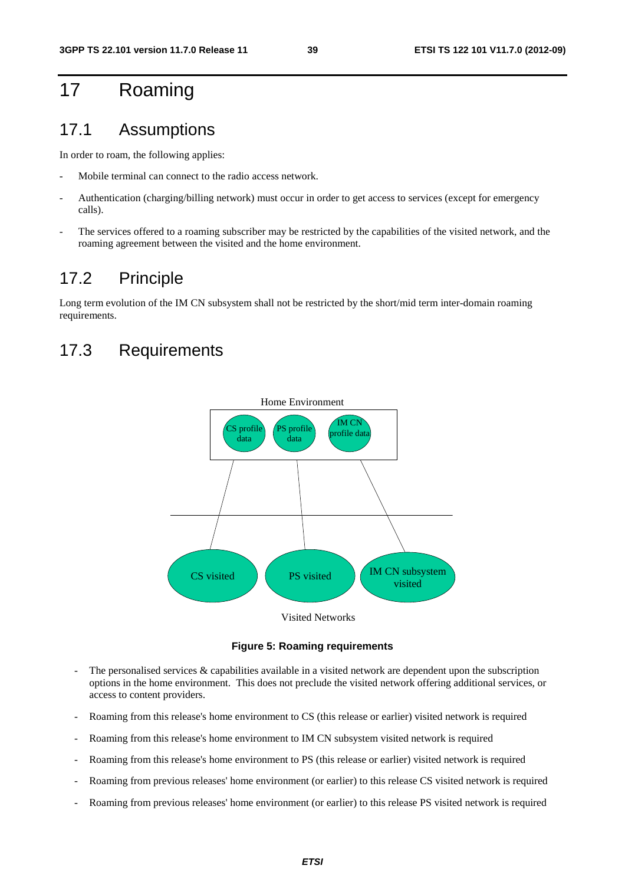# 17 Roaming

## 17.1 Assumptions

In order to roam, the following applies:

- Mobile terminal can connect to the radio access network.
- Authentication (charging/billing network) must occur in order to get access to services (except for emergency calls).
- The services offered to a roaming subscriber may be restricted by the capabilities of the visited network, and the roaming agreement between the visited and the home environment.

## 17.2 Principle

Long term evolution of the IM CN subsystem shall not be restricted by the short/mid term inter-domain roaming requirements.

## 17.3 Requirements

**Figure 5: Roaming requirements**

- The personalised services & capabilities available in a visited network are dependent upon the subscription options in the home environment. This does not preclude the visited network offering additional services, or access to content providers.
- Roaming from this release's home environment to CS (this release or earlier) visited network is required
- Roaming from this release's home environment to IM CN subsystem visited network is required
- Roaming from this release's home environment to PS (this release or earlier) visited network is required
- Roaming from previous releases' home environment (or earlier) to this release CS visited network is required
- Roaming from previous releases' home environment (or earlier) to this release PS visited network is required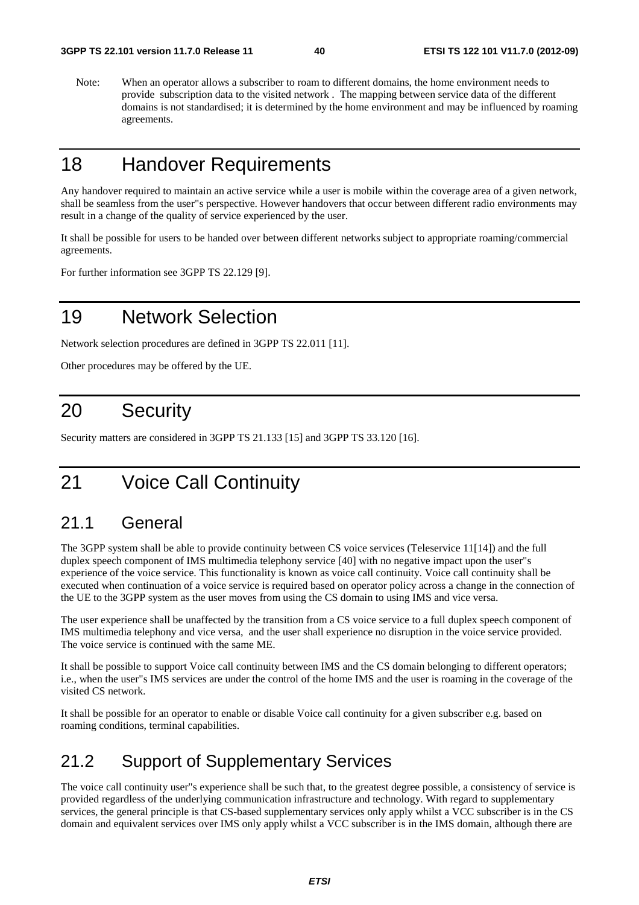Note: When an operator allows a subscriber to roam to different domains, the home environment needs to provide subscription data to the visited network . The mapping between service data of the different domains is not standardised; it is determined by the home environment and may be influenced by roaming agreements.

# 18 Handover Requirements

Any handover required to maintain an active service while a user is mobile within the coverage area of a given network, shall be seamless from the user"s perspective. However handovers that occur between different radio environments may result in a change of the quality of service experienced by the user.

It shall be possible for users to be handed over between different networks subject to appropriate roaming/commercial agreements.

For further information see 3GPP TS 22.129 [9].

# 19 Network Selection

Network selection procedures are defined in 3GPP TS 22.011 [11].

Other procedures may be offered by the UE.

# 20 Security

Security matters are considered in 3GPP TS 21.133 [15] and 3GPP TS 33.120 [16].

# 21 Voice Call Continuity

## 21.1 General

The 3GPP system shall be able to provide continuity between CS voice services (Teleservice 11[14]) and the full duplex speech component of IMS multimedia telephony service [40] with no negative impact upon the user"s experience of the voice service. This functionality is known as voice call continuity. Voice call continuity shall be executed when continuation of a voice service is required based on operator policy across a change in the connection of the UE to the 3GPP system as the user moves from using the CS domain to using IMS and vice versa.

The user experience shall be unaffected by the transition from a CS voice service to a full duplex speech component of IMS multimedia telephony and vice versa, and the user shall experience no disruption in the voice service provided. The voice service is continued with the same ME.

It shall be possible to support Voice call continuity between IMS and the CS domain belonging to different operators; i.e., when the user"s IMS services are under the control of the home IMS and the user is roaming in the coverage of the visited CS network.

It shall be possible for an operator to enable or disable Voice call continuity for a given subscriber e.g. based on roaming conditions, terminal capabilities.

## 21.2 Support of Supplementary Services

The voice call continuity user"s experience shall be such that, to the greatest degree possible, a consistency of service is provided regardless of the underlying communication infrastructure and technology. With regard to supplementary services, the general principle is that CS-based supplementary services only apply whilst a VCC subscriber is in the CS domain and equivalent services over IMS only apply whilst a VCC subscriber is in the IMS domain, although there are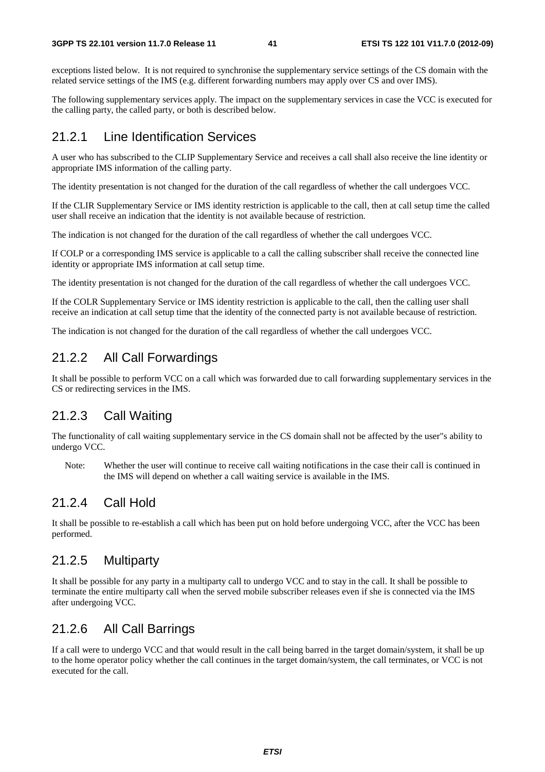exceptions listed below.  It is not required to synchronise the supplementary service settings of the CS domain with the related service settings of the IMS (e.g. different forwarding numbers may apply over CS and over IMS).

The following supplementary services apply. The impact on the supplementary services in case the VCC is executed for the calling party, the called party, or both is described below.

### 21.2.1 Line Identification Services

A user who has subscribed to the CLIP Supplementary Service and receives a call shall also receive the line identity or appropriate IMS information of the calling party.

The identity presentation is not changed for the duration of the call regardless of whether the call undergoes VCC.

If the CLIR Supplementary Service or IMS identity restriction is applicable to the call, then at call setup time the called user shall receive an indication that the identity is not available because of restriction.

The indication is not changed for the duration of the call regardless of whether the call undergoes VCC.

If COLP or a corresponding IMS service is applicable to a call the calling subscriber shall receive the connected line identity or appropriate IMS information at call setup time.

The identity presentation is not changed for the duration of the call regardless of whether the call undergoes VCC.

If the COLR Supplementary Service or IMS identity restriction is applicable to the call, then the calling user shall receive an indication at call setup time that the identity of the connected party is not available because of restriction.

The indication is not changed for the duration of the call regardless of whether the call undergoes VCC.

### 21.2.2 All Call Forwardings

It shall be possible to perform VCC on a call which was forwarded due to call forwarding supplementary services in the CS or redirecting services in the IMS.

### 21.2.3 Call Waiting

The functionality of call waiting supplementary service in the CS domain shall not be affected by the user"s ability to undergo VCC.

Note: Whether the user will continue to receive call waiting notifications in the case their call is continued in the IMS will depend on whether a call waiting service is available in the IMS.

### 21.2.4 Call Hold

It shall be possible to re-establish a call which has been put on hold before undergoing VCC, after the VCC has been performed.

### 21.2.5 Multiparty

It shall be possible for any party in a multiparty call to undergo VCC and to stay in the call. It shall be possible to terminate the entire multiparty call when the served mobile subscriber releases even if she is connected via the IMS after undergoing VCC.

### 21.2.6 All Call Barrings

If a call were to undergo VCC and that would result in the call being barred in the target domain/system, it shall be up to the home operator policy whether the call continues in the target domain/system, the call terminates, or VCC is not executed for the call.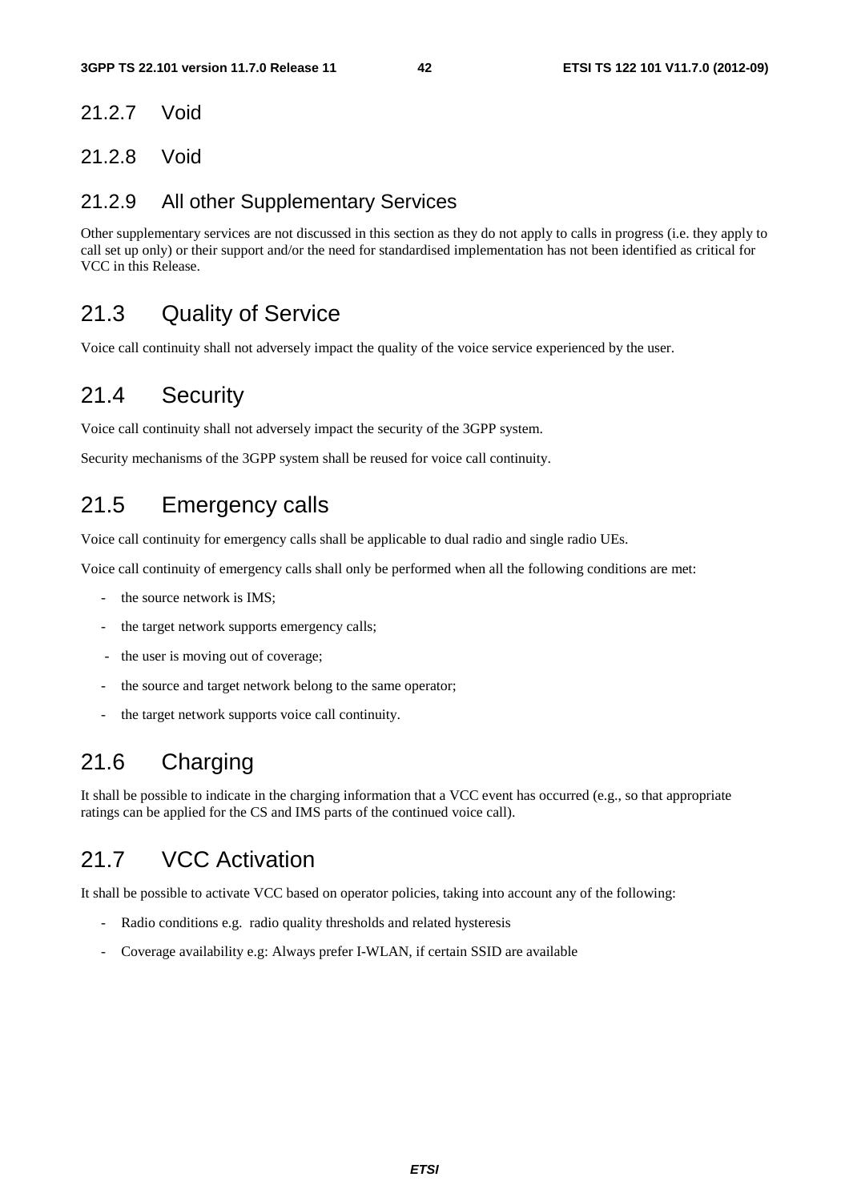### 21.2.7 Void

### 21.2.8 Void

### 21.2.9 All other Supplementary Services

Other supplementary services are not discussed in this section as they do not apply to calls in progress (i.e. they apply to call set up only) or their support and/or the need for standardised implementation has not been identified as critical for VCC in this Release.

## 21.3 Quality of Service

Voice call continuity shall not adversely impact the quality of the voice service experienced by the user.

## 21.4 Security

Voice call continuity shall not adversely impact the security of the 3GPP system.

Security mechanisms of the 3GPP system shall be reused for voice call continuity.

## 21.5 Emergency calls

Voice call continuity for emergency calls shall be applicable to dual radio and single radio UEs.

Voice call continuity of emergency calls shall only be performed when all the following conditions are met:

- the source network is IMS;
- the target network supports emergency calls;
- the user is moving out of coverage;
- the source and target network belong to the same operator;
- the target network supports voice call continuity.

## 21.6 Charging

It shall be possible to indicate in the charging information that a VCC event has occurred (e.g., so that appropriate ratings can be applied for the CS and IMS parts of the continued voice call).

## 21.7 VCC Activation

It shall be possible to activate VCC based on operator policies, taking into account any of the following:

- Radio conditions e.g. radio quality thresholds and related hysteresis
- Coverage availability e.g: Always prefer I-WLAN, if certain SSID are available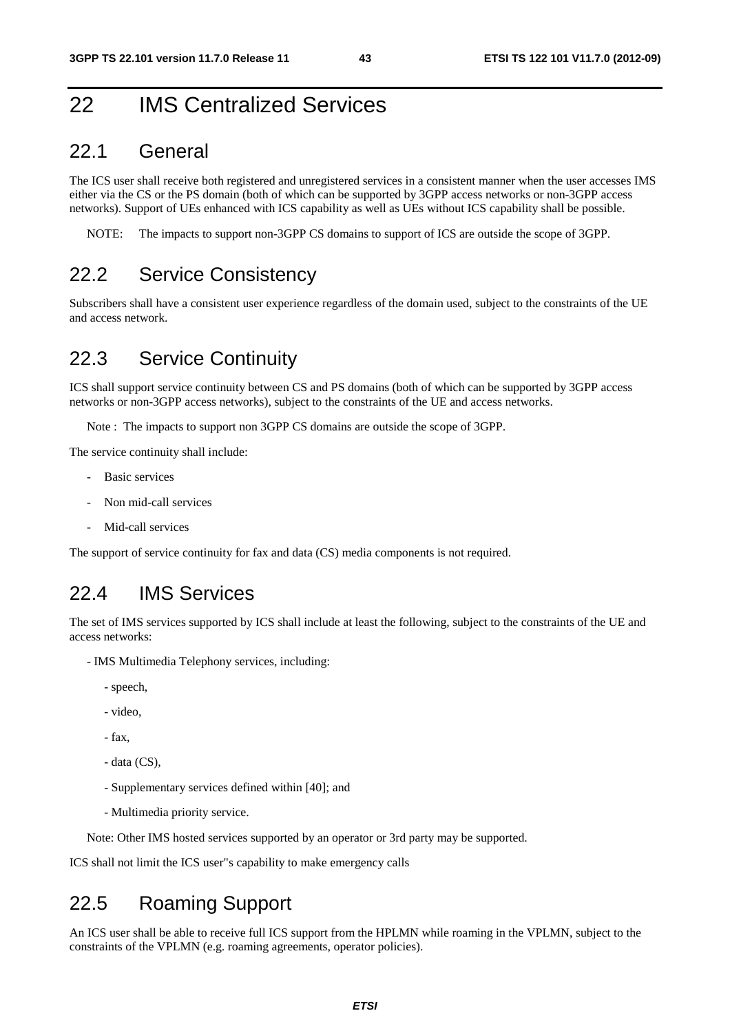# 22 IMS Centralized Services

## 22.1 General

The ICS user shall receive both registered and unregistered services in a consistent manner when the user accesses IMS either via the CS or the PS domain (both of which can be supported by 3GPP access networks or non-3GPP access networks). Support of UEs enhanced with ICS capability as well as UEs without ICS capability shall be possible.

NOTE: The impacts to support non-3GPP CS domains to support of ICS are outside the scope of 3GPP.

## 22.2 Service Consistency

Subscribers shall have a consistent user experience regardless of the domain used, subject to the constraints of the UE and access network.

## 22.3 Service Continuity

ICS shall support service continuity between CS and PS domains (both of which can be supported by 3GPP access networks or non-3GPP access networks), subject to the constraints of the UE and access networks.

Note : The impacts to support non 3GPP CS domains are outside the scope of 3GPP.

The service continuity shall include:

- Basic services
- Non mid-call services
- Mid-call services

The support of service continuity for fax and data (CS) media components is not required.

## 22.4 IMS Services

The set of IMS services supported by ICS shall include at least the following, subject to the constraints of the UE and access networks:

- IMS Multimedia Telephony services, including:
  - speech,
  - video,
  - fax,
  - data (CS),
  - Supplementary services defined within [40]; and
  - Multimedia priority service.

Note: Other IMS hosted services supported by an operator or 3rd party may be supported.

ICS shall not limit the ICS user"s capability to make emergency calls

## 22.5 Roaming Support

An ICS user shall be able to receive full ICS support from the HPLMN while roaming in the VPLMN, subject to the constraints of the VPLMN (e.g. roaming agreements, operator policies).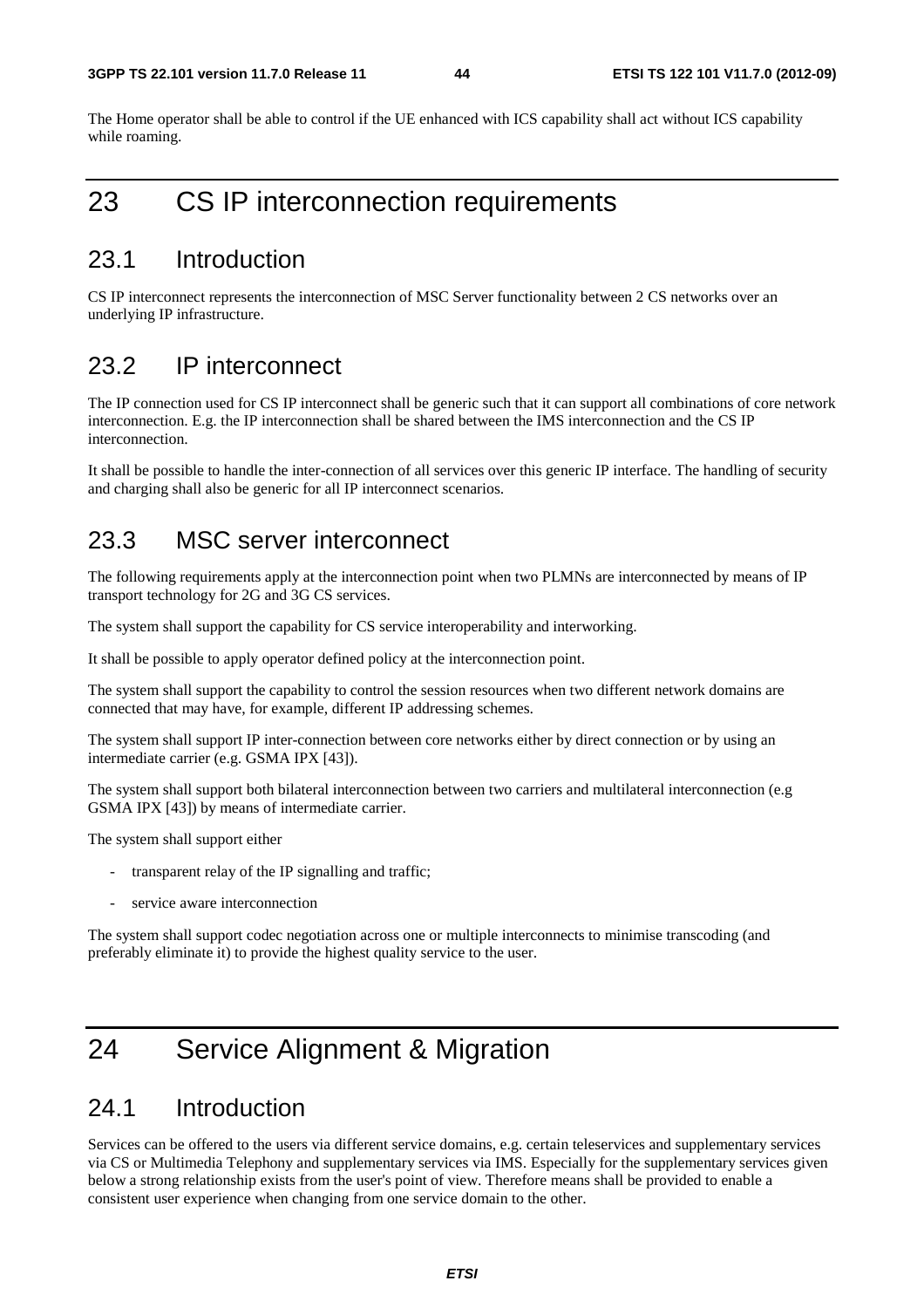The Home operator shall be able to control if the UE enhanced with ICS capability shall act without ICS capability while roaming.

# 23 CS IP interconnection requirements

## 23.1 Introduction

CS IP interconnect represents the interconnection of MSC Server functionality between 2 CS networks over an underlying IP infrastructure.

## 23.2 IP interconnect

The IP connection used for CS IP interconnect shall be generic such that it can support all combinations of core network interconnection. E.g. the IP interconnection shall be shared between the IMS interconnection and the CS IP interconnection.

It shall be possible to handle the inter-connection of all services over this generic IP interface. The handling of security and charging shall also be generic for all IP interconnect scenarios.

## 23.3 MSC server interconnect

The following requirements apply at the interconnection point when two PLMNs are interconnected by means of IP transport technology for 2G and 3G CS services.

The system shall support the capability for CS service interoperability and interworking.

It shall be possible to apply operator defined policy at the interconnection point.

The system shall support the capability to control the session resources when two different network domains are connected that may have, for example, different IP addressing schemes.

The system shall support IP inter-connection between core networks either by direct connection or by using an intermediate carrier (e.g. GSMA IPX [43]).

The system shall support both bilateral interconnection between two carriers and multilateral interconnection (e.g GSMA IPX [43]) by means of intermediate carrier.

The system shall support either

- transparent relay of the IP signalling and traffic;
- service aware interconnection

The system shall support codec negotiation across one or multiple interconnects to minimise transcoding (and preferably eliminate it) to provide the highest quality service to the user.

# 24 Service Alignment & Migration

## 24.1 Introduction

Services can be offered to the users via different service domains, e.g. certain teleservices and supplementary services via CS or Multimedia Telephony and supplementary services via IMS. Especially for the supplementary services given below a strong relationship exists from the user's point of view. Therefore means shall be provided to enable a consistent user experience when changing from one service domain to the other.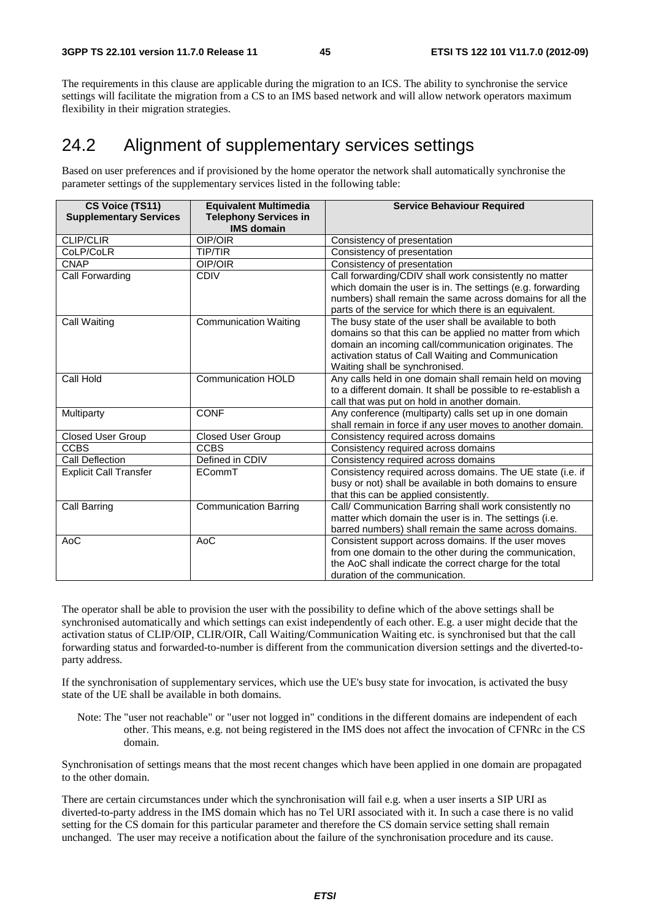The requirements in this clause are applicable during the migration to an ICS. The ability to synchronise the service settings will facilitate the migration from a CS to an IMS based network and will allow network operators maximum flexibility in their migration strategies.

## 24.2 Alignment of supplementary services settings

Based on user preferences and if provisioned by the home operator the network shall automatically synchronise the parameter settings of the supplementary services listed in the following table:

| CS Voice (TS11) Supplementary Services | Equivalent Multimedia Telephony Services in IMS domain | Service Behaviour Required |
|---|---|---|
| CLIP/CLIR | OIP/OIR | Consistency of presentation |
| CoLP/CoLR | TIP/TIR | Consistency of presentation |
| CNAP | OIP/OIR | Consistency of presentation |
| Call Forwarding | CDIV | Call forwarding/CDIV shall work consistently no matter which domain the user is in. The settings (e.g. forwarding numbers) shall remain the same across domains for all the parts of the service for which there is an equivalent. |
| Call Waiting | Communication Waiting | The busy state of the user shall be available to both domains so that this can be applied no matter from which domain an incoming call/communication originates. The activation status of Call Waiting and Communication Waiting shall be synchronised. |
| Call Hold | Communication HOLD | Any calls held in one domain shall remain held on moving to a different domain. It shall be possible to re-establish a call that was put on hold in another domain. |
| Multiparty | CONF | Any conference (multiparty) calls set up in one domain shall remain in force if any user moves to another domain. |
| Closed User Group | Closed User Group | Consistency required across domains |
| CCBS | CCBS | Consistency required across domains |
| Call Deflection | Defined in CDIV | Consistency required across domains |
| Explicit Call Transfer | ECommT | Consistency required across domains. The UE state (i.e. if busy or not) shall be available in both domains to ensure that this can be applied consistently. |
| Call Barring | Communication Barring | Call/ Communication Barring shall work consistently no matter which domain the user is in. The settings (i.e. barred numbers) shall remain the same across domains. |
| AoC | AoC | Consistent support across domains. If the user moves from one domain to the other during the communication, the AoC shall indicate the correct charge for the total duration of the communication. |

The operator shall be able to provision the user with the possibility to define which of the above settings shall be synchronised automatically and which settings can exist independently of each other. E.g. a user might decide that the activation status of CLIP/OIP, CLIR/OIR, Call Waiting/Communication Waiting etc. is synchronised but that the call forwarding status and forwarded-to-number is different from the communication diversion settings and the diverted-to-party address.

If the synchronisation of supplementary services, which use the UE's busy state for invocation, is activated the busy state of the UE shall be available in both domains.

Note: The "user not reachable" or "user not logged in" conditions in the different domains are independent of each other. This means, e.g. not being registered in the IMS does not affect the invocation of CFNRc in the CS domain.

Synchronisation of settings means that the most recent changes which have been applied in one domain are propagated to the other domain.

There are certain circumstances under which the synchronisation will fail e.g. when a user inserts a SIP URI as diverted-to-party address in the IMS domain which has no Tel URI associated with it. In such a case there is no valid setting for the CS domain for this particular parameter and therefore the CS domain service setting shall remain unchanged. The user may receive a notification about the failure of the synchronisation procedure and its cause.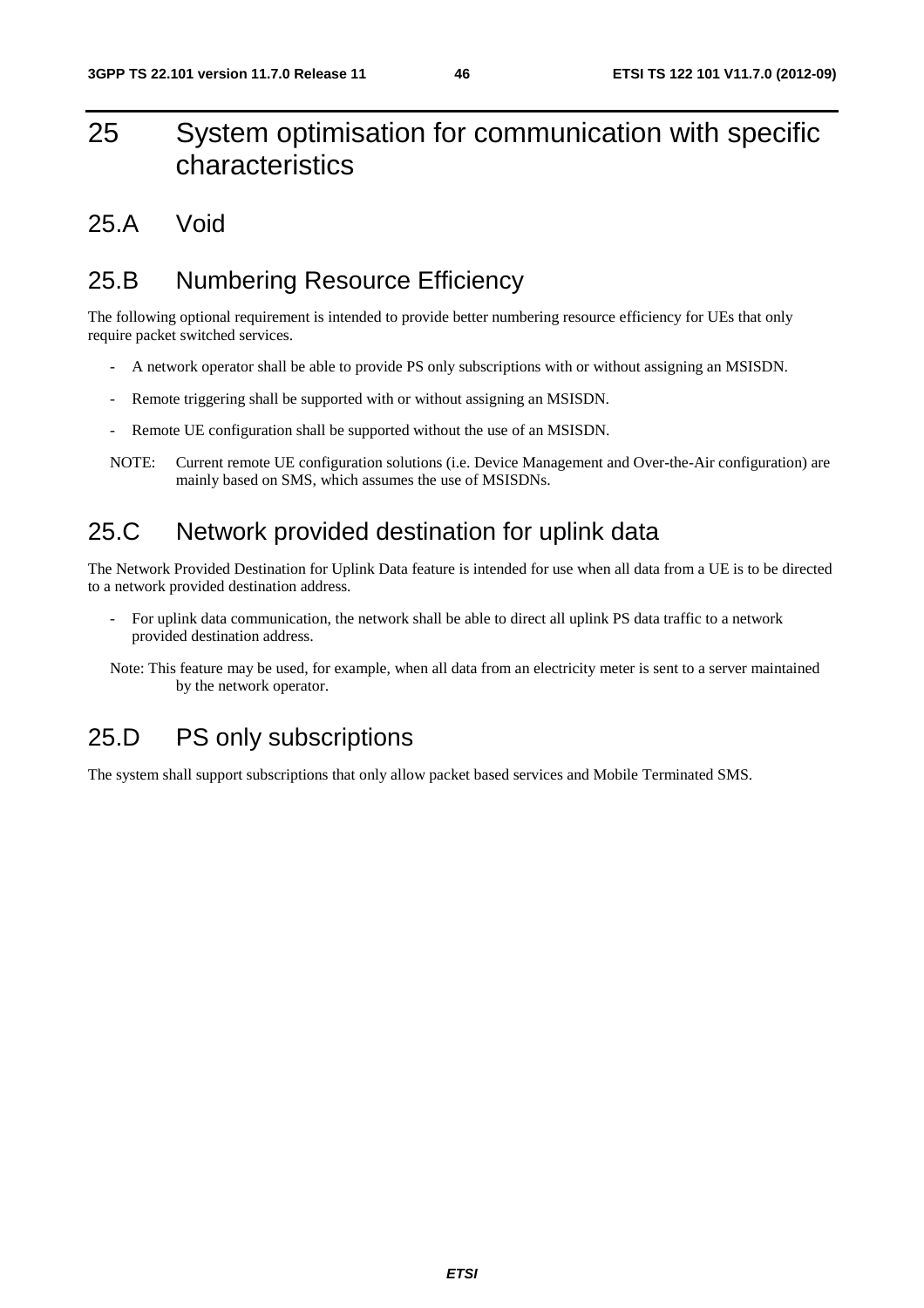# 25 System optimisation for communication with specific characteristics

## 25.A Void

## 25.B Numbering Resource Efficiency

The following optional requirement is intended to provide better numbering resource efficiency for UEs that only require packet switched services.

- A network operator shall be able to provide PS only subscriptions with or without assigning an MSISDN.
- Remote triggering shall be supported with or without assigning an MSISDN.
- Remote UE configuration shall be supported without the use of an MSISDN.

NOTE: Current remote UE configuration solutions (i.e. Device Management and Over-the-Air configuration) are mainly based on SMS, which assumes the use of MSISDNs.

## 25.C Network provided destination for uplink data

The Network Provided Destination for Uplink Data feature is intended for use when all data from a UE is to be directed to a network provided destination address.

- For uplink data communication, the network shall be able to direct all uplink PS data traffic to a network provided destination address.

Note: This feature may be used, for example, when all data from an electricity meter is sent to a server maintained by the network operator.

## 25.D PS only subscriptions

The system shall support subscriptions that only allow packet based services and Mobile Terminated SMS.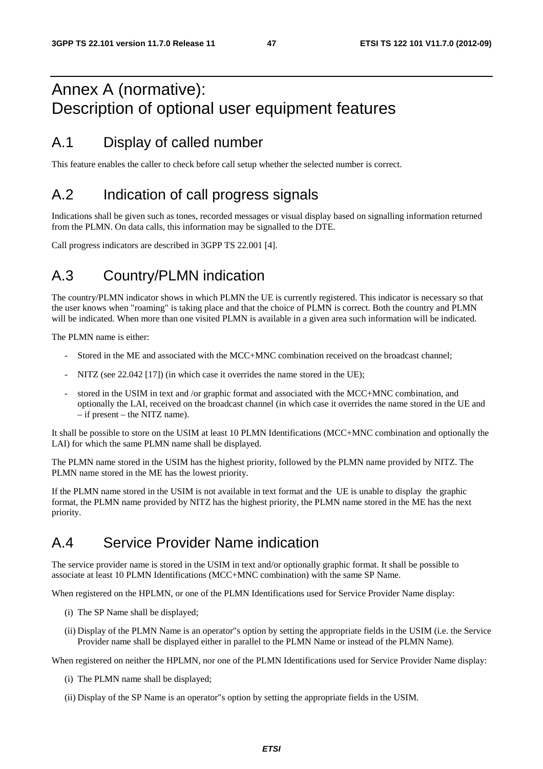# Annex A (normative): Description of optional user equipment features

## A.1 Display of called number

This feature enables the caller to check before call setup whether the selected number is correct.

## A.2 Indication of call progress signals

Indications shall be given such as tones, recorded messages or visual display based on signalling information returned from the PLMN. On data calls, this information may be signalled to the DTE.

Call progress indicators are described in 3GPP TS 22.001 [4].

## A.3 Country/PLMN indication

The country/PLMN indicator shows in which PLMN the UE is currently registered. This indicator is necessary so that the user knows when "roaming" is taking place and that the choice of PLMN is correct. Both the country and PLMN will be indicated. When more than one visited PLMN is available in a given area such information will be indicated.

The PLMN name is either:

- Stored in the ME and associated with the MCC+MNC combination received on the broadcast channel;
- NITZ (see 22.042 [17]) (in which case it overrides the name stored in the UE);
- stored in the USIM in text and /or graphic format and associated with the MCC+MNC combination, and optionally the LAI, received on the broadcast channel (in which case it overrides the name stored in the UE and – if present – the NITZ name).

It shall be possible to store on the USIM at least 10 PLMN Identifications (MCC+MNC combination and optionally the LAI) for which the same PLMN name shall be displayed.

The PLMN name stored in the USIM has the highest priority, followed by the PLMN name provided by NITZ. The PLMN name stored in the ME has the lowest priority.

If the PLMN name stored in the USIM is not available in text format and the UE is unable to display the graphic format, the PLMN name provided by NITZ has the highest priority, the PLMN name stored in the ME has the next priority.

## A.4 Service Provider Name indication

The service provider name is stored in the USIM in text and/or optionally graphic format. It shall be possible to associate at least 10 PLMN Identifications (MCC+MNC combination) with the same SP Name.

When registered on the HPLMN, or one of the PLMN Identifications used for Service Provider Name display:

(i) The SP Name shall be displayed;

(ii) Display of the PLMN Name is an operator"s option by setting the appropriate fields in the USIM (i.e. the Service Provider name shall be displayed either in parallel to the PLMN Name or instead of the PLMN Name).

When registered on neither the HPLMN, nor one of the PLMN Identifications used for Service Provider Name display:

(i) The PLMN name shall be displayed;

(ii) Display of the SP Name is an operator"s option by setting the appropriate fields in the USIM.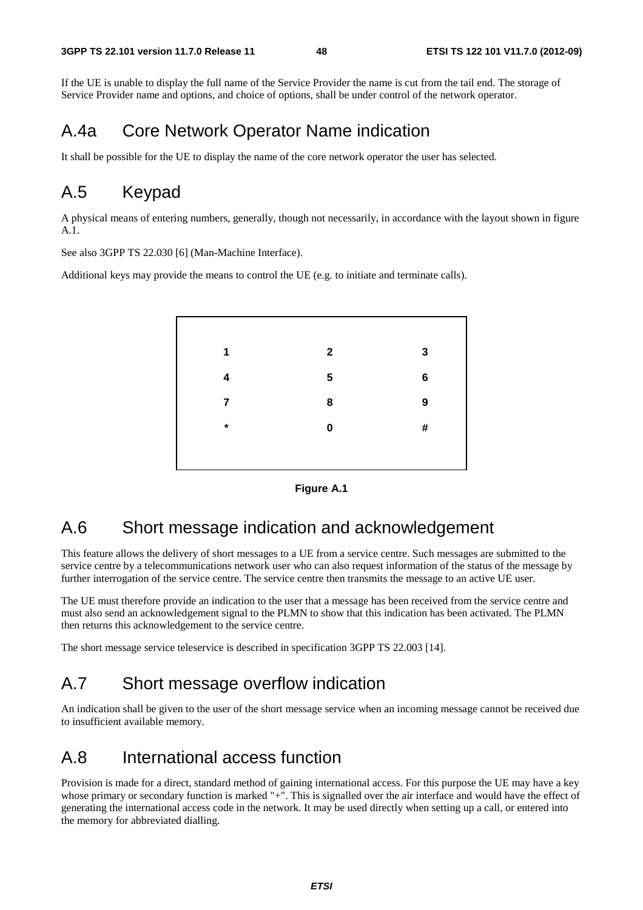If the UE is unable to display the full name of the Service Provider the name is cut from the tail end. The storage of Service Provider name and options, and choice of options, shall be under control of the network operator.

# A.4a Core Network Operator Name indication

It shall be possible for the UE to display the name of the core network operator the user has selected.

# A.5 Keypad

A physical means of entering numbers, generally, though not necessarily, in accordance with the layout shown in figure A.1.

See also 3GPP TS 22.030 [6] (Man-Machine Interface).

Additional keys may provide the means to control the UE (e.g. to initiate and terminate calls).

| | | |
|---|---|---|
| 1 | 2 | 3 |
| 4 | 5 | 6 |
| 7 | 8 | 9 |
| * | 0 | # |

**Figure A.1**

# A.6 Short message indication and acknowledgement

This feature allows the delivery of short messages to a UE from a service centre. Such messages are submitted to the service centre by a telecommunications network user who can also request information of the status of the message by further interrogation of the service centre. The service centre then transmits the message to an active UE user.

The UE must therefore provide an indication to the user that a message has been received from the service centre and must also send an acknowledgement signal to the PLMN to show that this indication has been activated. The PLMN then returns this acknowledgement to the service centre.

The short message service teleservice is described in specification 3GPP TS 22.003 [14].

# A.7 Short message overflow indication

An indication shall be given to the user of the short message service when an incoming message cannot be received due to insufficient available memory.

# A.8 International access function

Provision is made for a direct, standard method of gaining international access. For this purpose the UE may have a key whose primary or secondary function is marked "+". This is signalled over the air interface and would have the effect of generating the international access code in the network. It may be used directly when setting up a call, or entered into the memory for abbreviated dialling.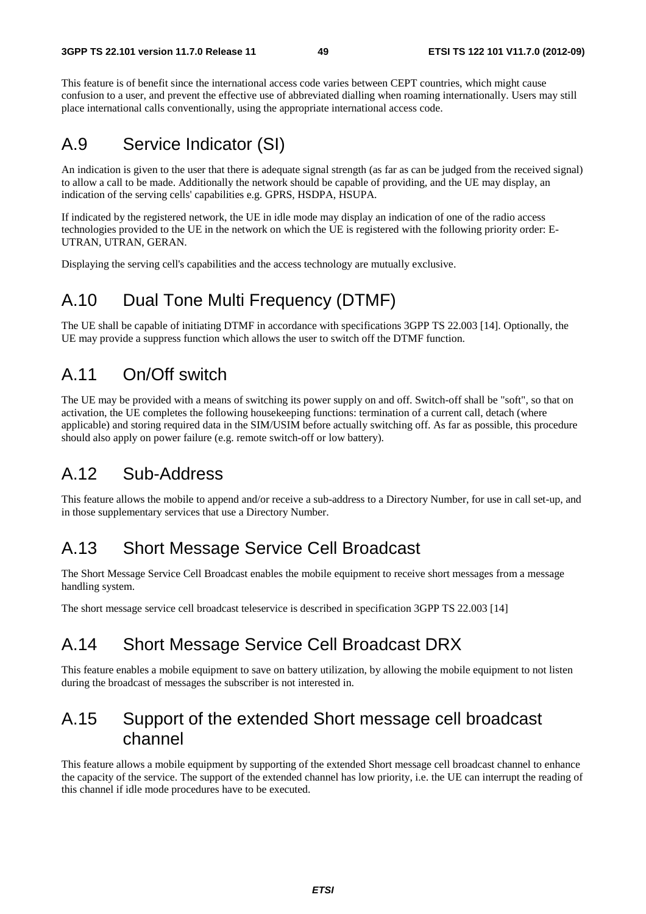This feature is of benefit since the international access code varies between CEPT countries, which might cause confusion to a user, and prevent the effective use of abbreviated dialling when roaming internationally. Users may still place international calls conventionally, using the appropriate international access code.

# A.9 Service Indicator (SI)

An indication is given to the user that there is adequate signal strength (as far as can be judged from the received signal) to allow a call to be made. Additionally the network should be capable of providing, and the UE may display, an indication of the serving cells' capabilities e.g. GPRS, HSDPA, HSUPA.

If indicated by the registered network, the UE in idle mode may display an indication of one of the radio access technologies provided to the UE in the network on which the UE is registered with the following priority order: E-UTRAN, UTRAN, GERAN.

Displaying the serving cell's capabilities and the access technology are mutually exclusive.

# A.10 Dual Tone Multi Frequency (DTMF)

The UE shall be capable of initiating DTMF in accordance with specifications 3GPP TS 22.003 [14]. Optionally, the UE may provide a suppress function which allows the user to switch off the DTMF function.

# A.11 On/Off switch

The UE may be provided with a means of switching its power supply on and off. Switch-off shall be "soft", so that on activation, the UE completes the following housekeeping functions: termination of a current call, detach (where applicable) and storing required data in the SIM/USIM before actually switching off. As far as possible, this procedure should also apply on power failure (e.g. remote switch-off or low battery).

# A.12 Sub-Address

This feature allows the mobile to append and/or receive a sub-address to a Directory Number, for use in call set-up, and in those supplementary services that use a Directory Number.

# A.13 Short Message Service Cell Broadcast

The Short Message Service Cell Broadcast enables the mobile equipment to receive short messages from a message handling system.

The short message service cell broadcast teleservice is described in specification 3GPP TS 22.003 [14]

# A.14 Short Message Service Cell Broadcast DRX

This feature enables a mobile equipment to save on battery utilization, by allowing the mobile equipment to not listen during the broadcast of messages the subscriber is not interested in.

# A.15 Support of the extended Short message cell broadcast channel

This feature allows a mobile equipment by supporting of the extended Short message cell broadcast channel to enhance the capacity of the service. The support of the extended channel has low priority, i.e. the UE can interrupt the reading of this channel if idle mode procedures have to be executed.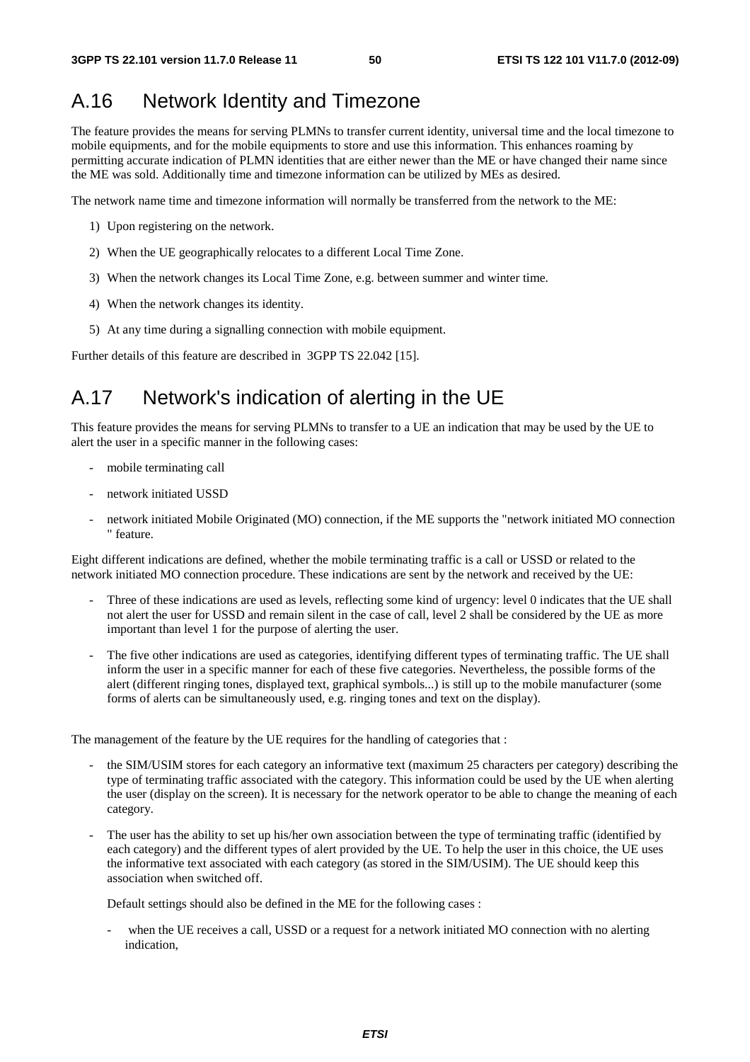# A.16 Network Identity and Timezone

The feature provides the means for serving PLMNs to transfer current identity, universal time and the local timezone to mobile equipments, and for the mobile equipments to store and use this information. This enhances roaming by permitting accurate indication of PLMN identities that are either newer than the ME or have changed their name since the ME was sold. Additionally time and timezone information can be utilized by MEs as desired.

The network name time and timezone information will normally be transferred from the network to the ME:

1) Upon registering on the network.
2) When the UE geographically relocates to a different Local Time Zone.
3) When the network changes its Local Time Zone, e.g. between summer and winter time.
4) When the network changes its identity.
5) At any time during a signalling connection with mobile equipment.

Further details of this feature are described in 3GPP TS 22.042 [15].

# A.17 Network's indication of alerting in the UE

This feature provides the means for serving PLMNs to transfer to a UE an indication that may be used by the UE to alert the user in a specific manner in the following cases:

- mobile terminating call
- network initiated USSD
- network initiated Mobile Originated (MO) connection, if the ME supports the "network initiated MO connection " feature.

Eight different indications are defined, whether the mobile terminating traffic is a call or USSD or related to the network initiated MO connection procedure. These indications are sent by the network and received by the UE:

- Three of these indications are used as levels, reflecting some kind of urgency: level 0 indicates that the UE shall not alert the user for USSD and remain silent in the case of call, level 2 shall be considered by the UE as more important than level 1 for the purpose of alerting the user.
- The five other indications are used as categories, identifying different types of terminating traffic. The UE shall inform the user in a specific manner for each of these five categories. Nevertheless, the possible forms of the alert (different ringing tones, displayed text, graphical symbols...) is still up to the mobile manufacturer (some forms of alerts can be simultaneously used, e.g. ringing tones and text on the display).

The management of the feature by the UE requires for the handling of categories that :

- the SIM/USIM stores for each category an informative text (maximum 25 characters per category) describing the type of terminating traffic associated with the category. This information could be used by the UE when alerting the user (display on the screen). It is necessary for the network operator to be able to change the meaning of each category.
- The user has the ability to set up his/her own association between the type of terminating traffic (identified by each category) and the different types of alert provided by the UE. To help the user in this choice, the UE uses the informative text associated with each category (as stored in the SIM/USIM). The UE should keep this association when switched off.

  Default settings should also be defined in the ME for the following cases :

  - when the UE receives a call, USSD or a request for a network initiated MO connection with no alerting indication,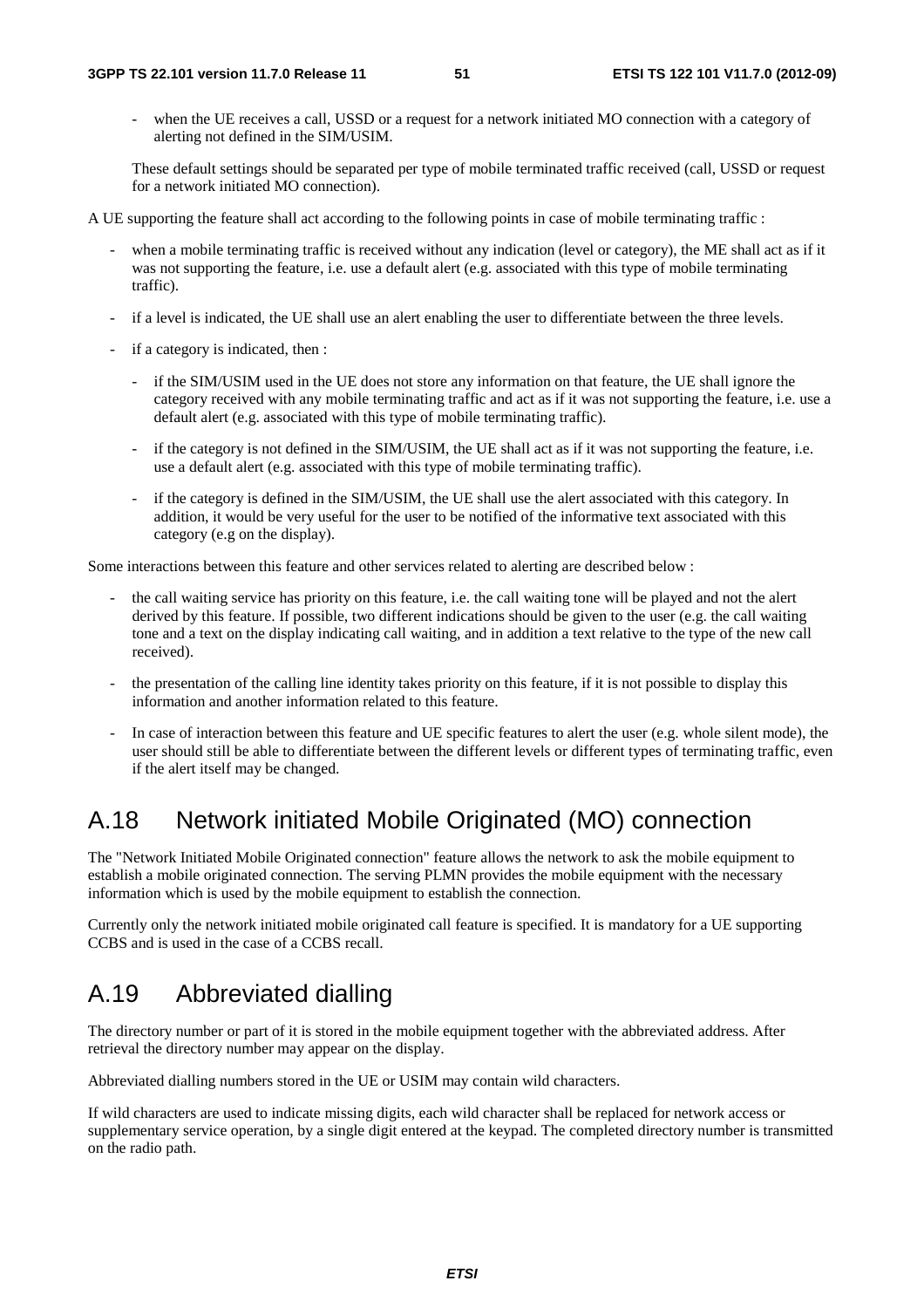- when the UE receives a call, USSD or a request for a network initiated MO connection with a category of alerting not defined in the SIM/USIM.

These default settings should be separated per type of mobile terminated traffic received (call, USSD or request for a network initiated MO connection).

A UE supporting the feature shall act according to the following points in case of mobile terminating traffic :

- when a mobile terminating traffic is received without any indication (level or category), the ME shall act as if it was not supporting the feature, i.e. use a default alert (e.g. associated with this type of mobile terminating traffic).
- if a level is indicated, the UE shall use an alert enabling the user to differentiate between the three levels.
- if a category is indicated, then :
  - if the SIM/USIM used in the UE does not store any information on that feature, the UE shall ignore the category received with any mobile terminating traffic and act as if it was not supporting the feature, i.e. use a default alert (e.g. associated with this type of mobile terminating traffic).
  - if the category is not defined in the SIM/USIM, the UE shall act as if it was not supporting the feature, i.e. use a default alert (e.g. associated with this type of mobile terminating traffic).
  - if the category is defined in the SIM/USIM, the UE shall use the alert associated with this category. In addition, it would be very useful for the user to be notified of the informative text associated with this category (e.g on the display).

Some interactions between this feature and other services related to alerting are described below :

- the call waiting service has priority on this feature, i.e. the call waiting tone will be played and not the alert derived by this feature. If possible, two different indications should be given to the user (e.g. the call waiting tone and a text on the display indicating call waiting, and in addition a text relative to the type of the new call received).
- the presentation of the calling line identity takes priority on this feature, if it is not possible to display this information and another information related to this feature.
- In case of interaction between this feature and UE specific features to alert the user (e.g. whole silent mode), the user should still be able to differentiate between the different levels or different types of terminating traffic, even if the alert itself may be changed.

# A.18 Network initiated Mobile Originated (MO) connection

The "Network Initiated Mobile Originated connection" feature allows the network to ask the mobile equipment to establish a mobile originated connection. The serving PLMN provides the mobile equipment with the necessary information which is used by the mobile equipment to establish the connection.

Currently only the network initiated mobile originated call feature is specified. It is mandatory for a UE supporting CCBS and is used in the case of a CCBS recall.

# A.19 Abbreviated dialling

The directory number or part of it is stored in the mobile equipment together with the abbreviated address. After retrieval the directory number may appear on the display.

Abbreviated dialling numbers stored in the UE or USIM may contain wild characters.

If wild characters are used to indicate missing digits, each wild character shall be replaced for network access or supplementary service operation, by a single digit entered at the keypad. The completed directory number is transmitted on the radio path.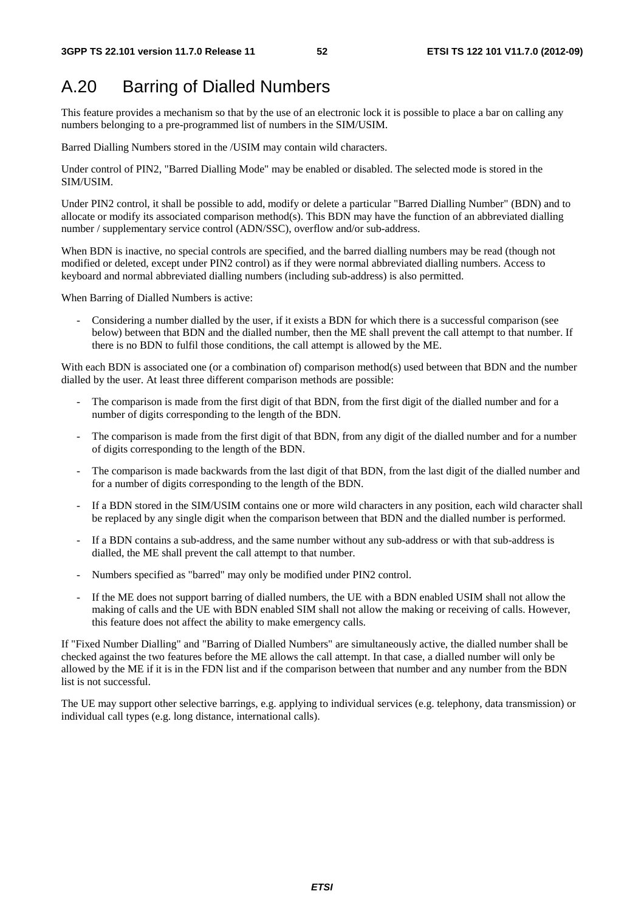# A.20 Barring of Dialled Numbers

This feature provides a mechanism so that by the use of an electronic lock it is possible to place a bar on calling any numbers belonging to a pre-programmed list of numbers in the SIM/USIM.

Barred Dialling Numbers stored in the /USIM may contain wild characters.

Under control of PIN2, "Barred Dialling Mode" may be enabled or disabled. The selected mode is stored in the SIM/USIM.

Under PIN2 control, it shall be possible to add, modify or delete a particular "Barred Dialling Number" (BDN) and to allocate or modify its associated comparison method(s). This BDN may have the function of an abbreviated dialling number / supplementary service control (ADN/SSC), overflow and/or sub-address.

When BDN is inactive, no special controls are specified, and the barred dialling numbers may be read (though not modified or deleted, except under PIN2 control) as if they were normal abbreviated dialling numbers. Access to keyboard and normal abbreviated dialling numbers (including sub-address) is also permitted.

When Barring of Dialled Numbers is active:

- Considering a number dialled by the user, if it exists a BDN for which there is a successful comparison (see below) between that BDN and the dialled number, then the ME shall prevent the call attempt to that number. If there is no BDN to fulfil those conditions, the call attempt is allowed by the ME.

With each BDN is associated one (or a combination of) comparison method(s) used between that BDN and the number dialled by the user. At least three different comparison methods are possible:

- The comparison is made from the first digit of that BDN, from the first digit of the dialled number and for a number of digits corresponding to the length of the BDN.
- The comparison is made from the first digit of that BDN, from any digit of the dialled number and for a number of digits corresponding to the length of the BDN.
- The comparison is made backwards from the last digit of that BDN, from the last digit of the dialled number and for a number of digits corresponding to the length of the BDN.
- If a BDN stored in the SIM/USIM contains one or more wild characters in any position, each wild character shall be replaced by any single digit when the comparison between that BDN and the dialled number is performed.
- If a BDN contains a sub-address, and the same number without any sub-address or with that sub-address is dialled, the ME shall prevent the call attempt to that number.
- Numbers specified as "barred" may only be modified under PIN2 control.
- If the ME does not support barring of dialled numbers, the UE with a BDN enabled USIM shall not allow the making of calls and the UE with BDN enabled SIM shall not allow the making or receiving of calls. However, this feature does not affect the ability to make emergency calls.

If "Fixed Number Dialling" and "Barring of Dialled Numbers" are simultaneously active, the dialled number shall be checked against the two features before the ME allows the call attempt. In that case, a dialled number will only be allowed by the ME if it is in the FDN list and if the comparison between that number and any number from the BDN list is not successful.

The UE may support other selective barrings, e.g. applying to individual services (e.g. telephony, data transmission) or individual call types (e.g. long distance, international calls).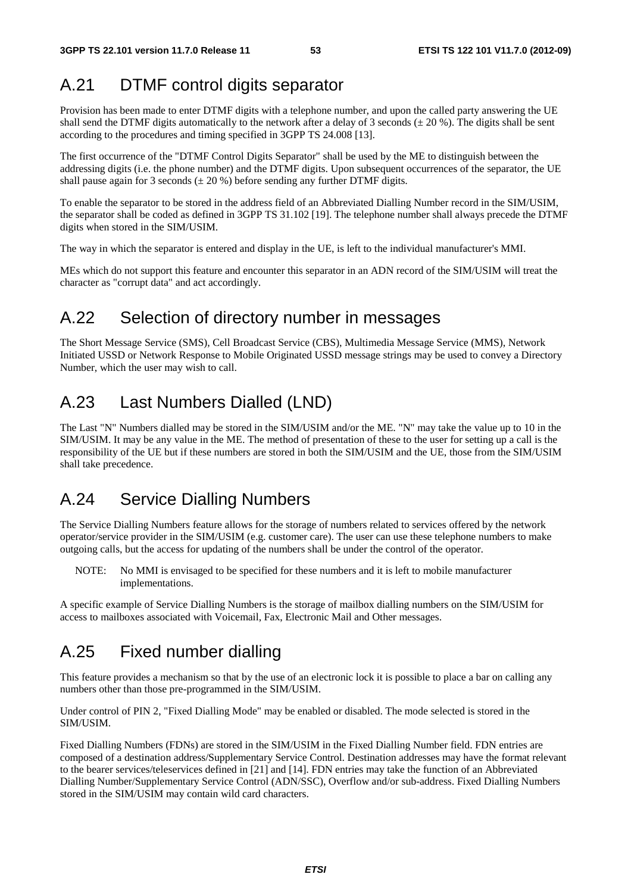## A.21 DTMF control digits separator

Provision has been made to enter DTMF digits with a telephone number, and upon the called party answering the UE shall send the DTMF digits automatically to the network after a delay of 3 seconds (± 20 %). The digits shall be sent according to the procedures and timing specified in 3GPP TS 24.008 [13].

The first occurrence of the "DTMF Control Digits Separator" shall be used by the ME to distinguish between the addressing digits (i.e. the phone number) and the DTMF digits. Upon subsequent occurrences of the separator, the UE shall pause again for 3 seconds (± 20 %) before sending any further DTMF digits.

To enable the separator to be stored in the address field of an Abbreviated Dialling Number record in the SIM/USIM, the separator shall be coded as defined in 3GPP TS 31.102 [19]. The telephone number shall always precede the DTMF digits when stored in the SIM/USIM.

The way in which the separator is entered and display in the UE, is left to the individual manufacturer's MMI.

MEs which do not support this feature and encounter this separator in an ADN record of the SIM/USIM will treat the character as "corrupt data" and act accordingly.

## A.22 Selection of directory number in messages

The Short Message Service (SMS), Cell Broadcast Service (CBS), Multimedia Message Service (MMS), Network Initiated USSD or Network Response to Mobile Originated USSD message strings may be used to convey a Directory Number, which the user may wish to call.

## A.23 Last Numbers Dialled (LND)

The Last "N" Numbers dialled may be stored in the SIM/USIM and/or the ME. "N" may take the value up to 10 in the SIM/USIM. It may be any value in the ME. The method of presentation of these to the user for setting up a call is the responsibility of the UE but if these numbers are stored in both the SIM/USIM and the UE, those from the SIM/USIM shall take precedence.

## A.24 Service Dialling Numbers

The Service Dialling Numbers feature allows for the storage of numbers related to services offered by the network operator/service provider in the SIM/USIM (e.g. customer care). The user can use these telephone numbers to make outgoing calls, but the access for updating of the numbers shall be under the control of the operator.

NOTE: No MMI is envisaged to be specified for these numbers and it is left to mobile manufacturer implementations.

A specific example of Service Dialling Numbers is the storage of mailbox dialling numbers on the SIM/USIM for access to mailboxes associated with Voicemail, Fax, Electronic Mail and Other messages.

## A.25 Fixed number dialling

This feature provides a mechanism so that by the use of an electronic lock it is possible to place a bar on calling any numbers other than those pre-programmed in the SIM/USIM.

Under control of PIN 2, "Fixed Dialling Mode" may be enabled or disabled. The mode selected is stored in the SIM/USIM.

Fixed Dialling Numbers (FDNs) are stored in the SIM/USIM in the Fixed Dialling Number field. FDN entries are composed of a destination address/Supplementary Service Control. Destination addresses may have the format relevant to the bearer services/teleservices defined in [21] and [14]. FDN entries may take the function of an Abbreviated Dialling Number/Supplementary Service Control (ADN/SSC), Overflow and/or sub-address. Fixed Dialling Numbers stored in the SIM/USIM may contain wild card characters.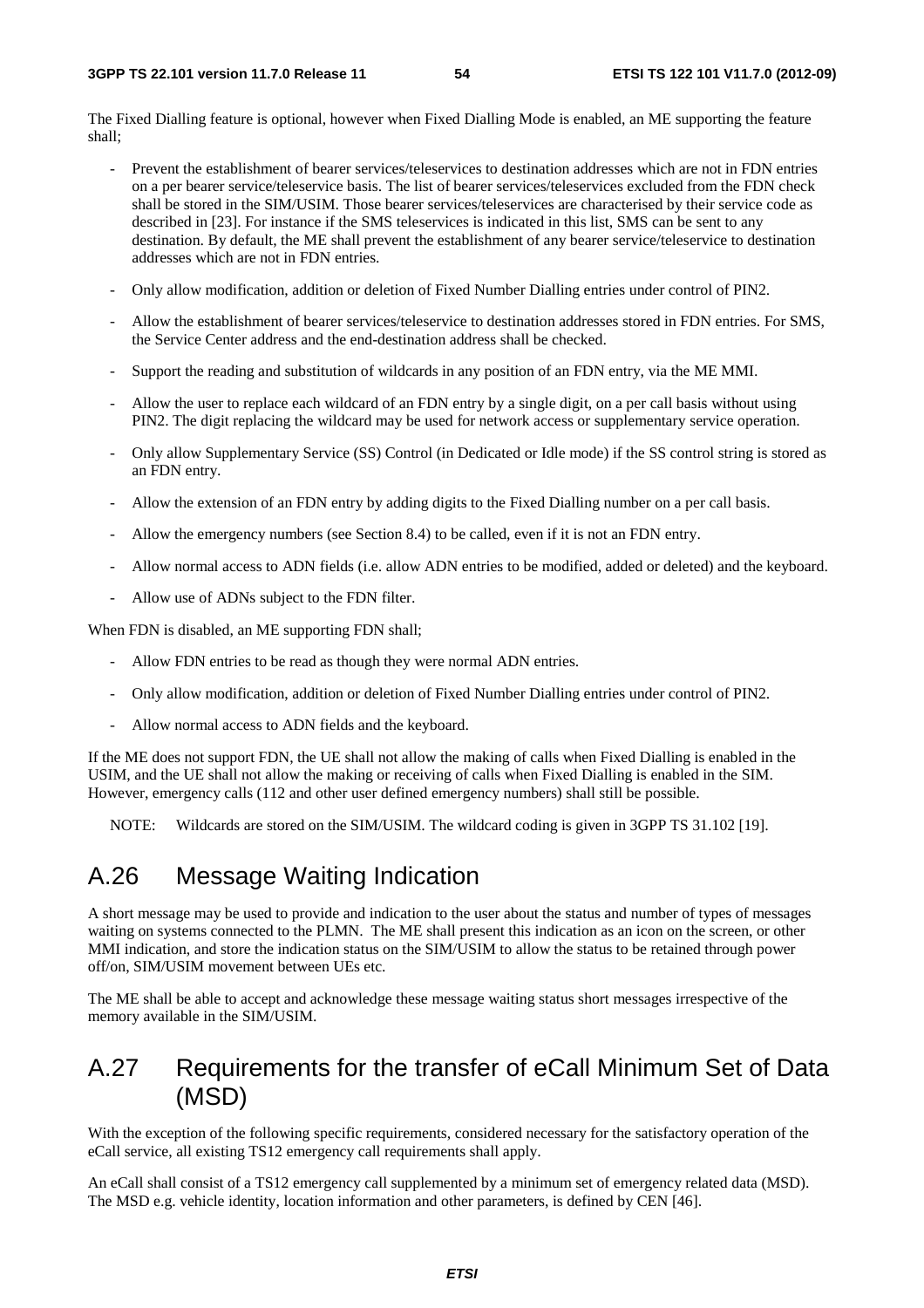The Fixed Dialling feature is optional, however when Fixed Dialling Mode is enabled, an ME supporting the feature shall;

- Prevent the establishment of bearer services/teleservices to destination addresses which are not in FDN entries on a per bearer service/teleservice basis. The list of bearer services/teleservices excluded from the FDN check shall be stored in the SIM/USIM. Those bearer services/teleservices are characterised by their service code as described in [23]. For instance if the SMS teleservices is indicated in this list, SMS can be sent to any destination. By default, the ME shall prevent the establishment of any bearer service/teleservice to destination addresses which are not in FDN entries.
- Only allow modification, addition or deletion of Fixed Number Dialling entries under control of PIN2.
- Allow the establishment of bearer services/teleservice to destination addresses stored in FDN entries. For SMS, the Service Center address and the end-destination address shall be checked.
- Support the reading and substitution of wildcards in any position of an FDN entry, via the ME MMI.
- Allow the user to replace each wildcard of an FDN entry by a single digit, on a per call basis without using PIN2. The digit replacing the wildcard may be used for network access or supplementary service operation.
- Only allow Supplementary Service (SS) Control (in Dedicated or Idle mode) if the SS control string is stored as an FDN entry.
- Allow the extension of an FDN entry by adding digits to the Fixed Dialling number on a per call basis.
- Allow the emergency numbers (see Section 8.4) to be called, even if it is not an FDN entry.
- Allow normal access to ADN fields (i.e. allow ADN entries to be modified, added or deleted) and the keyboard.
- Allow use of ADNs subject to the FDN filter.

When FDN is disabled, an ME supporting FDN shall;

- Allow FDN entries to be read as though they were normal ADN entries.
- Only allow modification, addition or deletion of Fixed Number Dialling entries under control of PIN2.
- Allow normal access to ADN fields and the keyboard.

If the ME does not support FDN, the UE shall not allow the making of calls when Fixed Dialling is enabled in the USIM, and the UE shall not allow the making or receiving of calls when Fixed Dialling is enabled in the SIM. However, emergency calls (112 and other user defined emergency numbers) shall still be possible.

NOTE: Wildcards are stored on the SIM/USIM. The wildcard coding is given in 3GPP TS 31.102 [19].

# A.26 Message Waiting Indication

A short message may be used to provide and indication to the user about the status and number of types of messages waiting on systems connected to the PLMN. The ME shall present this indication as an icon on the screen, or other MMI indication, and store the indication status on the SIM/USIM to allow the status to be retained through power off/on, SIM/USIM movement between UEs etc.

The ME shall be able to accept and acknowledge these message waiting status short messages irrespective of the memory available in the SIM/USIM.

# A.27 Requirements for the transfer of eCall Minimum Set of Data (MSD)

With the exception of the following specific requirements, considered necessary for the satisfactory operation of the eCall service, all existing TS12 emergency call requirements shall apply.

An eCall shall consist of a TS12 emergency call supplemented by a minimum set of emergency related data (MSD). The MSD e.g. vehicle identity, location information and other parameters, is defined by CEN [46].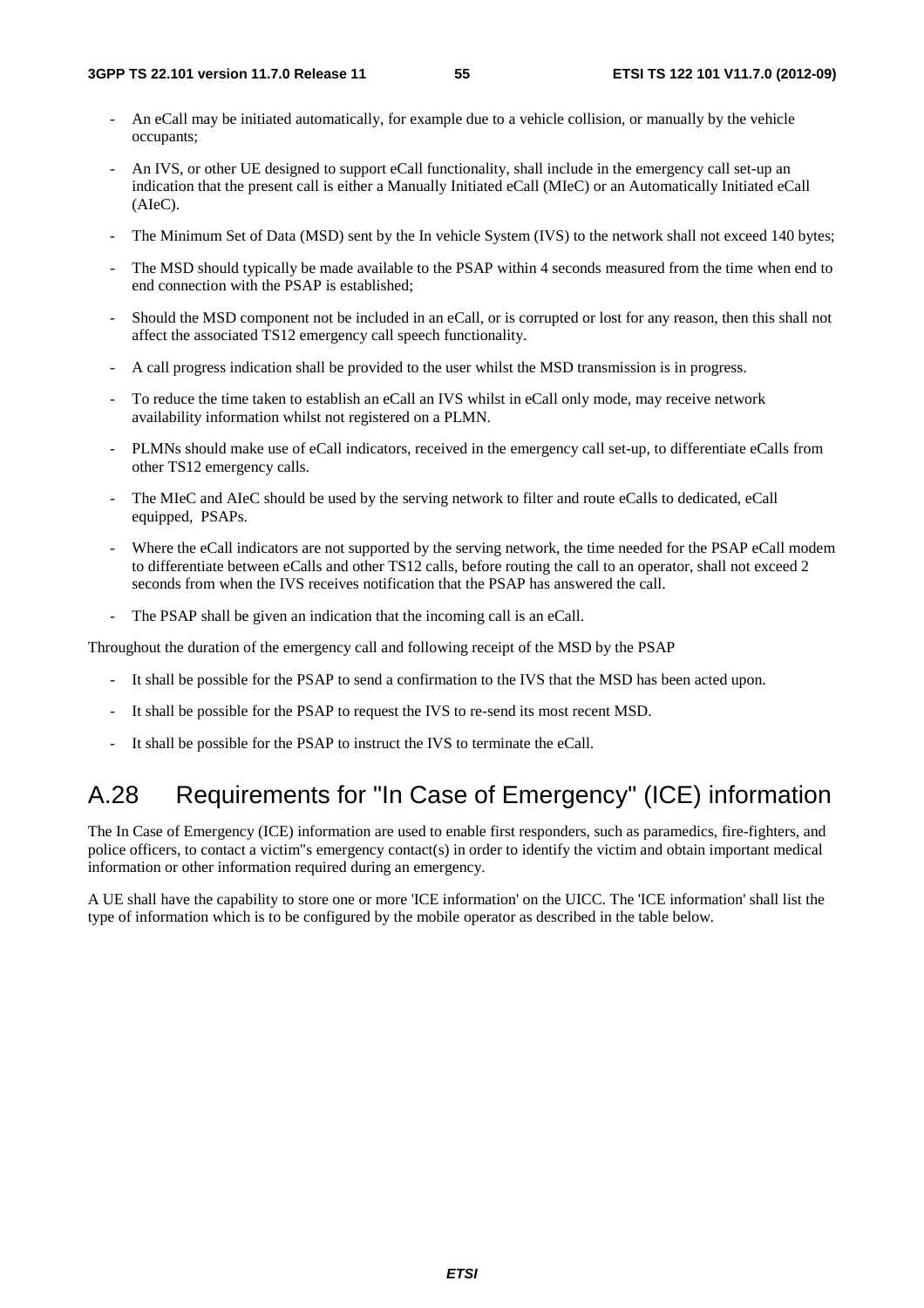- An eCall may be initiated automatically, for example due to a vehicle collision, or manually by the vehicle occupants;

- An IVS, or other UE designed to support eCall functionality, shall include in the emergency call set-up an indication that the present call is either a Manually Initiated eCall (MIeC) or an Automatically Initiated eCall (AIeC).

- The Minimum Set of Data (MSD) sent by the In vehicle System (IVS) to the network shall not exceed 140 bytes;

- The MSD should typically be made available to the PSAP within 4 seconds measured from the time when end to end connection with the PSAP is established;

- Should the MSD component not be included in an eCall, or is corrupted or lost for any reason, then this shall not affect the associated TS12 emergency call speech functionality.

- A call progress indication shall be provided to the user whilst the MSD transmission is in progress.

- To reduce the time taken to establish an eCall an IVS whilst in eCall only mode, may receive network availability information whilst not registered on a PLMN.

- PLMNs should make use of eCall indicators, received in the emergency call set-up, to differentiate eCalls from other TS12 emergency calls.

- The MIeC and AIeC should be used by the serving network to filter and route eCalls to dedicated, eCall equipped, PSAPs.

- Where the eCall indicators are not supported by the serving network, the time needed for the PSAP eCall modem to differentiate between eCalls and other TS12 calls, before routing the call to an operator, shall not exceed 2 seconds from when the IVS receives notification that the PSAP has answered the call.

- The PSAP shall be given an indication that the incoming call is an eCall.

Throughout the duration of the emergency call and following receipt of the MSD by the PSAP

- It shall be possible for the PSAP to send a confirmation to the IVS that the MSD has been acted upon.

- It shall be possible for the PSAP to request the IVS to re-send its most recent MSD.

- It shall be possible for the PSAP to instruct the IVS to terminate the eCall.

# A.28 Requirements for "In Case of Emergency" (ICE) information

The In Case of Emergency (ICE) information are used to enable first responders, such as paramedics, fire-fighters, and police officers, to contact a victim"s emergency contact(s) in order to identify the victim and obtain important medical information or other information required during an emergency.

A UE shall have the capability to store one or more 'ICE information' on the UICC. The 'ICE information' shall list the type of information which is to be configured by the mobile operator as described in the table below.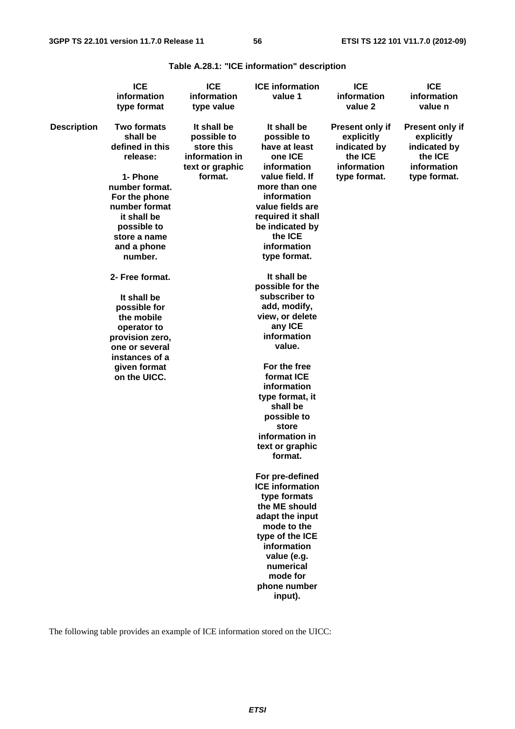**Table A.28.1: "ICE information" description**

| | ICE information type format | ICE information type value | ICE information value 1 | ICE information value 2 | ICE information value n |
|---|---|---|---|---|---|
| **Description** | **Two formats shall be defined in this release:**<br><br>**1- Phone number format. For the phone number format it shall be possible to store a name and a phone number.**<br><br>**2- Free format.**<br><br>**It shall be possible for the mobile operator to provision zero, one or several instances of a given format on the UICC.** | **It shall be possible to store this information in text or graphic format.** | **It shall be possible to have at least one ICE information value field. If more than one information value fields are required it shall be indicated by the ICE information type format.**<br><br>**It shall be possible for the subscriber to add, modify, view, or delete any ICE information value.**<br><br>**For the free format ICE information type format, it shall be possible to store information in text or graphic format.**<br><br>**For pre-defined ICE information type formats the ME should adapt the input mode to the type of the ICE information value (e.g. numerical mode for phone number input).** | **Present only if explicitly indicated by the ICE information type format.** | **Present only if explicitly indicated by the ICE information type format.** |

The following table provides an example of ICE information stored on the UICC: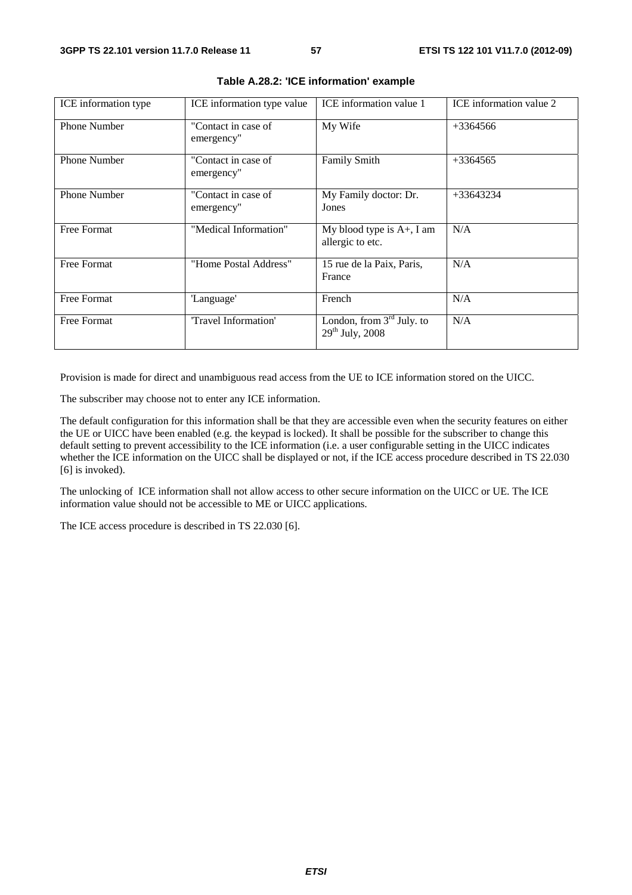**Table A.28.2: 'ICE information' example**

| ICE information type | ICE information type value | ICE information value 1 | ICE information value 2 |
| --- | --- | --- | --- |
| Phone Number | "Contact in case of emergency" | My Wife | +3364566 |
| Phone Number | "Contact in case of emergency" | Family Smith | +3364565 |
| Phone Number | "Contact in case of emergency" | My Family doctor: Dr. Jones | +33643234 |
| Free Format | "Medical Information" | My blood type is A+, I am allergic to etc. | N/A |
| Free Format | "Home Postal Address" | 15 rue de la Paix, Paris, France | N/A |
| Free Format | 'Language' | French | N/A |
| Free Format | 'Travel Information' | London, from 3rd July. to 29th July, 2008 | N/A |

Provision is made for direct and unambiguous read access from the UE to ICE information stored on the UICC.

The subscriber may choose not to enter any ICE information.

The default configuration for this information shall be that they are accessible even when the security features on either the UE or UICC have been enabled (e.g. the keypad is locked). It shall be possible for the subscriber to change this default setting to prevent accessibility to the ICE information (i.e. a user configurable setting in the UICC indicates whether the ICE information on the UICC shall be displayed or not, if the ICE access procedure described in TS 22.030 [6] is invoked).

The unlocking of ICE information shall not allow access to other secure information on the UICC or UE. The ICE information value should not be accessible to ME or UICC applications.

The ICE access procedure is described in TS 22.030 [6].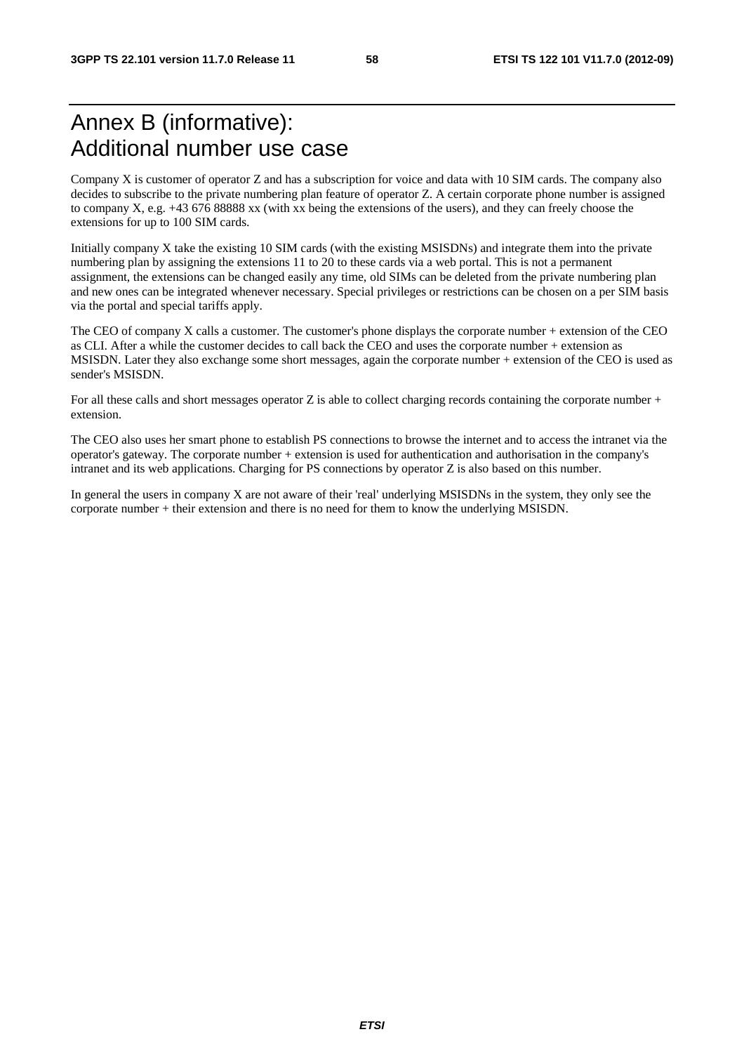# Annex B (informative): Additional number use case

Company X is customer of operator Z and has a subscription for voice and data with 10 SIM cards. The company also decides to subscribe to the private numbering plan feature of operator Z. A certain corporate phone number is assigned to company X, e.g. +43 676 88888 xx (with xx being the extensions of the users), and they can freely choose the extensions for up to 100 SIM cards.

Initially company X take the existing 10 SIM cards (with the existing MSISDNs) and integrate them into the private numbering plan by assigning the extensions 11 to 20 to these cards via a web portal. This is not a permanent assignment, the extensions can be changed easily any time, old SIMs can be deleted from the private numbering plan and new ones can be integrated whenever necessary. Special privileges or restrictions can be chosen on a per SIM basis via the portal and special tariffs apply.

The CEO of company X calls a customer. The customer's phone displays the corporate number + extension of the CEO as CLI. After a while the customer decides to call back the CEO and uses the corporate number + extension as MSISDN. Later they also exchange some short messages, again the corporate number + extension of the CEO is used as sender's MSISDN.

For all these calls and short messages operator Z is able to collect charging records containing the corporate number + extension.

The CEO also uses her smart phone to establish PS connections to browse the internet and to access the intranet via the operator's gateway. The corporate number + extension is used for authentication and authorisation in the company's intranet and its web applications. Charging for PS connections by operator Z is also based on this number.

In general the users in company X are not aware of their 'real' underlying MSISDNs in the system, they only see the corporate number + their extension and there is no need for them to know the underlying MSISDN.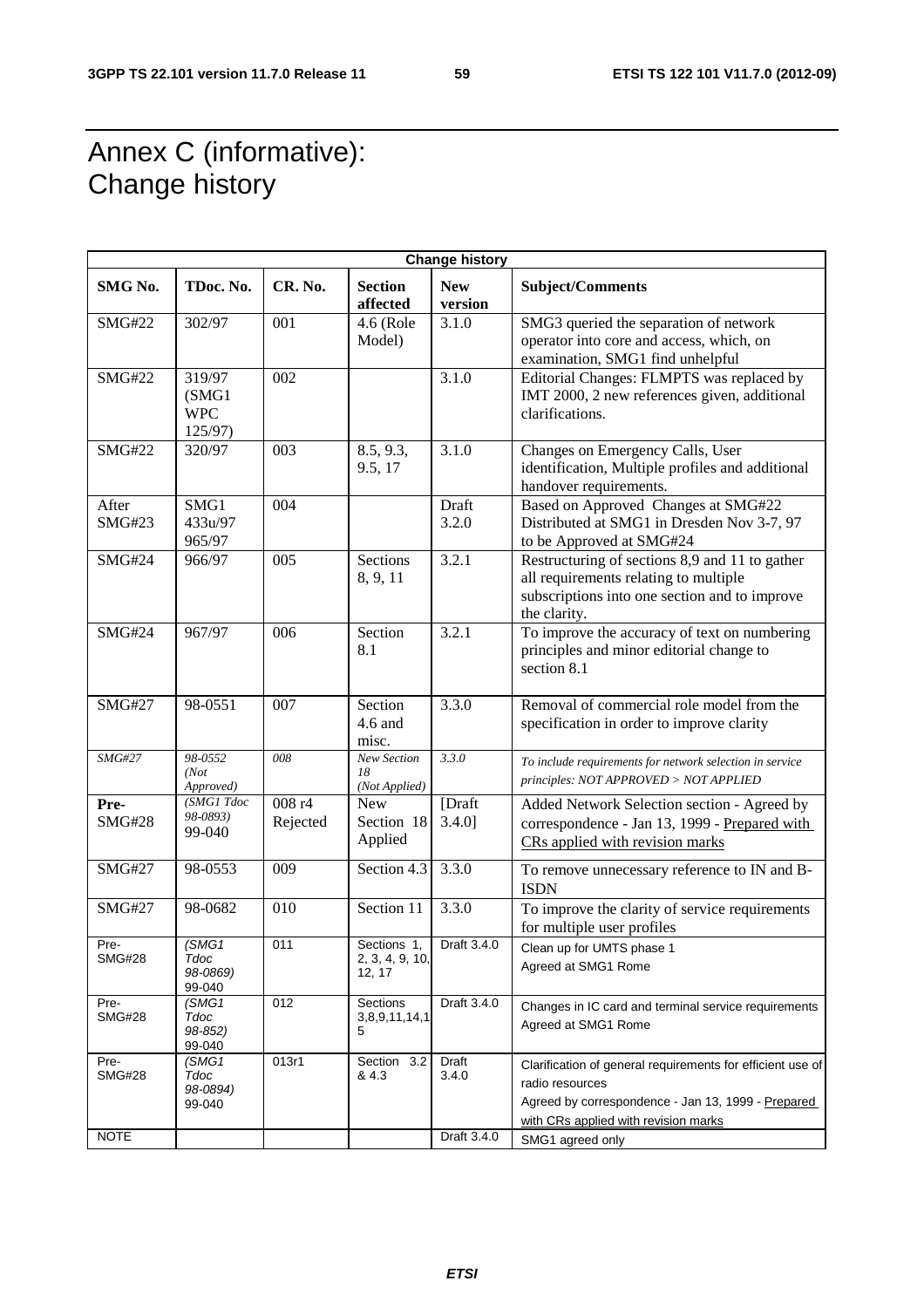# Annex C (informative): Change history

| Change history | | | | | |
|---|---|---|---|---|---|
| **SMG No.** | **TDoc. No.** | **CR. No.** | **Section affected** | **New version** | **Subject/Comments** |
| SMG#22 | 302/97 | 001 | 4.6 (Role Model) | 3.1.0 | SMG3 queried the separation of network operator into core and access, which, on examination, SMG1 find unhelpful |
| SMG#22 | 319/97 (SMG1 WPC 125/97) | 002 | | 3.1.0 | Editorial Changes: FLMPTS was replaced by IMT 2000, 2 new references given, additional clarifications. |
| SMG#22 | 320/97 | 003 | 8.5, 9.3, 9.5, 17 | 3.1.0 | Changes on Emergency Calls, User identification, Multiple profiles and additional handover requirements. |
| After SMG#23 | SMG1 433u/97 965/97 | 004 | | Draft 3.2.0 | Based on Approved Changes at SMG#22 Distributed at SMG1 in Dresden Nov 3-7, 97 to be Approved at SMG#24 |
| SMG#24 | 966/97 | 005 | Sections 8, 9, 11 | 3.2.1 | Restructuring of sections 8,9 and 11 to gather all requirements relating to multiple subscriptions into one section and to improve the clarity. |
| SMG#24 | 967/97 | 006 | Section 8.1 | 3.2.1 | To improve the accuracy of text on numbering principles and minor editorial change to section 8.1 |
| SMG#27 | 98-0551 | 007 | Section 4.6 and misc. | 3.3.0 | Removal of commercial role model from the specification in order to improve clarity |
| *SMG#27* | *98-0552 (Not Approved)* | *008* | *New Section 18 (Not Applied)* | *3.3.0* | *To include requirements for network selection in service principles: NOT APPROVED > NOT APPLIED* |
| **Pre-SMG#28** | *(SMG1 Tdoc 98-0893)* 99-040 | 008 r4 Rejected | New Section 18 Applied | [Draft 3.4.0] | Added Network Selection section - Agreed by correspondence - Jan 13, 1999 - Prepared with CRs applied with revision marks |
| SMG#27 | 98-0553 | 009 | Section 4.3 | 3.3.0 | To remove unnecessary reference to IN and B-ISDN |
| SMG#27 | 98-0682 | 010 | Section 11 | 3.3.0 | To improve the clarity of service requirements for multiple user profiles |
| Pre-SMG#28 | *(SMG1 Tdoc 98-0869)* 99-040 | 011 | Sections 1, 2, 3, 4, 9, 10, 12, 17 | Draft 3.4.0 | Clean up for UMTS phase 1<br>Agreed at SMG1 Rome |
| Pre-SMG#28 | *(SMG1 Tdoc 98-852)* 99-040 | 012 | Sections 3,8,9,11,14,15 | Draft 3.4.0 | Changes in IC card and terminal service requirements<br>Agreed at SMG1 Rome |
| Pre-SMG#28 | *(SMG1 Tdoc 98-0894)* 99-040 | 013r1 | Section 3.2 & 4.3 | Draft 3.4.0 | Clarification of general requirements for efficient use of radio resources<br>Agreed by correspondence - Jan 13, 1999 - Prepared with CRs applied with revision marks |
| NOTE | | | | Draft 3.4.0 | SMG1 agreed only |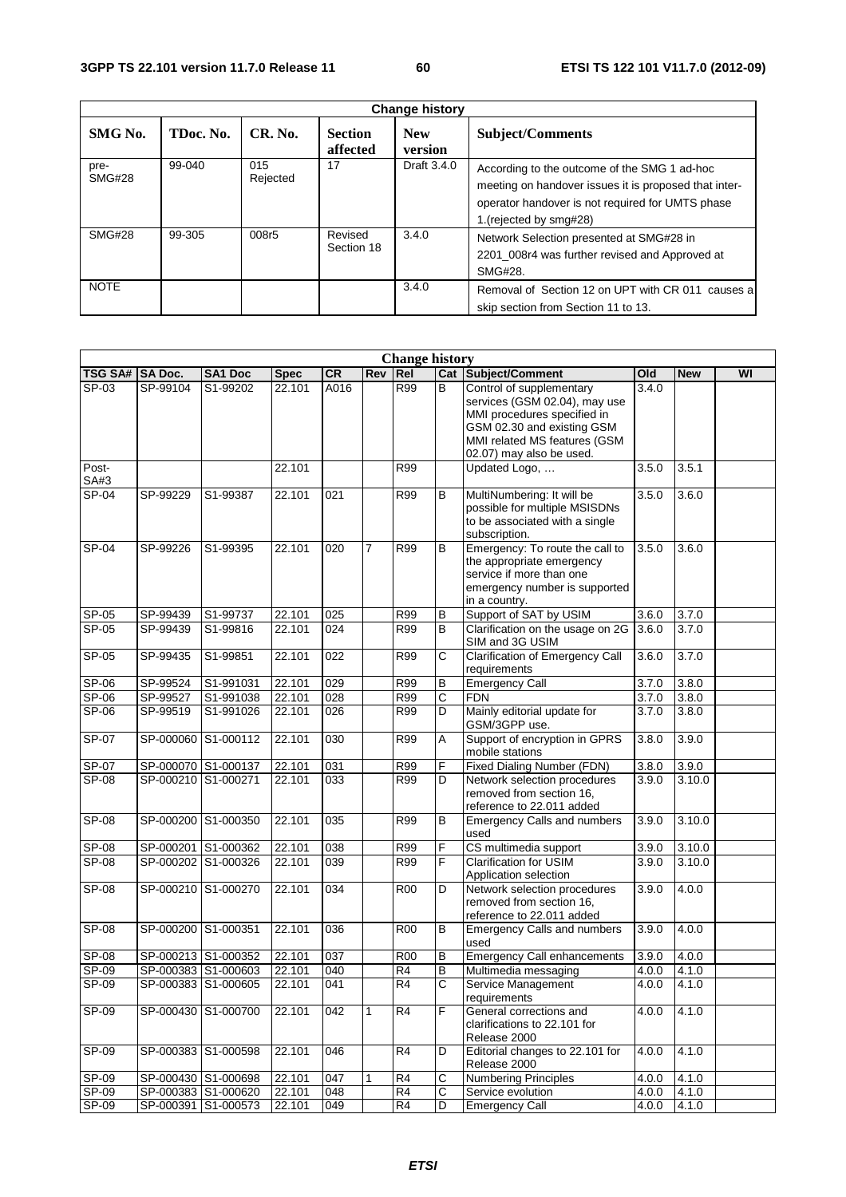| Change history | | | | | |
|---|---|---|---|---|---|
| **SMG No.** | **TDoc. No.** | **CR. No.** | **Section affected** | **New version** | **Subject/Comments** |
| pre-SMG#28 | 99-040 | 015 Rejected | 17 | Draft 3.4.0 | According to the outcome of the SMG 1 ad-hoc meeting on handover issues it is proposed that inter-operator handover is not required for UMTS phase 1.(rejected by smg#28) |
| SMG#28 | 99-305 | 008r5 | Revised Section 18 | 3.4.0 | Network Selection presented at SMG#28 in 2201_008r4 was further revised and Approved at SMG#28. |
| NOTE | | | | 3.4.0 | Removal of Section 12 on UPT with CR 011 causes a skip section from Section 11 to 13. |

| Change history | | | | | | | | | | | |
|---|---|---|---|---|---|---|---|---|---|---|---|
| **TSG SA#** | **SA Doc.** | **SA1 Doc** | **Spec** | **CR** | **Rev** | **Rel** | **Cat** | **Subject/Comment** | **Old** | **New** | **WI** |
| SP-03 | SP-99104 | S1-99202 | 22.101 | A016 | | R99 | B | Control of supplementary services (GSM 02.04), may use MMI procedures specified in GSM 02.30 and existing GSM MMI related MS features (GSM 02.07) may also be used. | 3.4.0 | | |
| Post-SA#3 | | | 22.101 | | | R99 | | Updated Logo, … | 3.5.0 | 3.5.1 | |
| SP-04 | SP-99229 | S1-99387 | 22.101 | 021 | | R99 | B | MultiNumbering: It will be possible for multiple MSISDNs to be associated with a single subscription. | 3.5.0 | 3.6.0 | |
| SP-04 | SP-99226 | S1-99395 | 22.101 | 020 | 7 | R99 | B | Emergency: To route the call to the appropriate emergency service if more than one emergency number is supported in a country. | 3.5.0 | 3.6.0 | |
| SP-05 | SP-99439 | S1-99737 | 22.101 | 025 | | R99 | B | Support of SAT by USIM | 3.6.0 | 3.7.0 | |
| SP-05 | SP-99439 | S1-99816 | 22.101 | 024 | | R99 | B | Clarification on the usage on 2G SIM and 3G USIM | 3.6.0 | 3.7.0 | |
| SP-05 | SP-99435 | S1-99851 | 22.101 | 022 | | R99 | C | Clarification of Emergency Call requirements | 3.6.0 | 3.7.0 | |
| SP-06 | SP-99524 | S1-991031 | 22.101 | 029 | | R99 | B | Emergency Call | 3.7.0 | 3.8.0 | |
| SP-06 | SP-99527 | S1-991038 | 22.101 | 028 | | R99 | C | FDN | 3.7.0 | 3.8.0 | |
| SP-06 | SP-99519 | S1-991026 | 22.101 | 026 | | R99 | D | Mainly editorial update for GSM/3GPP use. | 3.7.0 | 3.8.0 | |
| SP-07 | SP-000060 | S1-000112 | 22.101 | 030 | | R99 | A | Support of encryption in GPRS mobile stations | 3.8.0 | 3.9.0 | |
| SP-07 | SP-000070 | S1-000137 | 22.101 | 031 | | R99 | F | Fixed Dialing Number (FDN) | 3.8.0 | 3.9.0 | |
| SP-08 | SP-000210 | S1-000271 | 22.101 | 033 | | R99 | D | Network selection procedures removed from section 16, reference to 22.011 added | 3.9.0 | 3.10.0 | |
| SP-08 | SP-000200 | S1-000350 | 22.101 | 035 | | R99 | B | Emergency Calls and numbers used | 3.9.0 | 3.10.0 | |
| SP-08 | SP-000201 | S1-000362 | 22.101 | 038 | | R99 | F | CS multimedia support | 3.9.0 | 3.10.0 | |
| SP-08 | SP-000202 | S1-000326 | 22.101 | 039 | | R99 | F | Clarification for USIM Application selection | 3.9.0 | 3.10.0 | |
| SP-08 | SP-000210 | S1-000270 | 22.101 | 034 | | R00 | D | Network selection procedures removed from section 16, reference to 22.011 added | 3.9.0 | 4.0.0 | |
| SP-08 | SP-000200 | S1-000351 | 22.101 | 036 | | R00 | B | Emergency Calls and numbers used | 3.9.0 | 4.0.0 | |
| SP-08 | SP-000213 | S1-000352 | 22.101 | 037 | | R00 | B | Emergency Call enhancements | 3.9.0 | 4.0.0 | |
| SP-09 | SP-000383 | S1-000603 | 22.101 | 040 | | R4 | B | Multimedia messaging | 4.0.0 | 4.1.0 | |
| SP-09 | SP-000383 | S1-000605 | 22.101 | 041 | | R4 | C | Service Management requirements | 4.0.0 | 4.1.0 | |
| SP-09 | SP-000430 | S1-000700 | 22.101 | 042 | 1 | R4 | F | General corrections and clarifications to 22.101 for Release 2000 | 4.0.0 | 4.1.0 | |
| SP-09 | SP-000383 | S1-000598 | 22.101 | 046 | | R4 | D | Editorial changes to 22.101 for Release 2000 | 4.0.0 | 4.1.0 | |
| SP-09 | SP-000430 | S1-000698 | 22.101 | 047 | 1 | R4 | C | Numbering Principles | 4.0.0 | 4.1.0 | |
| SP-09 | SP-000383 | S1-000620 | 22.101 | 048 | | R4 | C | Service evolution | 4.0.0 | 4.1.0 | |
| SP-09 | SP-000391 | S1-000573 | 22.101 | 049 | | R4 | D | Emergency Call | 4.0.0 | 4.1.0 | |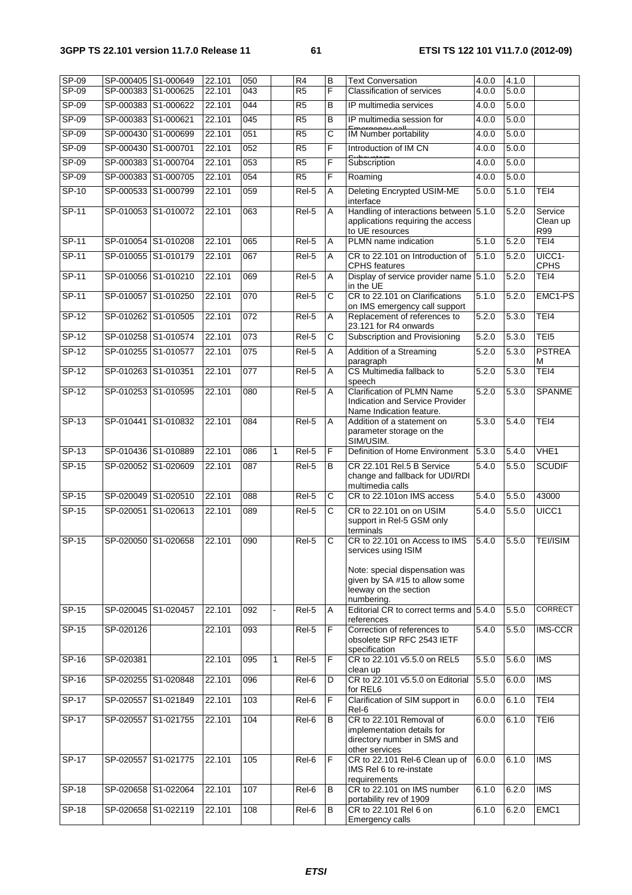| SP-09 | SP-000405 | S1-000649 | 22.101 | 050 | | R4 | B | Text Conversation | 4.0.0 | 4.1.0 | |
|---|---|---|---|---|---|---|---|---|---|---|---|
| SP-09 | SP-000383 | S1-000625 | 22.101 | 043 | | R5 | F | Classification of services | 4.0.0 | 5.0.0 | |
| SP-09 | SP-000383 | S1-000622 | 22.101 | 044 | | R5 | B | IP multimedia services | 4.0.0 | 5.0.0 | |
| SP-09 | SP-000383 | S1-000621 | 22.101 | 045 | | R5 | B | IP multimedia session for Emergency call | 4.0.0 | 5.0.0 | |
| SP-09 | SP-000430 | S1-000699 | 22.101 | 051 | | R5 | C | IM Number portability | 4.0.0 | 5.0.0 | |
| SP-09 | SP-000430 | S1-000701 | 22.101 | 052 | | R5 | F | Introduction of IM CN Subsystem | 4.0.0 | 5.0.0 | |
| SP-09 | SP-000383 | S1-000704 | 22.101 | 053 | | R5 | F | Subscription | 4.0.0 | 5.0.0 | |
| SP-09 | SP-000383 | S1-000705 | 22.101 | 054 | | R5 | F | Roaming | 4.0.0 | 5.0.0 | |
| SP-10 | SP-000533 | S1-000799 | 22.101 | 059 | | Rel-5 | A | Deleting Encrypted USIM-ME interface | 5.0.0 | 5.1.0 | TEI4 |
| SP-11 | SP-010053 | S1-010072 | 22.101 | 063 | | Rel-5 | A | Handling of interactions between applications requiring the access to UE resources | 5.1.0 | 5.2.0 | Service Clean up R99 |
| SP-11 | SP-010054 | S1-010208 | 22.101 | 065 | | Rel-5 | A | PLMN name indication | 5.1.0 | 5.2.0 | TEI4 |
| SP-11 | SP-010055 | S1-010179 | 22.101 | 067 | | Rel-5 | A | CR to 22.101 on Introduction of CPHS features | 5.1.0 | 5.2.0 | UICC1-CPHS |
| SP-11 | SP-010056 | S1-010210 | 22.101 | 069 | | Rel-5 | A | Display of service provider name in the UE | 5.1.0 | 5.2.0 | TEI4 |
| SP-11 | SP-010057 | S1-010250 | 22.101 | 070 | | Rel-5 | C | CR to 22.101 on Clarifications on IMS emergency call support | 5.1.0 | 5.2.0 | EMC1-PS |
| SP-12 | SP-010262 | S1-010505 | 22.101 | 072 | | Rel-5 | A | Replacement of references to 23.121 for R4 onwards | 5.2.0 | 5.3.0 | TEI4 |
| SP-12 | SP-010258 | S1-010574 | 22.101 | 073 | | Rel-5 | C | Subscription and Provisioning | 5.2.0 | 5.3.0 | TEI5 |
| SP-12 | SP-010255 | S1-010577 | 22.101 | 075 | | Rel-5 | A | Addition of a Streaming paragraph | 5.2.0 | 5.3.0 | PSTREAM |
| SP-12 | SP-010263 | S1-010351 | 22.101 | 077 | | Rel-5 | A | CS Multimedia fallback to speech | 5.2.0 | 5.3.0 | TEI4 |
| SP-12 | SP-010253 | S1-010595 | 22.101 | 080 | | Rel-5 | A | Clarification of PLMN Name Indication and Service Provider Name Indication feature. | 5.2.0 | 5.3.0 | SPANME |
| SP-13 | SP-010441 | S1-010832 | 22.101 | 084 | | Rel-5 | A | Addition of a statement on parameter storage on the SIM/USIM. | 5.3.0 | 5.4.0 | TEI4 |
| SP-13 | SP-010436 | S1-010889 | 22.101 | 086 | 1 | Rel-5 | F | Definition of Home Environment | 5.3.0 | 5.4.0 | VHE1 |
| SP-15 | SP-020052 | S1-020609 | 22.101 | 087 | | Rel-5 | B | CR 22.101 Rel.5 B Service change and fallback for UDI/RDI multimedia calls | 5.4.0 | 5.5.0 | SCUDIF |
| SP-15 | SP-020049 | S1-020510 | 22.101 | 088 | | Rel-5 | C | CR to 22.101on IMS access | 5.4.0 | 5.5.0 | 43000 |
| SP-15 | SP-020051 | S1-020613 | 22.101 | 089 | | Rel-5 | C | CR to 22.101 on on USIM support in Rel-5 GSM only terminals | 5.4.0 | 5.5.0 | UICC1 |
| SP-15 | SP-020050 | S1-020658 | 22.101 | 090 | | Rel-5 | C | CR to 22.101 on Access to IMS services using ISIM<br><br>Note: special dispensation was given by SA #15 to allow some leeway on the section numbering. | 5.4.0 | 5.5.0 | TEI/ISIM |
| SP-15 | SP-020045 | S1-020457 | 22.101 | 092 | - | Rel-5 | A | Editorial CR to correct terms and references | 5.4.0 | 5.5.0 | CORRECT |
| SP-15 | SP-020126 | | 22.101 | 093 | | Rel-5 | F | Correction of references to obsolete SIP RFC 2543 IETF specification | 5.4.0 | 5.5.0 | IMS-CCR |
| SP-16 | SP-020381 | | 22.101 | 095 | 1 | Rel-5 | F | CR to 22.101 v5.5.0 on REL5 clean up | 5.5.0 | 5.6.0 | IMS |
| SP-16 | SP-020255 | S1-020848 | 22.101 | 096 | | Rel-6 | D | CR to 22.101 v5.5.0 on Editorial for REL6 | 5.5.0 | 6.0.0 | IMS |
| SP-17 | SP-020557 | S1-021849 | 22.101 | 103 | | Rel-6 | F | Clarification of SIM support in Rel-6 | 6.0.0 | 6.1.0 | TEI4 |
| SP-17 | SP-020557 | S1-021755 | 22.101 | 104 | | Rel-6 | B | CR to 22.101 Removal of implementation details for directory number in SMS and other services | 6.0.0 | 6.1.0 | TEI6 |
| SP-17 | SP-020557 | S1-021775 | 22.101 | 105 | | Rel-6 | F | CR to 22.101 Rel-6 Clean up of IMS Rel 6 to re-instate requirements | 6.0.0 | 6.1.0 | IMS |
| SP-18 | SP-020658 | S1-022064 | 22.101 | 107 | | Rel-6 | B | CR to 22.101 on IMS number portability rev of 1909 | 6.1.0 | 6.2.0 | IMS |
| SP-18 | SP-020658 | S1-022119 | 22.101 | 108 | | Rel-6 | B | CR to 22.101 Rel 6 on Emergency calls | 6.1.0 | 6.2.0 | EMC1 |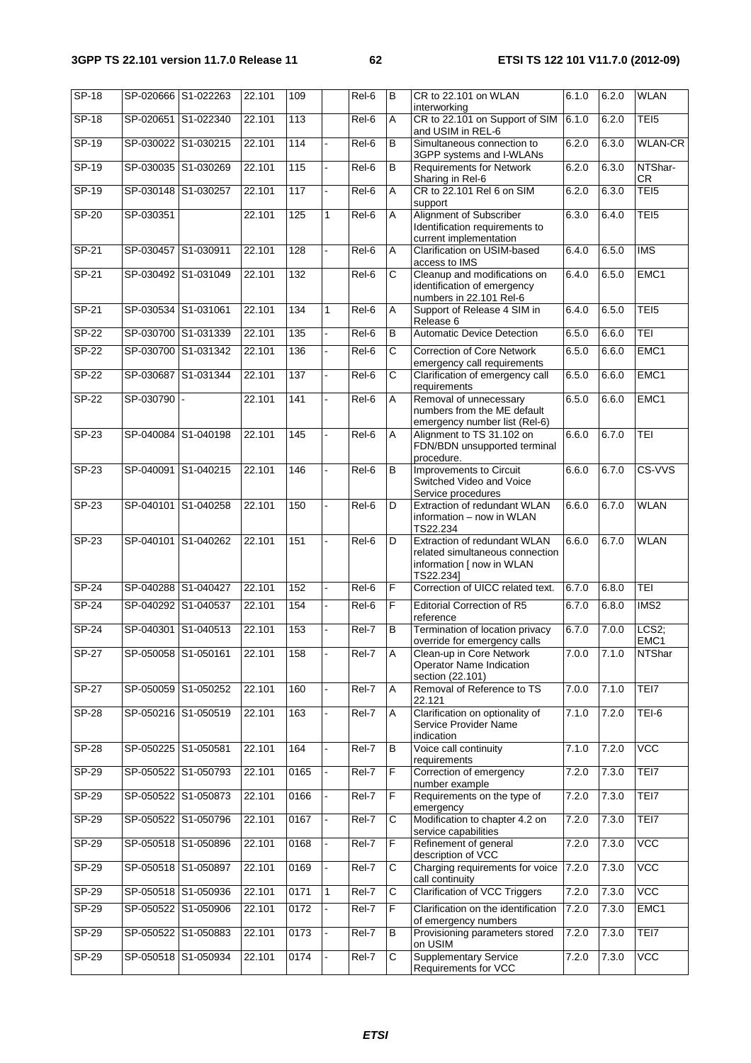| SP-18 | SP-020666 | S1-022263 | 22.101 | 109 | | Rel-6 | B | CR to 22.101 on WLAN interworking | 6.1.0 | 6.2.0 | WLAN |
|---|---|---|---|---|---|---|---|---|---|---|---|
| SP-18 | SP-020651 | S1-022340 | 22.101 | 113 | | Rel-6 | A | CR to 22.101 on Support of SIM and USIM in REL-6 | 6.1.0 | 6.2.0 | TEI5 |
| SP-19 | SP-030022 | S1-030215 | 22.101 | 114 | - | Rel-6 | B | Simultaneous connection to 3GPP systems and I-WLANs | 6.2.0 | 6.3.0 | WLAN-CR |
| SP-19 | SP-030035 | S1-030269 | 22.101 | 115 | - | Rel-6 | B | Requirements for Network Sharing in Rel-6 | 6.2.0 | 6.3.0 | NTShar-CR |
| SP-19 | SP-030148 | S1-030257 | 22.101 | 117 | - | Rel-6 | A | CR to 22.101 Rel 6 on SIM support | 6.2.0 | 6.3.0 | TEI5 |
| SP-20 | SP-030351 | | 22.101 | 125 | 1 | Rel-6 | A | Alignment of Subscriber Identification requirements to current implementation | 6.3.0 | 6.4.0 | TEI5 |
| SP-21 | SP-030457 | S1-030911 | 22.101 | 128 | - | Rel-6 | A | Clarification on USIM-based access to IMS | 6.4.0 | 6.5.0 | IMS |
| SP-21 | SP-030492 | S1-031049 | 22.101 | 132 | | Rel-6 | C | Cleanup and modifications on identification of emergency numbers in 22.101 Rel-6 | 6.4.0 | 6.5.0 | EMC1 |
| SP-21 | SP-030534 | S1-031061 | 22.101 | 134 | 1 | Rel-6 | A | Support of Release 4 SIM in Release 6 | 6.4.0 | 6.5.0 | TEI5 |
| SP-22 | SP-030700 | S1-031339 | 22.101 | 135 | - | Rel-6 | B | Automatic Device Detection | 6.5.0 | 6.6.0 | TEI |
| SP-22 | SP-030700 | S1-031342 | 22.101 | 136 | - | Rel-6 | C | Correction of Core Network emergency call requirements | 6.5.0 | 6.6.0 | EMC1 |
| SP-22 | SP-030687 | S1-031344 | 22.101 | 137 | - | Rel-6 | C | Clarification of emergency call requirements | 6.5.0 | 6.6.0 | EMC1 |
| SP-22 | SP-030790 | - | 22.101 | 141 | - | Rel-6 | A | Removal of unnecessary numbers from the ME default emergency number list (Rel-6) | 6.5.0 | 6.6.0 | EMC1 |
| SP-23 | SP-040084 | S1-040198 | 22.101 | 145 | - | Rel-6 | A | Alignment to TS 31.102 on FDN/BDN unsupported terminal procedure. | 6.6.0 | 6.7.0 | TEI |
| SP-23 | SP-040091 | S1-040215 | 22.101 | 146 | - | Rel-6 | B | Improvements to Circuit Switched Video and Voice Service procedures | 6.6.0 | 6.7.0 | CS-VVS |
| SP-23 | SP-040101 | S1-040258 | 22.101 | 150 | - | Rel-6 | D | Extraction of redundant WLAN information – now in WLAN TS22.234 | 6.6.0 | 6.7.0 | WLAN |
| SP-23 | SP-040101 | S1-040262 | 22.101 | 151 | - | Rel-6 | D | Extraction of redundant WLAN related simultaneous connection information [ now in WLAN TS22.234] | 6.6.0 | 6.7.0 | WLAN |
| SP-24 | SP-040288 | S1-040427 | 22.101 | 152 | - | Rel-6 | F | Correction of UICC related text. | 6.7.0 | 6.8.0 | TEI |
| SP-24 | SP-040292 | S1-040537 | 22.101 | 154 | - | Rel-6 | F | Editorial Correction of R5 reference | 6.7.0 | 6.8.0 | IMS2 |
| SP-24 | SP-040301 | S1-040513 | 22.101 | 153 | - | Rel-7 | B | Termination of location privacy override for emergency calls | 6.7.0 | 7.0.0 | LCS2; EMC1 |
| SP-27 | SP-050058 | S1-050161 | 22.101 | 158 | - | Rel-7 | A | Clean-up in Core Network Operator Name Indication section (22.101) | 7.0.0 | 7.1.0 | NTShar |
| SP-27 | SP-050059 | S1-050252 | 22.101 | 160 | - | Rel-7 | A | Removal of Reference to TS 22.121 | 7.0.0 | 7.1.0 | TEI7 |
| SP-28 | SP-050216 | S1-050519 | 22.101 | 163 | - | Rel-7 | A | Clarification on optionality of Service Provider Name indication | 7.1.0 | 7.2.0 | TEI-6 |
| SP-28 | SP-050225 | S1-050581 | 22.101 | 164 | - | Rel-7 | B | Voice call continuity requirements | 7.1.0 | 7.2.0 | VCC |
| SP-29 | SP-050522 | S1-050793 | 22.101 | 0165 | - | Rel-7 | F | Correction of emergency number example | 7.2.0 | 7.3.0 | TEI7 |
| SP-29 | SP-050522 | S1-050873 | 22.101 | 0166 | - | Rel-7 | F | Requirements on the type of emergency | 7.2.0 | 7.3.0 | TEI7 |
| SP-29 | SP-050522 | S1-050796 | 22.101 | 0167 | - | Rel-7 | C | Modification to chapter 4.2 on service capabilities | 7.2.0 | 7.3.0 | TEI7 |
| SP-29 | SP-050518 | S1-050896 | 22.101 | 0168 | - | Rel-7 | F | Refinement of general description of VCC | 7.2.0 | 7.3.0 | VCC |
| SP-29 | SP-050518 | S1-050897 | 22.101 | 0169 | - | Rel-7 | C | Charging requirements for voice call continuity | 7.2.0 | 7.3.0 | VCC |
| SP-29 | SP-050518 | S1-050936 | 22.101 | 0171 | 1 | Rel-7 | C | Clarification of VCC Triggers | 7.2.0 | 7.3.0 | VCC |
| SP-29 | SP-050522 | S1-050906 | 22.101 | 0172 | - | Rel-7 | F | Clarification on the identification of emergency numbers | 7.2.0 | 7.3.0 | EMC1 |
| SP-29 | SP-050522 | S1-050883 | 22.101 | 0173 | - | Rel-7 | B | Provisioning parameters stored on USIM | 7.2.0 | 7.3.0 | TEI7 |
| SP-29 | SP-050518 | S1-050934 | 22.101 | 0174 | - | Rel-7 | C | Supplementary Service Requirements for VCC | 7.2.0 | 7.3.0 | VCC |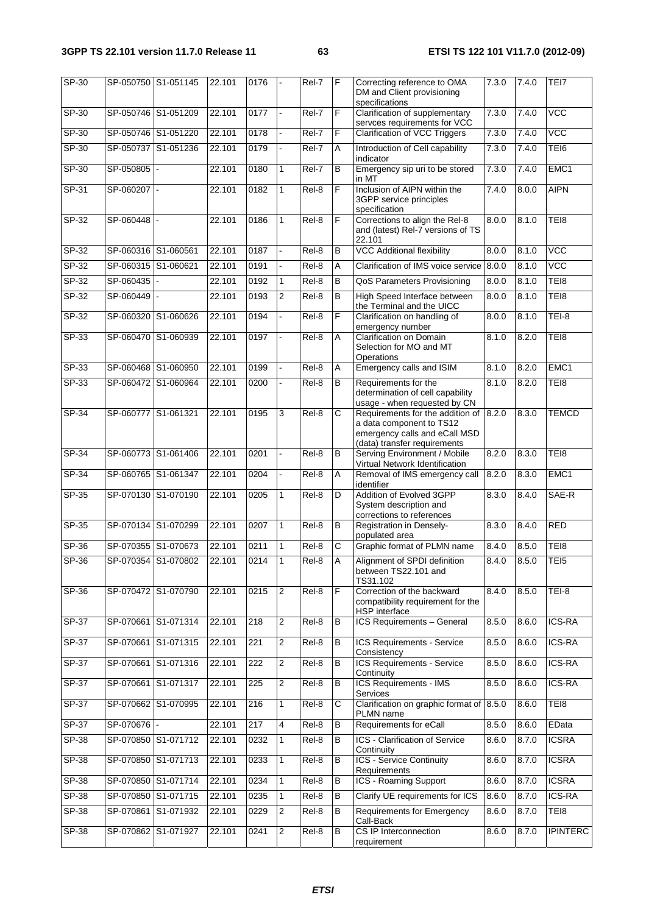| SP-30 | SP-050750 | S1-051145 | 22.101 | 0176 | - | Rel-7 | F | Correcting reference to OMA DM and Client provisioning specifications | 7.3.0 | 7.4.0 | TEI7 |
|---|---|---|---|---|---|---|---|---|---|---|---|
| SP-30 | SP-050746 | S1-051209 | 22.101 | 0177 | - | Rel-7 | F | Clarification of supplementary servces requirements for VCC | 7.3.0 | 7.4.0 | VCC |
| SP-30 | SP-050746 | S1-051220 | 22.101 | 0178 | - | Rel-7 | F | Clarification of VCC Triggers | 7.3.0 | 7.4.0 | VCC |
| SP-30 | SP-050737 | S1-051236 | 22.101 | 0179 | - | Rel-7 | A | Introduction of Cell capability indicator | 7.3.0 | 7.4.0 | TEI6 |
| SP-30 | SP-050805 | - | 22.101 | 0180 | 1 | Rel-7 | B | Emergency sip uri to be stored in MT | 7.3.0 | 7.4.0 | EMC1 |
| SP-31 | SP-060207 | - | 22.101 | 0182 | 1 | Rel-8 | F | Inclusion of AIPN within the 3GPP service principles specification | 7.4.0 | 8.0.0 | AIPN |
| SP-32 | SP-060448 | - | 22.101 | 0186 | 1 | Rel-8 | F | Corrections to align the Rel-8 and (latest) Rel-7 versions of TS 22.101 | 8.0.0 | 8.1.0 | TEI8 |
| SP-32 | SP-060316 | S1-060561 | 22.101 | 0187 | - | Rel-8 | B | VCC Additional flexibility | 8.0.0 | 8.1.0 | VCC |
| SP-32 | SP-060315 | S1-060621 | 22.101 | 0191 | - | Rel-8 | A | Clarification of IMS voice service | 8.0.0 | 8.1.0 | VCC |
| SP-32 | SP-060435 | - | 22.101 | 0192 | 1 | Rel-8 | B | QoS Parameters Provisioning | 8.0.0 | 8.1.0 | TEI8 |
| SP-32 | SP-060449 | - | 22.101 | 0193 | 2 | Rel-8 | B | High Speed Interface between the Terminal and the UICC | 8.0.0 | 8.1.0 | TEI8 |
| SP-32 | SP-060320 | S1-060626 | 22.101 | 0194 | - | Rel-8 | F | Clarification on handling of emergency number | 8.0.0 | 8.1.0 | TEI-8 |
| SP-33 | SP-060470 | S1-060939 | 22.101 | 0197 | - | Rel-8 | A | Clarification on Domain Selection for MO and MT Operations | 8.1.0 | 8.2.0 | TEI8 |
| SP-33 | SP-060468 | S1-060950 | 22.101 | 0199 | - | Rel-8 | A | Emergency calls and ISIM | 8.1.0 | 8.2.0 | EMC1 |
| SP-33 | SP-060472 | S1-060964 | 22.101 | 0200 | - | Rel-8 | B | Requirements for the determination of cell capability usage - when requested by CN | 8.1.0 | 8.2.0 | TEI8 |
| SP-34 | SP-060777 | S1-061321 | 22.101 | 0195 | 3 | Rel-8 | C | Requirements for the addition of a data component to TS12 emergency calls and eCall MSD (data) transfer requirements | 8.2.0 | 8.3.0 | TEMCD |
| SP-34 | SP-060773 | S1-061406 | 22.101 | 0201 | - | Rel-8 | B | Serving Environment / Mobile Virtual Network Identification | 8.2.0 | 8.3.0 | TEI8 |
| SP-34 | SP-060765 | S1-061347 | 22.101 | 0204 | - | Rel-8 | A | Removal of IMS emergency call identifier | 8.2.0 | 8.3.0 | EMC1 |
| SP-35 | SP-070130 | S1-070190 | 22.101 | 0205 | 1 | Rel-8 | D | Addition of Evolved 3GPP System description and corrections to references | 8.3.0 | 8.4.0 | SAE-R |
| SP-35 | SP-070134 | S1-070299 | 22.101 | 0207 | 1 | Rel-8 | B | Registration in Densely-populated area | 8.3.0 | 8.4.0 | RED |
| SP-36 | SP-070355 | S1-070673 | 22.101 | 0211 | 1 | Rel-8 | C | Graphic format of PLMN name | 8.4.0 | 8.5.0 | TEI8 |
| SP-36 | SP-070354 | S1-070802 | 22.101 | 0214 | 1 | Rel-8 | A | Alignment of SPDI definition between TS22.101 and TS31.102 | 8.4.0 | 8.5.0 | TEI5 |
| SP-36 | SP-070472 | S1-070790 | 22.101 | 0215 | 2 | Rel-8 | F | Correction of the backward compatibility requirement for the HSP interface | 8.4.0 | 8.5.0 | TEI-8 |
| SP-37 | SP-070661 | S1-071314 | 22.101 | 218 | 2 | Rel-8 | B | ICS Requirements – General | 8.5.0 | 8.6.0 | ICS-RA |
| SP-37 | SP-070661 | S1-071315 | 22.101 | 221 | 2 | Rel-8 | B | ICS Requirements - Service Consistency | 8.5.0 | 8.6.0 | ICS-RA |
| SP-37 | SP-070661 | S1-071316 | 22.101 | 222 | 2 | Rel-8 | B | ICS Requirements - Service Continuity | 8.5.0 | 8.6.0 | ICS-RA |
| SP-37 | SP-070661 | S1-071317 | 22.101 | 225 | 2 | Rel-8 | B | ICS Requirements - IMS Services | 8.5.0 | 8.6.0 | ICS-RA |
| SP-37 | SP-070662 | S1-070995 | 22.101 | 216 | 1 | Rel-8 | C | Clarification on graphic format of PLMN name | 8.5.0 | 8.6.0 | TEI8 |
| SP-37 | SP-070676 | - | 22.101 | 217 | 4 | Rel-8 | B | Requirements for eCall | 8.5.0 | 8.6.0 | EData |
| SP-38 | SP-070850 | S1-071712 | 22.101 | 0232 | 1 | Rel-8 | B | ICS - Clarification of Service Continuity | 8.6.0 | 8.7.0 | ICSRA |
| SP-38 | SP-070850 | S1-071713 | 22.101 | 0233 | 1 | Rel-8 | B | ICS - Service Continuity Requirements | 8.6.0 | 8.7.0 | ICSRA |
| SP-38 | SP-070850 | S1-071714 | 22.101 | 0234 | 1 | Rel-8 | B | ICS - Roaming Support | 8.6.0 | 8.7.0 | ICSRA |
| SP-38 | SP-070850 | S1-071715 | 22.101 | 0235 | 1 | Rel-8 | B | Clarify UE requirements for ICS | 8.6.0 | 8.7.0 | ICS-RA |
| SP-38 | SP-070861 | S1-071932 | 22.101 | 0229 | 2 | Rel-8 | B | Requirements for Emergency Call-Back | 8.6.0 | 8.7.0 | TEI8 |
| SP-38 | SP-070862 | S1-071927 | 22.101 | 0241 | 2 | Rel-8 | B | CS IP Interconnection requirement | 8.6.0 | 8.7.0 | IPINTERC |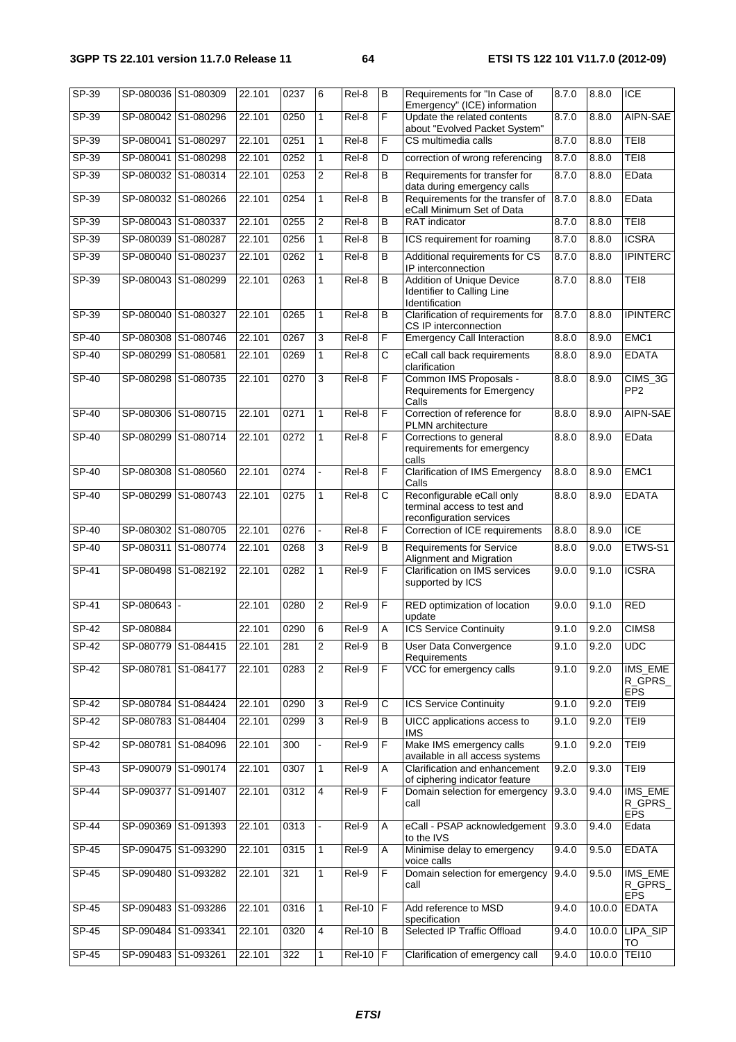| SP-39 | SP-080036 | S1-080309 | 22.101 | 0237 | 6 | Rel-8 | B | Requirements for "In Case of Emergency" (ICE) information | 8.7.0 | 8.8.0 | ICE |
|---|---|---|---|---|---|---|---|---|---|---|---|
| SP-39 | SP-080042 | S1-080296 | 22.101 | 0250 | 1 | Rel-8 | F | Update the related contents about "Evolved Packet System" | 8.7.0 | 8.8.0 | AIPN-SAE |
| SP-39 | SP-080041 | S1-080297 | 22.101 | 0251 | 1 | Rel-8 | F | CS multimedia calls | 8.7.0 | 8.8.0 | TEI8 |
| SP-39 | SP-080041 | S1-080298 | 22.101 | 0252 | 1 | Rel-8 | D | correction of wrong referencing | 8.7.0 | 8.8.0 | TEI8 |
| SP-39 | SP-080032 | S1-080314 | 22.101 | 0253 | 2 | Rel-8 | B | Requirements for transfer for data during emergency calls | 8.7.0 | 8.8.0 | EData |
| SP-39 | SP-080032 | S1-080266 | 22.101 | 0254 | 1 | Rel-8 | B | Requirements for the transfer of eCall Minimum Set of Data | 8.7.0 | 8.8.0 | EData |
| SP-39 | SP-080043 | S1-080337 | 22.101 | 0255 | 2 | Rel-8 | B | RAT indicator | 8.7.0 | 8.8.0 | TEI8 |
| SP-39 | SP-080039 | S1-080287 | 22.101 | 0256 | 1 | Rel-8 | B | ICS requirement for roaming | 8.7.0 | 8.8.0 | ICSRA |
| SP-39 | SP-080040 | S1-080237 | 22.101 | 0262 | 1 | Rel-8 | B | Additional requirements for CS IP interconnection | 8.7.0 | 8.8.0 | IPINTERC |
| SP-39 | SP-080043 | S1-080299 | 22.101 | 0263 | 1 | Rel-8 | B | Addition of Unique Device Identifier to Calling Line Identification | 8.7.0 | 8.8.0 | TEI8 |
| SP-39 | SP-080040 | S1-080327 | 22.101 | 0265 | 1 | Rel-8 | B | Clarification of requirements for CS IP interconnection | 8.7.0 | 8.8.0 | IPINTERC |
| SP-40 | SP-080308 | S1-080746 | 22.101 | 0267 | 3 | Rel-8 | F | Emergency Call Interaction | 8.8.0 | 8.9.0 | EMC1 |
| SP-40 | SP-080299 | S1-080581 | 22.101 | 0269 | 1 | Rel-8 | C | eCall call back requirements clarification | 8.8.0 | 8.9.0 | EDATA |
| SP-40 | SP-080298 | S1-080735 | 22.101 | 0270 | 3 | Rel-8 | F | Common IMS Proposals - Requirements for Emergency Calls | 8.8.0 | 8.9.0 | CIMS_3GPP2 |
| SP-40 | SP-080306 | S1-080715 | 22.101 | 0271 | 1 | Rel-8 | F | Correction of reference for PLMN architecture | 8.8.0 | 8.9.0 | AIPN-SAE |
| SP-40 | SP-080299 | S1-080714 | 22.101 | 0272 | 1 | Rel-8 | F | Corrections to general requirements for emergency calls | 8.8.0 | 8.9.0 | EData |
| SP-40 | SP-080308 | S1-080560 | 22.101 | 0274 | - | Rel-8 | F | Clarification of IMS Emergency Calls | 8.8.0 | 8.9.0 | EMC1 |
| SP-40 | SP-080299 | S1-080743 | 22.101 | 0275 | 1 | Rel-8 | C | Reconfigurable eCall only terminal access to test and reconfiguration services | 8.8.0 | 8.9.0 | EDATA |
| SP-40 | SP-080302 | S1-080705 | 22.101 | 0276 | - | Rel-8 | F | Correction of ICE requirements | 8.8.0 | 8.9.0 | ICE |
| SP-40 | SP-080311 | S1-080774 | 22.101 | 0268 | 3 | Rel-9 | B | Requirements for Service Alignment and Migration | 8.8.0 | 9.0.0 | ETWS-S1 |
| SP-41 | SP-080498 | S1-082192 | 22.101 | 0282 | 1 | Rel-9 | F | Clarification on IMS services supported by ICS | 9.0.0 | 9.1.0 | ICSRA |
| SP-41 | SP-080643 | - | 22.101 | 0280 | 2 | Rel-9 | F | RED optimization of location update | 9.0.0 | 9.1.0 | RED |
| SP-42 | SP-080884 | | 22.101 | 0290 | 6 | Rel-9 | A | ICS Service Continuity | 9.1.0 | 9.2.0 | CIMS8 |
| SP-42 | SP-080779 | S1-084415 | 22.101 | 281 | 2 | Rel-9 | B | User Data Convergence Requirements | 9.1.0 | 9.2.0 | UDC |
| SP-42 | SP-080781 | S1-084177 | 22.101 | 0283 | 2 | Rel-9 | F | VCC for emergency calls | 9.1.0 | 9.2.0 | IMS_EMER_GPRS_EPS |
| SP-42 | SP-080784 | S1-084424 | 22.101 | 0290 | 3 | Rel-9 | C | ICS Service Continuity | 9.1.0 | 9.2.0 | TEI9 |
| SP-42 | SP-080783 | S1-084404 | 22.101 | 0299 | 3 | Rel-9 | B | UICC applications access to IMS | 9.1.0 | 9.2.0 | TEI9 |
| SP-42 | SP-080781 | S1-084096 | 22.101 | 300 | - | Rel-9 | F | Make IMS emergency calls available in all access systems | 9.1.0 | 9.2.0 | TEI9 |
| SP-43 | SP-090079 | S1-090174 | 22.101 | 0307 | 1 | Rel-9 | A | Clarification and enhancement of ciphering indicator feature | 9.2.0 | 9.3.0 | TEI9 |
| SP-44 | SP-090377 | S1-091407 | 22.101 | 0312 | 4 | Rel-9 | F | Domain selection for emergency call | 9.3.0 | 9.4.0 | IMS_EMER_GPRS_EPS |
| SP-44 | SP-090369 | S1-091393 | 22.101 | 0313 | - | Rel-9 | A | eCall - PSAP acknowledgement to the IVS | 9.3.0 | 9.4.0 | Edata |
| SP-45 | SP-090475 | S1-093290 | 22.101 | 0315 | 1 | Rel-9 | A | Minimise delay to emergency voice calls | 9.4.0 | 9.5.0 | EDATA |
| SP-45 | SP-090480 | S1-093282 | 22.101 | 321 | 1 | Rel-9 | F | Domain selection for emergency call | 9.4.0 | 9.5.0 | IMS_EMER_GPRS_EPS |
| SP-45 | SP-090483 | S1-093286 | 22.101 | 0316 | 1 | Rel-10 | F | Add reference to MSD specification | 9.4.0 | 10.0.0 | EDATA |
| SP-45 | SP-090484 | S1-093341 | 22.101 | 0320 | 4 | Rel-10 | B | Selected IP Traffic Offload | 9.4.0 | 10.0.0 | LIPA_SIPTO |
| SP-45 | SP-090483 | S1-093261 | 22.101 | 322 | 1 | Rel-10 | F | Clarification of emergency call | 9.4.0 | 10.0.0 | TEI10 |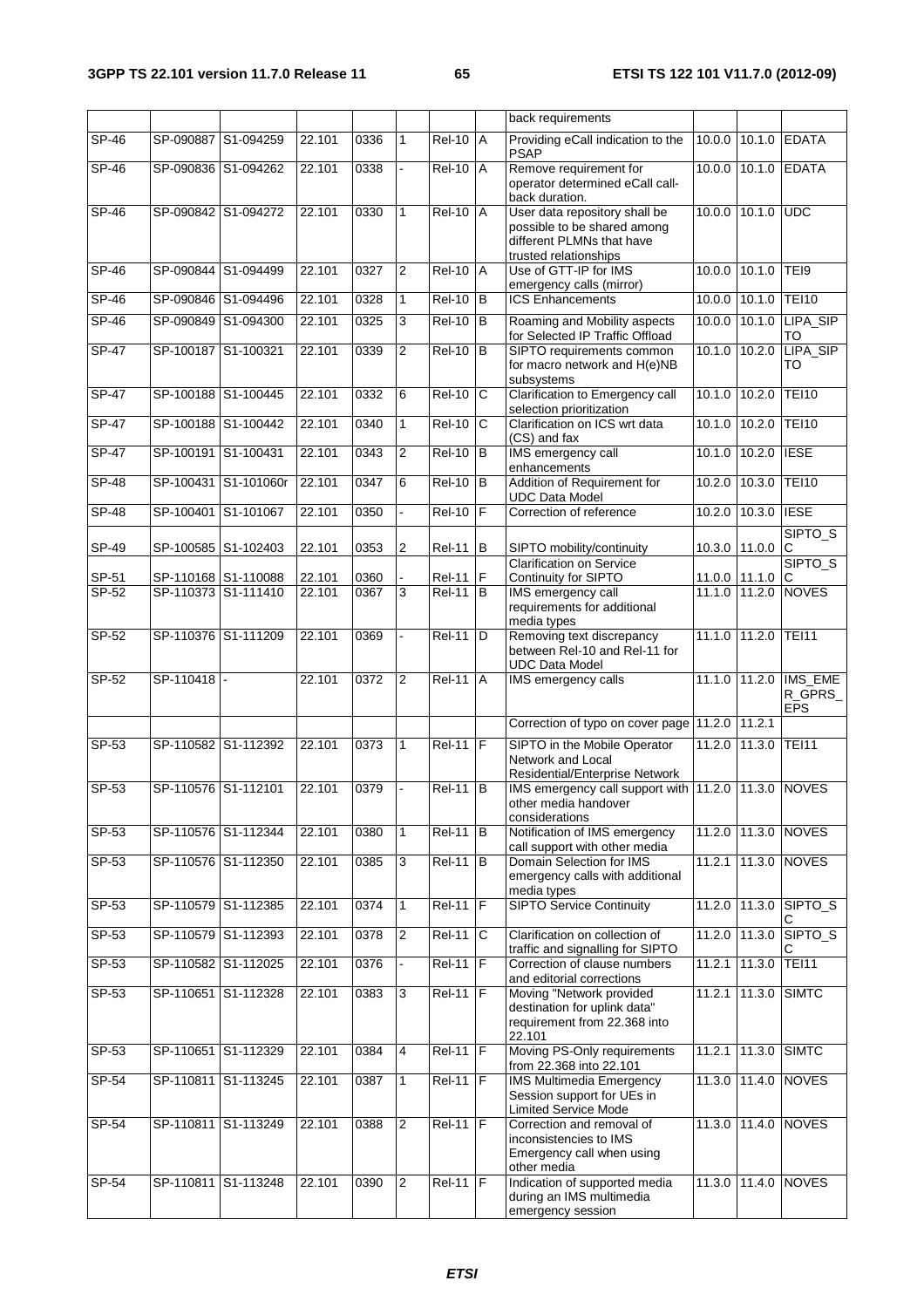| | | | | | | | | back requirements | | | |
|---|---|---|---|---|---|---|---|---|---|---|---|
| SP-46 | SP-090887 | S1-094259 | 22.101 | 0336 | 1 | Rel-10 | A | Providing eCall indication to the PSAP | 10.0.0 | 10.1.0 | EDATA |
| SP-46 | SP-090836 | S1-094262 | 22.101 | 0338 | - | Rel-10 | A | Remove requirement for operator determined eCall call-back duration. | 10.0.0 | 10.1.0 | EDATA |
| SP-46 | SP-090842 | S1-094272 | 22.101 | 0330 | 1 | Rel-10 | A | User data repository shall be possible to be shared among different PLMNs that have trusted relationships | 10.0.0 | 10.1.0 | UDC |
| SP-46 | SP-090844 | S1-094499 | 22.101 | 0327 | 2 | Rel-10 | A | Use of GTT-IP for IMS emergency calls (mirror) | 10.0.0 | 10.1.0 | TEI9 |
| SP-46 | SP-090846 | S1-094496 | 22.101 | 0328 | 1 | Rel-10 | B | ICS Enhancements | 10.0.0 | 10.1.0 | TEI10 |
| SP-46 | SP-090849 | S1-094300 | 22.101 | 0325 | 3 | Rel-10 | B | Roaming and Mobility aspects for Selected IP Traffic Offload | 10.0.0 | 10.1.0 | LIPA_SIPTO |
| SP-47 | SP-100187 | S1-100321 | 22.101 | 0339 | 2 | Rel-10 | B | SIPTO requirements common for macro network and H(e)NB subsystems | 10.1.0 | 10.2.0 | LIPA_SIPTO |
| SP-47 | SP-100188 | S1-100445 | 22.101 | 0332 | 6 | Rel-10 | C | Clarification to Emergency call selection prioritization | 10.1.0 | 10.2.0 | TEI10 |
| SP-47 | SP-100188 | S1-100442 | 22.101 | 0340 | 1 | Rel-10 | C | Clarification on ICS wrt data (CS) and fax | 10.1.0 | 10.2.0 | TEI10 |
| SP-47 | SP-100191 | S1-100431 | 22.101 | 0343 | 2 | Rel-10 | B | IMS emergency call enhancements | 10.1.0 | 10.2.0 | IESE |
| SP-48 | SP-100431 | S1-101060r | 22.101 | 0347 | 6 | Rel-10 | B | Addition of Requirement for UDC Data Model | 10.2.0 | 10.3.0 | TEI10 |
| SP-48 | SP-100401 | S1-101067 | 22.101 | 0350 | - | Rel-10 | F | Correction of reference | 10.2.0 | 10.3.0 | IESE |
| SP-49 | SP-100585 | S1-102403 | 22.101 | 0353 | 2 | Rel-11 | B | SIPTO mobility/continuity | 10.3.0 | 11.0.0 | SIPTO_SC |
| SP-51 | SP-110168 | S1-110088 | 22.101 | 0360 | - | Rel-11 | F | Clarification on Service Continuity for SIPTO | 11.0.0 | 11.1.0 | SIPTO_SC |
| SP-52 | SP-110373 | S1-111410 | 22.101 | 0367 | 3 | Rel-11 | B | IMS emergency call requirements for additional media types | 11.1.0 | 11.2.0 | NOVES |
| SP-52 | SP-110376 | S1-111209 | 22.101 | 0369 | - | Rel-11 | D | Removing text discrepancy between Rel-10 and Rel-11 for UDC Data Model | 11.1.0 | 11.2.0 | TEI11 |
| SP-52 | SP-110418 | - | 22.101 | 0372 | 2 | Rel-11 | A | IMS emergency calls | 11.1.0 | 11.2.0 | IMS_EMER_GPRS_EPS |
| | | | | | | | | Correction of typo on cover page | 11.2.0 | 11.2.1 | |
| SP-53 | SP-110582 | S1-112392 | 22.101 | 0373 | 1 | Rel-11 | F | SIPTO in the Mobile Operator Network and Local Residential/Enterprise Network | 11.2.0 | 11.3.0 | TEI11 |
| SP-53 | SP-110576 | S1-112101 | 22.101 | 0379 | - | Rel-11 | B | IMS emergency call support with other media handover considerations | 11.2.0 | 11.3.0 | NOVES |
| SP-53 | SP-110576 | S1-112344 | 22.101 | 0380 | 1 | Rel-11 | B | Notification of IMS emergency call support with other media | 11.2.0 | 11.3.0 | NOVES |
| SP-53 | SP-110576 | S1-112350 | 22.101 | 0385 | 3 | Rel-11 | B | Domain Selection for IMS emergency calls with additional media types | 11.2.1 | 11.3.0 | NOVES |
| SP-53 | SP-110579 | S1-112385 | 22.101 | 0374 | 1 | Rel-11 | F | SIPTO Service Continuity | 11.2.0 | 11.3.0 | SIPTO_SC |
| SP-53 | SP-110579 | S1-112393 | 22.101 | 0378 | 2 | Rel-11 | C | Clarification on collection of traffic and signalling for SIPTO | 11.2.0 | 11.3.0 | SIPTO_SC |
| SP-53 | SP-110582 | S1-112025 | 22.101 | 0376 | - | Rel-11 | F | Correction of clause numbers and editorial corrections | 11.2.1 | 11.3.0 | TEI11 |
| SP-53 | SP-110651 | S1-112328 | 22.101 | 0383 | 3 | Rel-11 | F | Moving "Network provided destination for uplink data" requirement from 22.368 into 22.101 | 11.2.1 | 11.3.0 | SIMTC |
| SP-53 | SP-110651 | S1-112329 | 22.101 | 0384 | 4 | Rel-11 | F | Moving PS-Only requirements from 22.368 into 22.101 | 11.2.1 | 11.3.0 | SIMTC |
| SP-54 | SP-110811 | S1-113245 | 22.101 | 0387 | 1 | Rel-11 | F | IMS Multimedia Emergency Session support for UEs in Limited Service Mode | 11.3.0 | 11.4.0 | NOVES |
| SP-54 | SP-110811 | S1-113249 | 22.101 | 0388 | 2 | Rel-11 | F | Correction and removal of inconsistencies to IMS Emergency call when using other media | 11.3.0 | 11.4.0 | NOVES |
| SP-54 | SP-110811 | S1-113248 | 22.101 | 0390 | 2 | Rel-11 | F | Indication of supported media during an IMS multimedia emergency session | 11.3.0 | 11.4.0 | NOVES |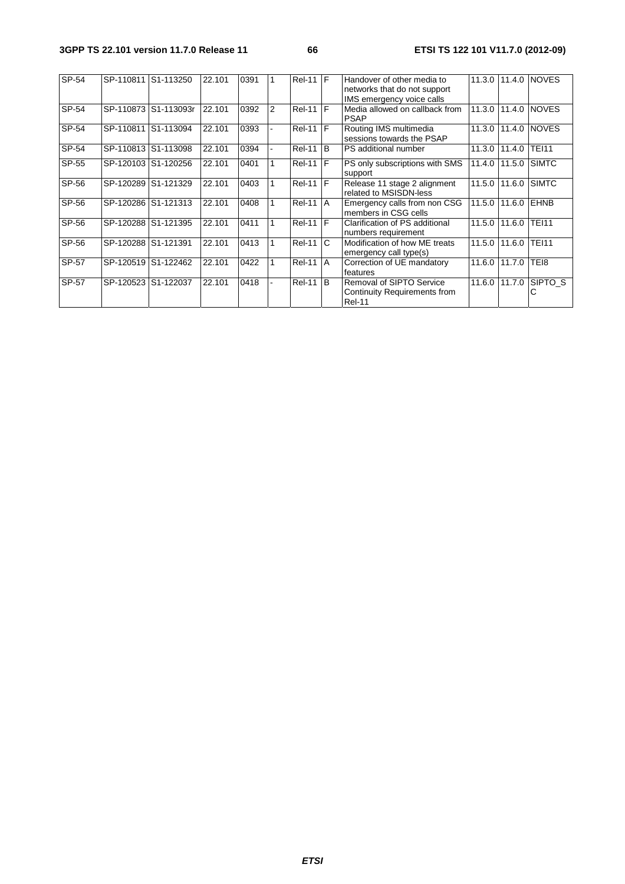| SP-54 | SP-110811 | S1-113250 | 22.101 | 0391 | 1 | Rel-11 | F | Handover of other media to networks that do not support IMS emergency voice calls | 11.3.0 | 11.4.0 | NOVES |
|---|---|---|---|---|---|---|---|---|---|---|---|
| SP-54 | SP-110873 | S1-113093r | 22.101 | 0392 | 2 | Rel-11 | F | Media allowed on callback from PSAP | 11.3.0 | 11.4.0 | NOVES |
| SP-54 | SP-110811 | S1-113094 | 22.101 | 0393 | - | Rel-11 | F | Routing IMS multimedia sessions towards the PSAP | 11.3.0 | 11.4.0 | NOVES |
| SP-54 | SP-110813 | S1-113098 | 22.101 | 0394 | - | Rel-11 | B | PS additional number | 11.3.0 | 11.4.0 | TEI11 |
| SP-55 | SP-120103 | S1-120256 | 22.101 | 0401 | 1 | Rel-11 | F | PS only subscriptions with SMS support | 11.4.0 | 11.5.0 | SIMTC |
| SP-56 | SP-120289 | S1-121329 | 22.101 | 0403 | 1 | Rel-11 | F | Release 11 stage 2 alignment related to MSISDN-less | 11.5.0 | 11.6.0 | SIMTC |
| SP-56 | SP-120286 | S1-121313 | 22.101 | 0408 | 1 | Rel-11 | A | Emergency calls from non CSG members in CSG cells | 11.5.0 | 11.6.0 | EHNB |
| SP-56 | SP-120288 | S1-121395 | 22.101 | 0411 | 1 | Rel-11 | F | Clarification of PS additional numbers requirement | 11.5.0 | 11.6.0 | TEI11 |
| SP-56 | SP-120288 | S1-121391 | 22.101 | 0413 | 1 | Rel-11 | C | Modification of how ME treats emergency call type(s) | 11.5.0 | 11.6.0 | TEI11 |
| SP-57 | SP-120519 | S1-122462 | 22.101 | 0422 | 1 | Rel-11 | A | Correction of UE mandatory features | 11.6.0 | 11.7.0 | TEI8 |
| SP-57 | SP-120523 | S1-122037 | 22.101 | 0418 | - | Rel-11 | B | Removal of SIPTO Service Continuity Requirements from Rel-11 | 11.6.0 | 11.7.0 | SIPTO_SC |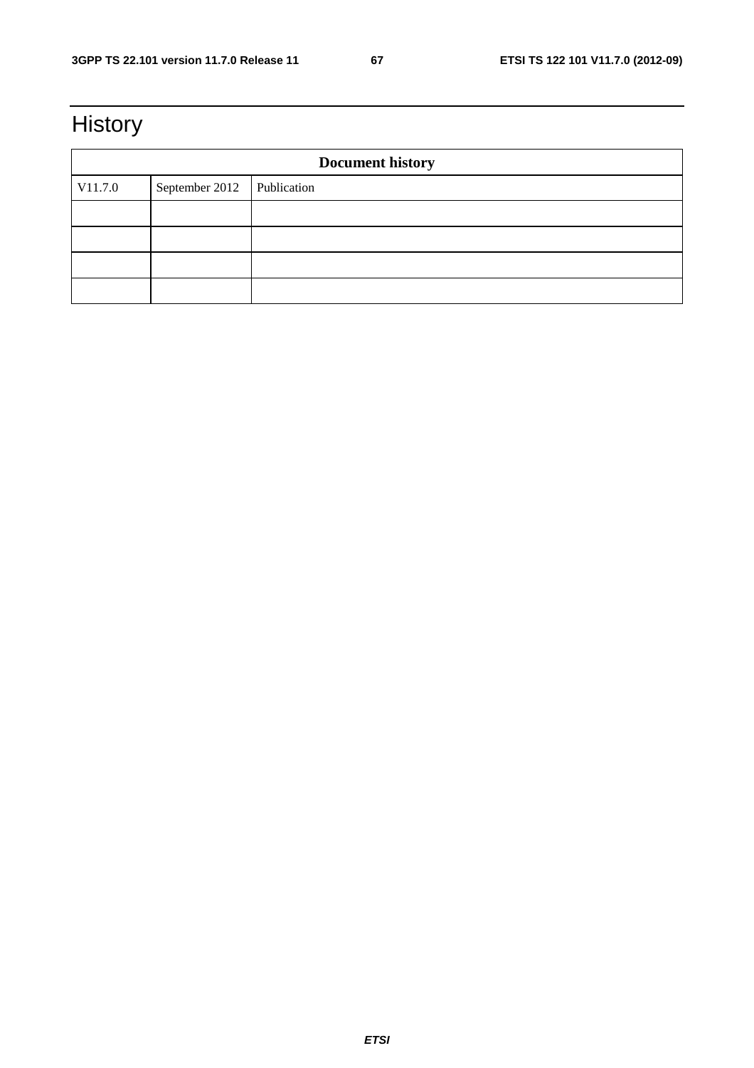# History

| Document history | | |
|---|---|---|
| V11.7.0 | September 2012 | Publication |
| | | |
| | | |
| | | |
| | | |